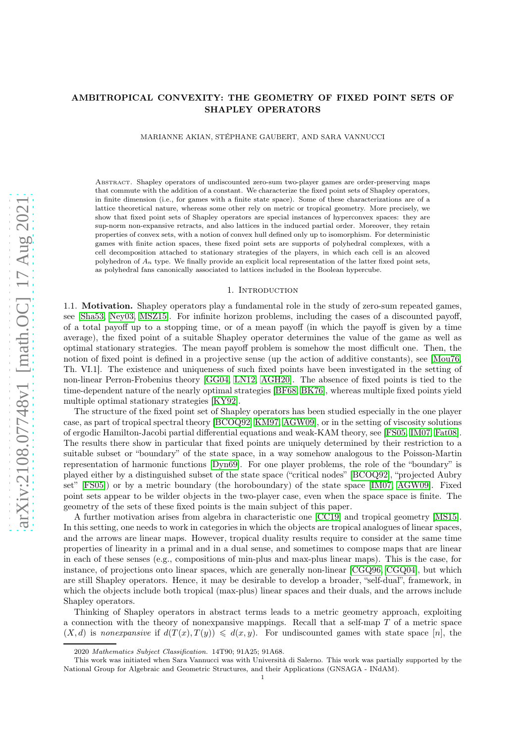# AMBITROPICAL CONVEXITY: THE GEOMETRY OF FIXED POINT SETS OF SHAPLEY OPERATORS

MARIANNE AKIAN, STÉPHANE GAUBERT, AND SARA VANNUCCI

Abstract. Shapley operators of undiscounted zero-sum two-player games are order-preserving maps that commute with the addition of a constant. We characterize the fixed point sets of Shapley operators, in finite dimension (i.e., for games with a finite state space). Some of these characterizations are of a lattice theoretical nature, whereas some other rely on metric or tropical geometry. More precisely, we show that fixed point sets of Shapley operators are special instances of hyperconvex spaces: they are sup-norm non-expansive retracts, and also lattices in the induced partial order. Moreover, they retain properties of convex sets, with a notion of convex hull defined only up to isomorphism. For deterministic games with finite action spaces, these fixed point sets are supports of polyhedral complexes, with a cell decomposition attached to stationary strategies of the players, in which each cell is an alcoved polyhedron of $A_n$ type. We finally provide an explicit local representation of the latter fixed point sets, as polyhedral fans canonically associated to lattices included in the Boolean hypercube.

## 1. Introduction

**1.1. Motivation.** Shapley operators play a fundamental role in the study of zero-sum repeated games, see [Sha53, Ney03, MSZ15]. For infinite horizon problems, including the cases of a discounted payoff, of a total payoff up to a stopping time, or of a mean payoff (in which the payoff is given by a time average), the fixed point of a suitable Shapley operator determines the value of the game as well as optimal stationary strategies. The mean payoff problem is somehow the most difficult one. Then, the notion of fixed point is defined in a projective sense (up the action of additive constants), see [Mou76, Th. VI.1]. The existence and uniqueness of such fixed points have been investigated in the setting of non-linear Perron-Frobenius theory [GG04, LN12, AGH20]. The absence of fixed points is tied to the time-dependent nature of the nearly optimal strategies [BF68, BK76], whereas multiple fixed points yield multiple optimal stationary strategies [KY92].

The structure of the fixed point set of Shapley operators has been studied especially in the one player case, as part of tropical spectral theory [BCOQ92, KM97, AGW09], or in the setting of viscosity solutions of ergodic Hamilton-Jacobi partial differential equations and weak-KAM theory, see [FS05, IM07, Fat08]. The results there show in particular that fixed points are uniquely determined by their restriction to a suitable subset or "boundary" of the state space, in a way somehow analogous to the Poisson-Martin representation of harmonic functions [Dyn69]. For one player problems, the role of the "boundary" is played either by a distinguished subset of the state space ("critical nodes" [BCOQ92], "projected Aubry set" [FS05]) or by a metric boundary (the horoboundary) of the state space [IM07, AGW09]. Fixed point sets appear to be wilder objects in the two-player case, even when the space space is finite. The geometry of the sets of these fixed points is the main subject of this paper.

A further motivation arises from algebra in characteristic one [CC19] and tropical geometry [MS15]. In this setting, one needs to work in categories in which the objects are tropical analogues of linear spaces, and the arrows are linear maps. However, tropical duality results require to consider at the same time properties of linearity in a primal and in a dual sense, and sometimes to compose maps that are linear in each of these senses (e.g., compositions of min-plus and max-plus linear maps). This is the case, for instance, of projections onto linear spaces, which are generally non-linear [CGQ96, CGQ04], but which are still Shapley operators. Hence, it may be desirable to develop a broader, "self-dual", framework, in which the objects include both tropical (max-plus) linear spaces and their duals, and the arrows include Shapley operators.

Thinking of Shapley operators in abstract terms leads to a metric geometry approach, exploiting a connection with the theory of nonexpansive mappings. Recall that a self-map $T$ of a metric space $(X, d)$ is *nonexpansive* if $d(T(x), T(y)) \leqslant d(x, y)$. For undiscounted games with state space $[n]$, the

---

2020 *Mathematics Subject Classification.* 14T90; 91A25; 91A68.

This work was initiated when Sara Vannucci was with Università di Salerno. This work was partially supported by the National Group for Algebraic and Geometric Structures, and their Applications (GNSAGA - INdAM).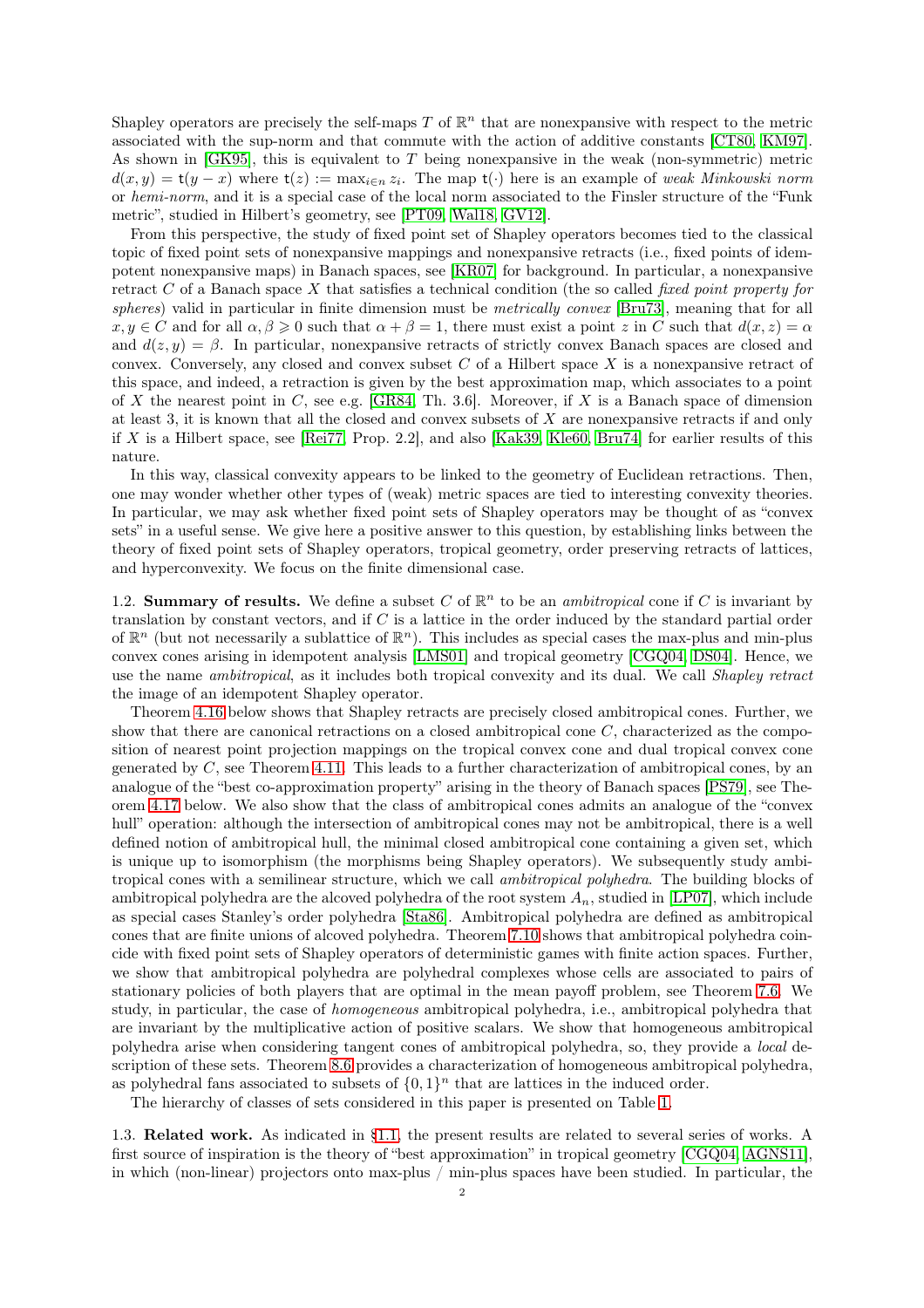Shapley operators are precisely the self-maps $T$ of $\mathbb{R}^n$ that are nonexpansive with respect to the metric associated with the sup-norm and that commute with the action of additive constants [CT80, KM97]. As shown in [GK95], this is equivalent to $T$ being nonexpansive in the weak (non-symmetric) metric $d(x,y) = \mathsf{t}(y-x)$ where $\mathsf{t}(z) := \max_{i \in n} z_i$. The map $\mathsf{t}(\cdot)$ here is an example of *weak Minkowski norm* or *hemi-norm*, and it is a special case of the local norm associated to the Finsler structure of the "Funk metric", studied in Hilbert's geometry, see [PT09, Wal18, GV12].

From this perspective, the study of fixed point set of Shapley operators becomes tied to the classical topic of fixed point sets of nonexpansive mappings and nonexpansive retracts (i.e., fixed points of idempotent nonexpansive maps) in Banach spaces, see [KR07] for background. In particular, a nonexpansive retract $C$ of a Banach space $X$ that satisfies a technical condition (the so called *fixed point property for spheres*) valid in particular in finite dimension must be *metrically convex* [Bru73], meaning that for all $x, y \in C$ and for all $\alpha, \beta \geqslant 0$ such that $\alpha + \beta = 1$, there must exist a point $z$ in $C$ such that $d(x,z) = \alpha$ and $d(z,y) = \beta$. In particular, nonexpansive retracts of strictly convex Banach spaces are closed and convex. Conversely, any closed and convex subset $C$ of a Hilbert space $X$ is a nonexpansive retract of this space, and indeed, a retraction is given by the best approximation map, which associates to a point of $X$ the nearest point in $C$, see e.g. [GR84, Th. 3.6]. Moreover, if $X$ is a Banach space of dimension at least 3, it is known that all the closed and convex subsets of $X$ are nonexpansive retracts if and only if $X$ is a Hilbert space, see [Rei77, Prop. 2.2], and also [Kak39, Kle60, Bru74] for earlier results of this nature.

In this way, classical convexity appears to be linked to the geometry of Euclidean retractions. Then, one may wonder whether other types of (weak) metric spaces are tied to interesting convexity theories. In particular, we may ask whether fixed point sets of Shapley operators may be thought of as "convex sets" in a useful sense. We give here a positive answer to this question, by establishing links between the theory of fixed point sets of Shapley operators, tropical geometry, order preserving retracts of lattices, and hyperconvexity. We focus on the finite dimensional case.

**1.2. Summary of results.** We define a subset $C$ of $\mathbb{R}^n$ to be an *ambitropical* cone if $C$ is invariant by translation by constant vectors, and if $C$ is a lattice in the order induced by the standard partial order of $\mathbb{R}^n$ (but not necessarily a sublattice of $\mathbb{R}^n$). This includes as special cases the max-plus and min-plus convex cones arising in idempotent analysis [LMS01] and tropical geometry [CGQ04, DS04]. Hence, we use the name *ambitropical*, as it includes both tropical convexity and its dual. We call *Shapley retract* the image of an idempotent Shapley operator.

Theorem 4.16 below shows that Shapley retracts are precisely closed ambitropical cones. Further, we show that there are canonical retractions on a closed ambitropical cone $C$, characterized as the composition of nearest point projection mappings on the tropical convex cone and dual tropical convex cone generated by $C$, see Theorem 4.11. This leads to a further characterization of ambitropical cones, by an analogue of the "best co-approximation property" arising in the theory of Banach spaces [PS79], see Theorem 4.17 below. We also show that the class of ambitropical cones admits an analogue of the "convex hull" operation: although the intersection of ambitropical cones may not be ambitropical, there is a well defined notion of ambitropical hull, the minimal closed ambitropical cone containing a given set, which is unique up to isomorphism (the morphisms being Shapley operators). We subsequently study ambitropical cones with a semilinear structure, which we call *ambitropical polyhedra*. The building blocks of ambitropical polyhedra are the alcoved polyhedra of the root system $A_n$, studied in [LP07], which include as special cases Stanley's order polyhedra [Sta86]. Ambitropical polyhedra are defined as ambitropical cones that are finite unions of alcoved polyhedra. Theorem 7.10 shows that ambitropical polyhedra coincide with fixed point sets of Shapley operators of deterministic games with finite action spaces. Further, we show that ambitropical polyhedra are polyhedral complexes whose cells are associated to pairs of stationary policies of both players that are optimal in the mean payoff problem, see Theorem 7.6. We study, in particular, the case of *homogeneous* ambitropical polyhedra, i.e., ambitropical polyhedra that are invariant by the multiplicative action of positive scalars. We show that homogeneous ambitropical polyhedra arise when considering tangent cones of ambitropical polyhedra, so, they provide a *local* description of these sets. Theorem 8.6 provides a characterization of homogeneous ambitropical polyhedra, as polyhedral fans associated to subsets of $\{0,1\}^n$ that are lattices in the induced order.

The hierarchy of classes of sets considered in this paper is presented on Table 1.

**1.3. Related work.** As indicated in §1.1, the present results are related to several series of works. A first source of inspiration is the theory of "best approximation" in tropical geometry [CGQ04, AGNS11], in which (non-linear) projectors onto max-plus / min-plus spaces have been studied. In particular, the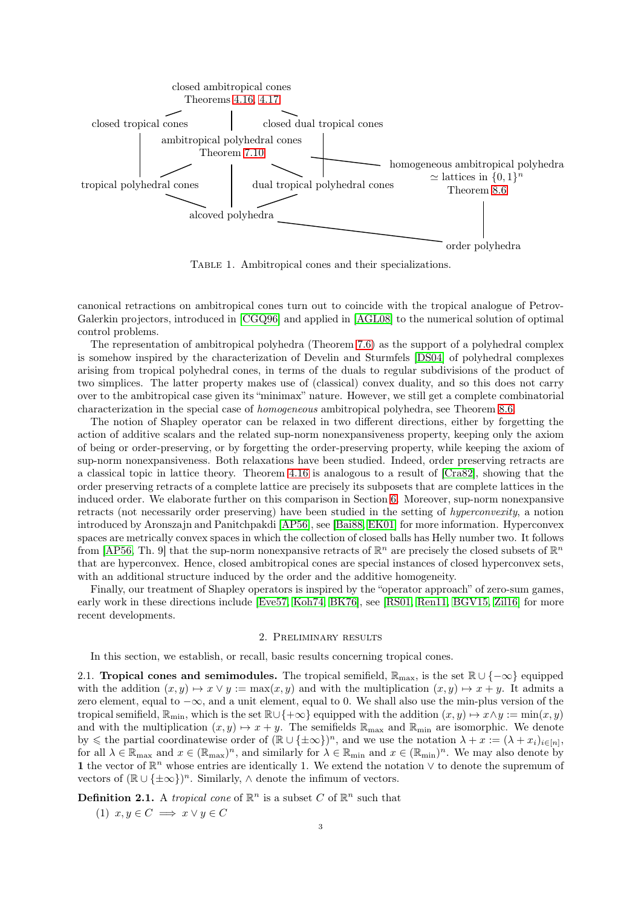closed ambitropical cones
Theorems 4.16, 4.17

closed tropical cones — closed dual tropical cones

ambitropical polyhedral cones
Theorem 7.10

homogeneous ambitropical polyhedra
$\simeq$ lattices in $\{0,1\}^n$
Theorem 8.6

tropical polyhedral cones — dual tropical polyhedral cones

alcoved polyhedra

order polyhedra

Table 1. Ambitropical cones and their specializations.

canonical retractions on ambitropical cones turn out to coincide with the tropical analogue of Petrov-Galerkin projectors, introduced in [CGQ96] and applied in [AGL08] to the numerical solution of optimal control problems.

The representation of ambitropical polyhedra (Theorem 7.6) as the support of a polyhedral complex is somehow inspired by the characterization of Develin and Sturmfels [DS04] of polyhedral complexes arising from tropical polyhedral cones, in terms of the duals to regular subdivisions of the product of two simplices. The latter property makes use of (classical) convex duality, and so this does not carry over to the ambitropical case given its "minimax" nature. However, we still get a complete combinatorial characterization in the special case of *homogeneous* ambitropical polyhedra, see Theorem 8.6.

The notion of Shapley operator can be relaxed in two different directions, either by forgetting the action of additive scalars and the related sup-norm nonexpansiveness property, keeping only the axiom of being or order-preserving, or by forgetting the order-preserving property, while keeping the axiom of sup-norm nonexpansiveness. Both relaxations have been studied. Indeed, order preserving retracts are a classical topic in lattice theory. Theorem 4.16 is analogous to a result of [Cra82], showing that the order preserving retracts of a complete lattice are precisely its subposets that are complete lattices in the induced order. We elaborate further on this comparison in Section 6. Moreover, sup-norm nonexpansive retracts (not necessarily order preserving) have been studied in the setting of *hyperconvexity*, a notion introduced by Aronszajn and Panitchpakdi [AP56], see [Bai88, EK01] for more information. Hyperconvex spaces are metrically convex spaces in which the collection of closed balls has Helly number two. It follows from [AP56, Th. 9] that the sup-norm nonexpansive retracts of $\mathbb{R}^n$ are precisely the closed subsets of $\mathbb{R}^n$ that are hyperconvex. Hence, closed ambitropical cones are special instances of closed hyperconvex sets, with an additional structure induced by the order and the additive homogeneity.

Finally, our treatment of Shapley operators is inspired by the "operator approach" of zero-sum games, early work in these directions include [Eve57, Koh74, BK76], see [RS01, Ren11, BGV15, Zil16] for more recent developments.

## 2. Preliminary results

In this section, we establish, or recall, basic results concerning tropical cones.

**2.1. Tropical cones and semimodules.** The tropical semifield, $\mathbb{R}_{\max}$, is the set $\mathbb{R} \cup \{-\infty\}$ equipped with the addition $(x, y) \mapsto x \vee y := \max(x, y)$ and with the multiplication $(x, y) \mapsto x + y$. It admits a zero element, equal to $-\infty$, and a unit element, equal to 0. We shall also use the min-plus version of the tropical semifield, $\mathbb{R}_{\min}$, which is the set $\mathbb{R} \cup \{+\infty\}$ equipped with the addition $(x, y) \mapsto x \wedge y := \min(x, y)$ and with the multiplication $(x, y) \mapsto x + y$. The semifields $\mathbb{R}_{\max}$ and $\mathbb{R}_{\min}$ are isomorphic. We denote by $\leqslant$ the partial coordinatewise order of $(\mathbb{R} \cup \{\pm\infty\})^n$, and we use the notation $\lambda + x := (\lambda + x_i)_{i \in [n]}$, for all $\lambda \in \mathbb{R}_{\max}$ and $x \in (\mathbb{R}_{\max})^n$, and similarly for $\lambda \in \mathbb{R}_{\min}$ and $x \in (\mathbb{R}_{\min})^n$. We may also denote by $\mathbf{1}$ the vector of $\mathbb{R}^n$ whose entries are identically 1. We extend the notation $\vee$ to denote the supremum of vectors of $(\mathbb{R} \cup \{\pm\infty\})^n$. Similarly, $\wedge$ denote the infimum of vectors.

**Definition 2.1.** A *tropical cone* of $\mathbb{R}^n$ is a subset $C$ of $\mathbb{R}^n$ such that

(1) $x, y \in C \implies x \vee y \in C$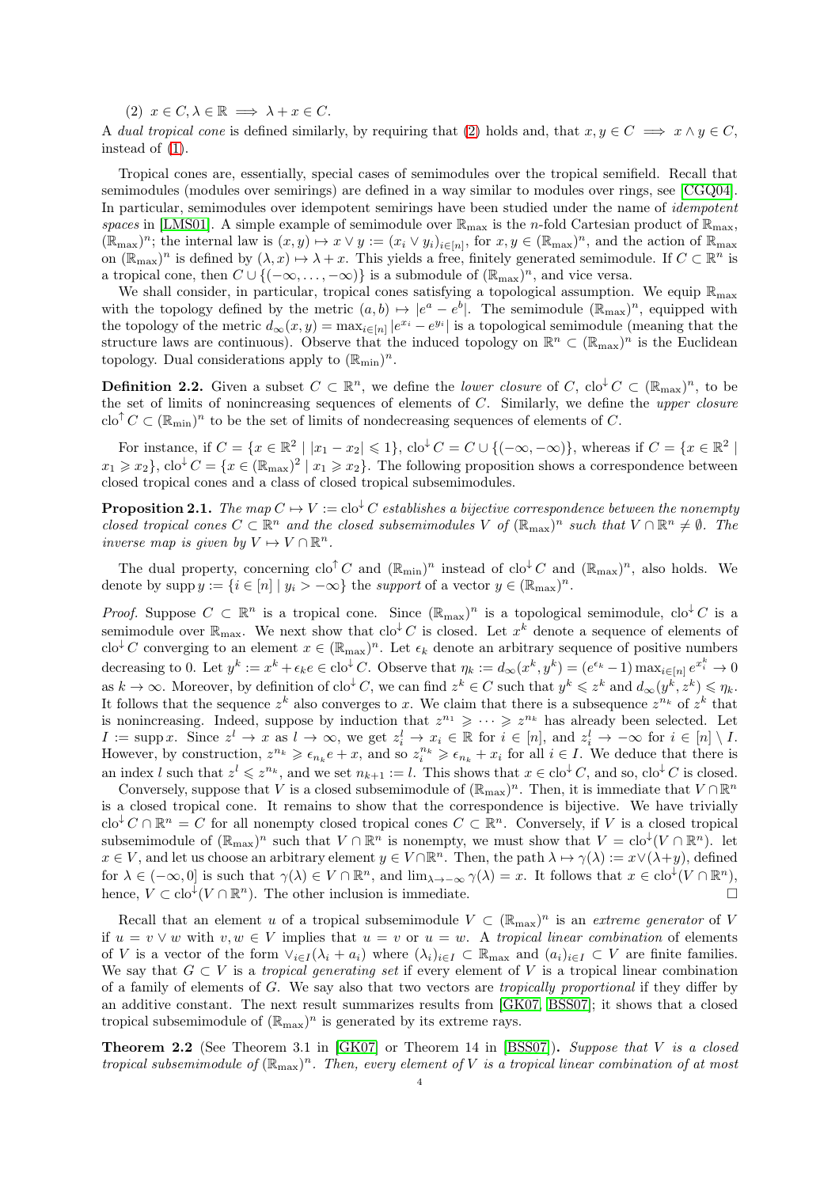(2) $x \in C, \lambda \in \mathbb{R} \implies \lambda + x \in C$.

A *dual tropical cone* is defined similarly, by requiring that (2) holds and, that $x, y \in C \implies x \wedge y \in C$, instead of (1).

Tropical cones are, essentially, special cases of semimodules over the tropical semifield. Recall that semimodules (modules over semirings) are defined in a way similar to modules over rings, see [CGQ04]. In particular, semimodules over idempotent semirings have been studied under the name of *idempotent spaces* in [LMS01]. A simple example of semimodule over $\mathbb{R}_{\max}$ is the $n$-fold Cartesian product of $\mathbb{R}_{\max}$, $(\mathbb{R}_{\max})^n$; the internal law is $(x, y) \mapsto x \vee y := (x_i \vee y_i)_{i \in [n]}$, for $x, y \in (\mathbb{R}_{\max})^n$, and the action of $\mathbb{R}_{\max}$ on $(\mathbb{R}_{\max})^n$ is defined by $(\lambda, x) \mapsto \lambda + x$. This yields a free, finitely generated semimodule. If $C \subset \mathbb{R}^n$ is a tropical cone, then $C \cup \{(-\infty, \dots, -\infty)\}$ is a submodule of $(\mathbb{R}_{\max})^n$, and vice versa.

We shall consider, in particular, tropical cones satisfying a topological assumption. We equip $\mathbb{R}_{\max}$ with the topology defined by the metric $(a, b) \mapsto |e^a - e^b|$. The semimodule $(\mathbb{R}_{\max})^n$, equipped with the topology of the metric $d_\infty(x, y) = \max_{i \in [n]} |e^{x_i} - e^{y_i}|$ is a topological semimodule (meaning that the structure laws are continuous). Observe that the induced topology on $\mathbb{R}^n \subset (\mathbb{R}_{\max})^n$ is the Euclidean topology. Dual considerations apply to $(\mathbb{R}_{\min})^n$.

**Definition 2.2.** Given a subset $C \subset \mathbb{R}^n$, we define the *lower closure* of $C$, $\operatorname{clo}^{\downarrow} C \subset (\mathbb{R}_{\max})^n$, to be the set of limits of nonincreasing sequences of elements of $C$. Similarly, we define the *upper closure* $\operatorname{clo}^{\uparrow} C \subset (\mathbb{R}_{\min})^n$ to be the set of limits of nondecreasing sequences of elements of $C$.

For instance, if $C = \{x \in \mathbb{R}^2 \mid |x_1 - x_2| \leqslant 1\}$, $\operatorname{clo}^{\downarrow} C = C \cup \{(-\infty, -\infty)\}$, whereas if $C = \{x \in \mathbb{R}^2 \mid x_1 \geqslant x_2\}$, $\operatorname{clo}^{\downarrow} C = \{x \in (\mathbb{R}_{\max})^2 \mid x_1 \geqslant x_2\}$. The following proposition shows a correspondence between closed tropical cones and a class of closed tropical subsemimodules.

**Proposition 2.1.** *The map $C \mapsto V := \operatorname{clo}^{\downarrow} C$ establishes a bijective correspondence between the nonempty closed tropical cones $C \subset \mathbb{R}^n$ and the closed subsemimodules $V$ of $(\mathbb{R}_{\max})^n$ such that $V \cap \mathbb{R}^n \neq \emptyset$. The inverse map is given by $V \mapsto V \cap \mathbb{R}^n$.*

The dual property, concerning $\operatorname{clo}^{\uparrow} C$ and $(\mathbb{R}_{\min})^n$ instead of $\operatorname{clo}^{\downarrow} C$ and $(\mathbb{R}_{\max})^n$, also holds. We denote by $\operatorname{supp} y := \{i \in [n] \mid y_i > -\infty\}$ the *support* of a vector $y \in (\mathbb{R}_{\max})^n$.

*Proof.* Suppose $C \subset \mathbb{R}^n$ is a tropical cone. Since $(\mathbb{R}_{\max})^n$ is a topological semimodule, $\operatorname{clo}^{\downarrow} C$ is a semimodule over $\mathbb{R}_{\max}$. We next show that $\operatorname{clo}^{\downarrow} C$ is closed. Let $x^k$ denote a sequence of elements of $\operatorname{clo}^{\downarrow} C$ converging to an element $x \in (\mathbb{R}_{\max})^n$. Let $\epsilon_k$ denote an arbitrary sequence of positive numbers decreasing to 0. Let $y^k := x^k + \epsilon_k e \in \operatorname{clo}^{\downarrow} C$. Observe that $\eta_k := d_\infty(x^k, y^k) = (e^{\epsilon_k} - 1) \max_{i \in [n]} e^{x_i^k} \to 0$ as $k \to \infty$. Moreover, by definition of $\operatorname{clo}^{\downarrow} C$, we can find $z^k \in C$ such that $y^k \leqslant z^k$ and $d_\infty(y^k, z^k) \leqslant \eta_k$. It follows that the sequence $z^k$ also converges to $x$. We claim that there is a subsequence $z^{n_k}$ of $z^k$ that is nonincreasing. Indeed, suppose by induction that $z^{n_1} \geqslant \cdots \geqslant z^{n_k}$ has already been selected. Let $I := \operatorname{supp} x$. Since $z^l \to x$ as $l \to \infty$, we get $z_i^l \to x_i \in \mathbb{R}$ for $i \in [n]$, and $z_i^l \to -\infty$ for $i \in [n] \setminus I$. However, by construction, $z^{n_k} \geqslant \epsilon_{n_k} e + x$, and so $z_i^{n_k} \geqslant \epsilon_{n_k} + x_i$ for all $i \in I$. We deduce that there is an index $l$ such that $z^l \leqslant z^{n_k}$, and we set $n_{k+1} := l$. This shows that $x \in \operatorname{clo}^{\downarrow} C$, and so, $\operatorname{clo}^{\downarrow} C$ is closed.

Conversely, suppose that $V$ is a closed subsemimodule of $(\mathbb{R}_{\max})^n$. Then, it is immediate that $V \cap \mathbb{R}^n$ is a closed tropical cone. It remains to show that the correspondence is bijective. We have trivially $\operatorname{clo}^{\downarrow} C \cap \mathbb{R}^n = C$ for all nonempty closed tropical cones $C \subset \mathbb{R}^n$. Conversely, if $V$ is a closed tropical subsemimodule of $(\mathbb{R}_{\max})^n$ such that $V \cap \mathbb{R}^n$ is nonempty, we must show that $V = \operatorname{clo}^{\downarrow}(V \cap \mathbb{R}^n)$. let $x \in V$, and let us choose an arbitrary element $y \in V \cap \mathbb{R}^n$. Then, the path $\lambda \mapsto \gamma(\lambda) := x \vee (\lambda + y)$, defined for $\lambda \in (-\infty, 0]$ is such that $\gamma(\lambda) \in V \cap \mathbb{R}^n$, and $\lim_{\lambda \to -\infty} \gamma(\lambda) = x$. It follows that $x \in \operatorname{clo}^{\downarrow}(V \cap \mathbb{R}^n)$, hence, $V \subset \operatorname{clo}^{\downarrow}(V \cap \mathbb{R}^n)$. The other inclusion is immediate. □

Recall that an element $u$ of a tropical subsemimodule $V \subset (\mathbb{R}_{\max})^n$ is an *extreme generator* of $V$ if $u = v \vee w$ with $v, w \in V$ implies that $u = v$ or $u = w$. A *tropical linear combination* of elements of $V$ is a vector of the form $\vee_{i \in I}(\lambda_i + a_i)$ where $(\lambda_i)_{i \in I} \subset \mathbb{R}_{\max}$ and $(a_i)_{i \in I} \subset V$ are finite families. We say that $G \subset V$ is a *tropical generating set* if every element of $V$ is a tropical linear combination of a family of elements of $G$. We say also that two vectors are *tropically proportional* if they differ by an additive constant. The next result summarizes results from [GK07, BSS07]; it shows that a closed tropical subsemimodule of $(\mathbb{R}_{\max})^n$ is generated by its extreme rays.

**Theorem 2.2** (See Theorem 3.1 in [GK07] or Theorem 14 in [BSS07])**.** *Suppose that $V$ is a closed tropical subsemimodule of $(\mathbb{R}_{\max})^n$. Then, every element of $V$ is a tropical linear combination of at most*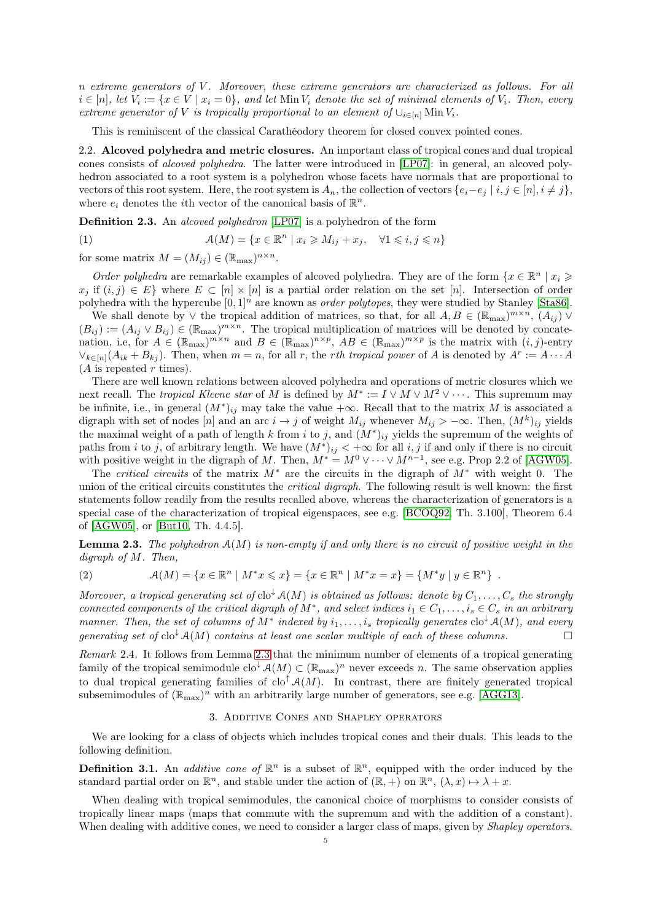*$n$ extreme generators of $V$. Moreover, these extreme generators are characterized as follows. For all $i \in [n]$, let $V_i := \{x \in V \mid x_i = 0\}$, and let $\operatorname{Min} V_i$ denote the set of minimal elements of $V_i$. Then, every extreme generator of $V$ is tropically proportional to an element of $\cup_{i\in[n]} \operatorname{Min} V_i$.*

This is reminiscent of the classical Carathéodory theorem for closed convex pointed cones.

### 2.2. Alcoved polyhedra and metric closures.

An important class of tropical cones and dual tropical cones consists of *alcoved polyhedra*. The latter were introduced in [LP07]: in general, an alcoved polyhedron associated to a root system is a polyhedron whose facets have normals that are proportional to vectors of this root system. Here, the root system is $A_n$, the collection of vectors $\{e_i - e_j \mid i, j \in [n], i \neq j\}$, where $e_i$ denotes the $i$th vector of the canonical basis of $\mathbb{R}^n$.

**Definition 2.3.** An *alcoved polyhedron* [LP07] is a polyhedron of the form

$$\mathcal{A}(M) = \{x \in \mathbb{R}^n \mid x_i \geqslant M_{ij} + x_j, \quad \forall 1 \leqslant i, j \leqslant n\} \tag{1}$$

for some matrix $M = (M_{ij}) \in (\mathbb{R}_{\max})^{n\times n}$.

*Order polyhedra* are remarkable examples of alcoved polyhedra. They are of the form $\{x \in \mathbb{R}^n \mid x_i \geqslant x_j \text{ if } (i,j) \in E\}$ where $E \subset [n] \times [n]$ is a partial order relation on the set $[n]$. Intersection of order polyhedra with the hypercube $[0,1]^n$ are known as *order polytopes*, they were studied by Stanley [Sta86].

We shall denote by $\vee$ the tropical addition of matrices, so that, for all $A, B \in (\mathbb{R}_{\max})^{m\times n}$, $(A_{ij}) \vee (B_{ij}) := (A_{ij} \vee B_{ij}) \in (\mathbb{R}_{\max})^{m\times n}$. The tropical multiplication of matrices will be denoted by concatenation, i.e, for $A \in (\mathbb{R}_{\max})^{m\times n}$ and $B \in (\mathbb{R}_{\max})^{n\times p}$, $AB \in (\mathbb{R}_{\max})^{m\times p}$ is the matrix with $(i,j)$-entry $\vee_{k\in[n]}(A_{ik} + B_{kj})$. Then, when $m = n$, for all $r$, the *$r$th tropical power* of $A$ is denoted by $A^r := A \cdots A$ ($A$ is repeated $r$ times).

There are well known relations between alcoved polyhedra and operations of metric closures which we next recall. The *tropical Kleene star* of $M$ is defined by $M^* := I \vee M \vee M^2 \vee \cdots$. This supremum may be infinite, i.e., in general $(M^*)_{ij}$ may take the value $+\infty$. Recall that to the matrix $M$ is associated a digraph with set of nodes $[n]$ and an arc $i \to j$ of weight $M_{ij}$ whenever $M_{ij} > -\infty$. Then, $(M^k)_{ij}$ yields the maximal weight of a path of length $k$ from $i$ to $j$, and $(M^*)_{ij}$ yields the supremum of the weights of paths from $i$ to $j$, of arbitrary length. We have $(M^*)_{ij} < +\infty$ for all $i,j$ if and only if there is no circuit with positive weight in the digraph of $M$. Then, $M^* = M^0 \vee \cdots \vee M^{n-1}$, see e.g. Prop 2.2 of [AGW05].

The *critical circuits* of the matrix $M^*$ are the circuits in the digraph of $M^*$ with weight 0. The union of the critical circuits constitutes the *critical digraph*. The following result is well known: the first statements follow readily from the results recalled above, whereas the characterization of generators is a special case of the characterization of tropical eigenspaces, see e.g. [BCOQ92, Th. 3.100], Theorem 6.4 of [AGW05], or [But10, Th. 4.4.5].

**Lemma 2.3.** *The polyhedron $\mathcal{A}(M)$ is non-empty if and only there is no circuit of positive weight in the digraph of $M$. Then,*

$$\mathcal{A}(M) = \{x \in \mathbb{R}^n \mid M^* x \leqslant x\} = \{x \in \mathbb{R}^n \mid M^* x = x\} = \{M^* y \mid y \in \mathbb{R}^n\} \ . \tag{2}$$

*Moreover, a tropical generating set of $\operatorname{clo}^\downarrow \mathcal{A}(M)$ is obtained as follows: denote by $C_1, \ldots, C_s$ the strongly connected components of the critical digraph of $M^*$, and select indices $i_1 \in C_1, \ldots, i_s \in C_s$ in an arbitrary manner. Then, the set of columns of $M^*$ indexed by $i_1, \ldots, i_s$ tropically generates $\operatorname{clo}^\downarrow \mathcal{A}(M)$, and every generating set of $\operatorname{clo}^\downarrow \mathcal{A}(M)$ contains at least one scalar multiple of each of these columns.* □

*Remark* 2.4. It follows from Lemma 2.3 that the minimum number of elements of a tropical generating family of the tropical semimodule $\operatorname{clo}^\downarrow \mathcal{A}(M) \subset (\mathbb{R}_{\max})^n$ never exceeds $n$. The same observation applies to dual tropical generating families of $\operatorname{clo}^\uparrow \mathcal{A}(M)$. In contrast, there are finitely generated tropical subsemimodules of $(\mathbb{R}_{\max})^n$ with an arbitrarily large number of generators, see e.g. [AGG13].

## 3. Additive Cones and Shapley operators

We are looking for a class of objects which includes tropical cones and their duals. This leads to the following definition.

**Definition 3.1.** An *additive cone of* $\mathbb{R}^n$ is a subset of $\mathbb{R}^n$, equipped with the order induced by the standard partial order on $\mathbb{R}^n$, and stable under the action of $(\mathbb{R}, +)$ on $\mathbb{R}^n$, $(\lambda, x) \mapsto \lambda + x$.

When dealing with tropical semimodules, the canonical choice of morphisms to consider consists of tropically linear maps (maps that commute with the supremum and with the addition of a constant). When dealing with additive cones, we need to consider a larger class of maps, given by *Shapley operators*.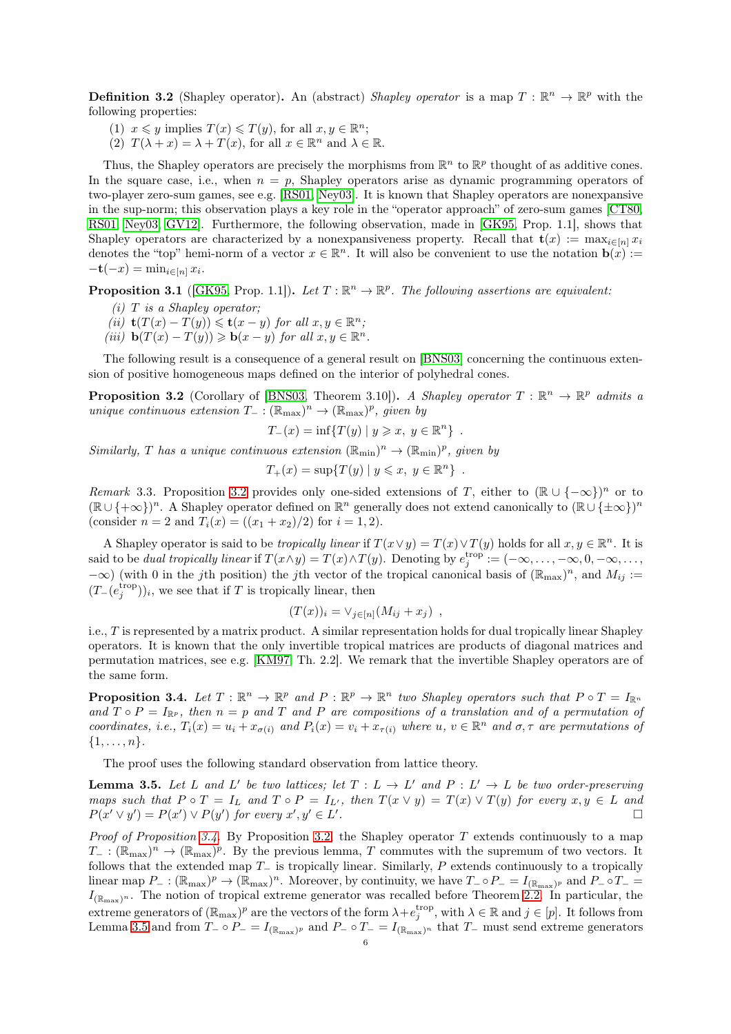**Definition 3.2** (Shapley operator)**.** An (abstract) *Shapley operator* is a map $T : \mathbb{R}^n \to \mathbb{R}^p$ with the following properties:

(1) $x \leqslant y$ implies $T(x) \leqslant T(y)$, for all $x, y \in \mathbb{R}^n$;
(2) $T(\lambda + x) = \lambda + T(x)$, for all $x \in \mathbb{R}^n$ and $\lambda \in \mathbb{R}$.

Thus, the Shapley operators are precisely the morphisms from $\mathbb{R}^n$ to $\mathbb{R}^p$ thought of as additive cones. In the square case, i.e., when $n = p$, Shapley operators arise as dynamic programming operators of two-player zero-sum games, see e.g. [RS01, Ney03]. It is known that Shapley operators are nonexpansive in the sup-norm; this observation plays a key role in the "operator approach" of zero-sum games [CT80, RS01, Ney03, GV12]. Furthermore, the following observation, made in [GK95, Prop. 1.1], shows that Shapley operators are characterized by a nonexpansiveness property. Recall that $\mathbf{t}(x) := \max_{i\in[n]} x_i$ denotes the "top" hemi-norm of a vector $x \in \mathbb{R}^n$. It will also be convenient to use the notation $\mathbf{b}(x) := -\mathbf{t}(-x) = \min_{i\in[n]} x_i$.

**Proposition 3.1** ([GK95, Prop. 1.1])**.** *Let $T : \mathbb{R}^n \to \mathbb{R}^p$. The following assertions are equivalent:*

*(i) $T$ is a Shapley operator;*
*(ii) $\mathbf{t}(T(x) - T(y)) \leqslant \mathbf{t}(x - y)$ for all $x, y \in \mathbb{R}^n$;*
*(iii) $\mathbf{b}(T(x) - T(y)) \geqslant \mathbf{b}(x - y)$ for all $x, y \in \mathbb{R}^n$.*

The following result is a consequence of a general result on [BNS03] concerning the continuous extension of positive homogeneous maps defined on the interior of polyhedral cones.

**Proposition 3.2** (Corollary of [BNS03, Theorem 3.10])**.** *A Shapley operator $T : \mathbb{R}^n \to \mathbb{R}^p$ admits a unique continuous extension $T_- : (\mathbb{R}_{\max})^n \to (\mathbb{R}_{\max})^p$, given by*

$$T_-(x) = \inf\{T(y) \mid y \geqslant x,\ y \in \mathbb{R}^n\}\ .$$

*Similarly, $T$ has a unique continuous extension $(\mathbb{R}_{\min})^n \to (\mathbb{R}_{\min})^p$, given by*

$$T_+(x) = \sup\{T(y) \mid y \leqslant x,\ y \in \mathbb{R}^n\}\ .$$

*Remark* 3.3. Proposition 3.2 provides only one-sided extensions of $T$, either to $(\mathbb{R} \cup \{-\infty\})^n$ or to $(\mathbb{R} \cup \{+\infty\})^n$. A Shapley operator defined on $\mathbb{R}^n$ generally does not extend canonically to $(\mathbb{R} \cup \{\pm\infty\})^n$ (consider $n = 2$ and $T_i(x) = ((x_1 + x_2)/2)$ for $i = 1, 2$).

A Shapley operator is said to be *tropically linear* if $T(x \vee y) = T(x) \vee T(y)$ holds for all $x, y \in \mathbb{R}^n$. It is said to be *dual tropically linear* if $T(x \wedge y) = T(x) \wedge T(y)$. Denoting by $e_j^{\text{trop}} := (-\infty, \dots, -\infty, 0, -\infty, \dots, -\infty)$ (with 0 in the $j$th position) the $j$th vector of the tropical canonical basis of $(\mathbb{R}_{\max})^n$, and $M_{ij} := (T_-(e_j^{\text{trop}}))_i$, we see that if $T$ is tropically linear, then

$$(T(x))_i = \vee_{j\in[n]}(M_{ij} + x_j)\ ,$$

i.e., $T$ is represented by a matrix product. A similar representation holds for dual tropically linear Shapley operators. It is known that the only invertible tropical matrices are products of diagonal matrices and permutation matrices, see e.g. [KM97, Th. 2.2]. We remark that the invertible Shapley operators are of the same form.

**Proposition 3.4.** *Let $T : \mathbb{R}^n \to \mathbb{R}^p$ and $P : \mathbb{R}^p \to \mathbb{R}^n$ two Shapley operators such that $P \circ T = I_{\mathbb{R}^n}$ and $T \circ P = I_{\mathbb{R}^p}$, then $n = p$ and $T$ and $P$ are compositions of a translation and of a permutation of coordinates, i.e., $T_i(x) = u_i + x_{\sigma(i)}$ and $P_i(x) = v_i + x_{\tau(i)}$ where $u, v \in \mathbb{R}^n$ and $\sigma, \tau$ are permutations of $\{1, \dots, n\}$.*

The proof uses the following standard observation from lattice theory.

**Lemma 3.5.** *Let $L$ and $L'$ be two lattices; let $T : L \to L'$ and $P : L' \to L$ be two order-preserving maps such that $P \circ T = I_L$ and $T \circ P = I_{L'}$, then $T(x \vee y) = T(x) \vee T(y)$ for every $x, y \in L$ and $P(x' \vee y') = P(x') \vee P(y')$ for every $x', y' \in L'$.* □

*Proof of Proposition 3.4.* By Proposition 3.2, the Shapley operator $T$ extends continuously to a map $T_- : (\mathbb{R}_{\max})^n \to (\mathbb{R}_{\max})^p$. By the previous lemma, $T$ commutes with the supremum of two vectors. It follows that the extended map $T_-$ is tropically linear. Similarly, $P$ extends continuously to a tropically linear map $P_- : (\mathbb{R}_{\max})^p \to (\mathbb{R}_{\max})^n$. Moreover, by continuity, we have $T_- \circ P_- = I_{(\mathbb{R}_{\max})^p}$ and $P_- \circ T_- = I_{(\mathbb{R}_{\max})^n}$. The notion of tropical extreme generator was recalled before Theorem 2.2. In particular, the extreme generators of $(\mathbb{R}_{\max})^p$ are the vectors of the form $\lambda + e_j^{\text{trop}}$, with $\lambda \in \mathbb{R}$ and $j \in [p]$. It follows from Lemma 3.5 and from $T_- \circ P_- = I_{(\mathbb{R}_{\max})^p}$ and $P_- \circ T_- = I_{(\mathbb{R}_{\max})^n}$ that $T_-$ must send extreme generators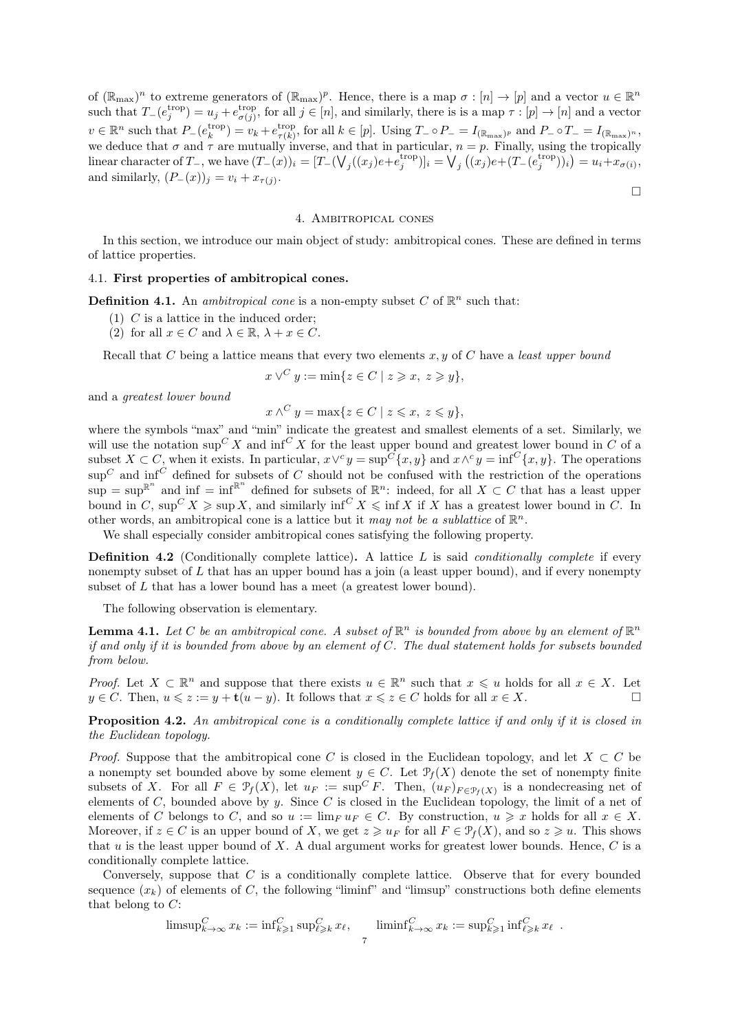of $(\mathbb{R}_{\max})^n$ to extreme generators of $(\mathbb{R}_{\max})^p$. Hence, there is a map $\sigma : [n] \to [p]$ and a vector $u \in \mathbb{R}^n$ such that $T_-(e_j^{\text{trop}}) = u_j + e_{\sigma(j)}^{\text{trop}}$, for all $j \in [n]$, and similarly, there is is a map $\tau : [p] \to [n]$ and a vector $v \in \mathbb{R}^n$ such that $P_-(e_k^{\text{trop}}) = v_k + e_{\tau(k)}^{\text{trop}}$, for all $k \in [p]$. Using $T_- \circ P_- = I_{(\mathbb{R}_{\max})^p}$ and $P_- \circ T_- = I_{(\mathbb{R}_{\max})^n}$, we deduce that $\sigma$ and $\tau$ are mutually inverse, and that in particular, $n = p$. Finally, using the tropically linear character of $T_-$, we have $(T_-(x))_i = [T_-(\bigvee_j ((x_j)e + e_j^{\text{trop}})]_i = \bigvee_j \left((x_j)e + (T_-(e_j^{\text{trop}}))_i\right) = u_i + x_{\sigma(i)}$, and similarly, $(P_-(x))_j = v_i + x_{\tau(j)}$.

□

## 4. Ambitropical cones

In this section, we introduce our main object of study: ambitropical cones. These are defined in terms of lattice properties.

### 4.1. First properties of ambitropical cones.

**Definition 4.1.** An *ambitropical cone* is a non-empty subset $C$ of $\mathbb{R}^n$ such that:

(1) $C$ is a lattice in the induced order;
(2) for all $x \in C$ and $\lambda \in \mathbb{R}$, $\lambda + x \in C$.

Recall that $C$ being a lattice means that every two elements $x, y$ of $C$ have a *least upper bound*

$$x \vee^C y := \min\{z \in C \mid z \geqslant x,\ z \geqslant y\},$$

and a *greatest lower bound*

$$x \wedge^C y = \max\{z \in C \mid z \leqslant x,\ z \leqslant y\},$$

where the symbols "max" and "min" indicate the greatest and smallest elements of a set. Similarly, we will use the notation $\sup^C X$ and $\inf^C X$ for the least upper bound and greatest lower bound in $C$ of a subset $X \subset C$, when it exists. In particular, $x \vee^c y = \sup^C\{x, y\}$ and $x \wedge^c y = \inf^C\{x, y\}$. The operations $\sup^C$ and $\inf^C$ defined for subsets of $C$ should not be confused with the restriction of the operations $\sup = \sup^{\mathbb{R}^n}$ and $\inf = \inf^{\mathbb{R}^n}$ defined for subsets of $\mathbb{R}^n$: indeed, for all $X \subset C$ that has a least upper bound in $C$, $\sup^C X \geqslant \sup X$, and similarly $\inf^C X \leqslant \inf X$ if $X$ has a greatest lower bound in $C$. In other words, an ambitropical cone is a lattice but it *may not be a sublattice* of $\mathbb{R}^n$.

We shall especially consider ambitropical cones satisfying the following property.

**Definition 4.2** (Conditionally complete lattice)**.** A lattice $L$ is said *conditionally complete* if every nonempty subset of $L$ that has an upper bound has a join (a least upper bound), and if every nonempty subset of $L$ that has a lower bound has a meet (a greatest lower bound).

The following observation is elementary.

**Lemma 4.1.** *Let $C$ be an ambitropical cone. A subset of $\mathbb{R}^n$ is bounded from above by an element of $\mathbb{R}^n$ if and only if it is bounded from above by an element of $C$. The dual statement holds for subsets bounded from below.*

*Proof.* Let $X \subset \mathbb{R}^n$ and suppose that there exists $u \in \mathbb{R}^n$ such that $x \leqslant u$ holds for all $x \in X$. Let $y \in C$. Then, $u \leqslant z := y + \mathbf{t}(u - y)$. It follows that $x \leqslant z \in C$ holds for all $x \in X$. □

**Proposition 4.2.** *An ambitropical cone is a conditionally complete lattice if and only if it is closed in the Euclidean topology.*

*Proof.* Suppose that the ambitropical cone $C$ is closed in the Euclidean topology, and let $X \subset C$ be a nonempty set bounded above by some element $y \in C$. Let $\mathcal{P}_f(X)$ denote the set of nonempty finite subsets of $X$. For all $F \in \mathcal{P}_f(X)$, let $u_F := \sup^C F$. Then, $(u_F)_{F \in \mathcal{P}_f(X)}$ is a nondecreasing net of elements of $C$, bounded above by $y$. Since $C$ is closed in the Euclidean topology, the limit of a net of elements of $C$ belongs to $C$, and so $u := \lim_F u_F \in C$. By construction, $u \geqslant x$ holds for all $x \in X$. Moreover, if $z \in C$ is an upper bound of $X$, we get $z \geqslant u_F$ for all $F \in \mathcal{P}_f(X)$, and so $z \geqslant u$. This shows that $u$ is the least upper bound of $X$. A dual argument works for greatest lower bounds. Hence, $C$ is a conditionally complete lattice.

Conversely, suppose that $C$ is a conditionally complete lattice. Observe that for every bounded sequence $(x_k)$ of elements of $C$, the following "liminf" and "limsup" constructions both define elements that belong to $C$:

$$\operatorname{limsup}^C_{k\to\infty} x_k := \inf^C_{k\geqslant 1} \sup^C_{\ell\geqslant k} x_\ell, \qquad \operatorname{liminf}^C_{k\to\infty} x_k := \sup^C_{k\geqslant 1} \inf^C_{\ell\geqslant k} x_\ell\ .$$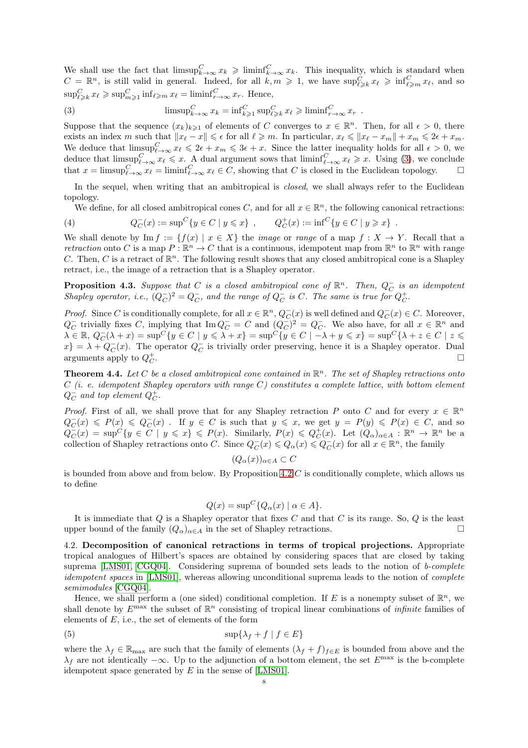We shall use the fact that $\limsup^C_{k\to\infty} x_k \geqslant \liminf^C_{k\to\infty} x_k$. This inequality, which is standard when $C = \mathbb{R}^n$, is still valid in general. Indeed, for all $k, m \geqslant 1$, we have $\sup^C_{\ell\geqslant k} x_\ell \geqslant \inf^C_{\ell\geqslant m} x_\ell$, and so $\sup^C_{\ell\geqslant k} x_\ell \geqslant \sup^C_{m\geqslant 1} \inf_{\ell\geqslant m} x_\ell = \liminf^C_{r\to\infty} x_r$. Hence,

$$\limsup^C_{k\to\infty} x_k = \inf^C_{k\geqslant 1} \sup^C_{\ell\geqslant k} x_\ell \geqslant \liminf^C_{r\to\infty} x_r \ . \tag{3}$$

Suppose that the sequence $(x_k)_{k\geqslant 1}$ of elements of $C$ converges to $x \in \mathbb{R}^n$. Then, for all $\epsilon > 0$, there exists an index $m$ such that $\|x_\ell - x\| \leqslant \epsilon$ for all $\ell \geqslant m$. In particular, $x_\ell \leqslant \|x_\ell - x_m\| + x_m \leqslant 2\epsilon + x_m$. We deduce that $\limsup^C_{\ell\to\infty} x_\ell \leqslant 2\epsilon + x_m \leqslant 3\epsilon + x$. Since the latter inequality holds for all $\epsilon > 0$, we deduce that $\limsup^C_{\ell\to\infty} x_\ell \leqslant x$. A dual argument sows that $\liminf^C_{\ell\to\infty} x_\ell \geqslant x$. Using (3), we conclude that $x = \limsup^C_{\ell\to\infty} x_\ell = \liminf^C_{\ell\to\infty} x_\ell \in C$, showing that $C$ is closed in the Euclidean topology. □

In the sequel, when writing that an ambitropical is *closed*, we shall always refer to the Euclidean topology.

We define, for all closed ambitropical cones $C$, and for all $x \in \mathbb{R}^n$, the following canonical retractions:

$$Q^-_C(x) := \sup{}^C\{y \in C \mid y \leqslant x\} \ , \qquad Q^+_C(x) := \inf{}^C\{y \in C \mid y \geqslant x\} \ . \tag{4}$$

We shall denote by $\operatorname{Im} f := \{f(x) \mid x \in X\}$ the *image* or *range* of a map $f : X \to Y$. Recall that a *retraction* onto $C$ is a map $P : \mathbb{R}^n \to C$ that is a continuous, idempotent map from $\mathbb{R}^n$ to $\mathbb{R}^n$ with range $C$. Then, $C$ is a retract of $\mathbb{R}^n$. The following result shows that any closed ambitropical cone is a Shapley retract, i.e., the image of a retraction that is a Shapley operator.

**Proposition 4.3.** *Suppose that $C$ is a closed ambitropical cone of $\mathbb{R}^n$. Then, $Q^-_C$ is an idempotent Shapley operator, i.e., $(Q^-_C)^2 = Q^-_C$, and the range of $Q^-_C$ is $C$. The same is true for $Q^+_C$.*

*Proof.* Since $C$ is conditionally complete, for all $x \in \mathbb{R}^n$, $Q^-_C(x)$ is well defined and $Q^-_C(x) \in C$. Moreover, $Q^-_C$ trivially fixes $C$, implying that $\operatorname{Im} Q^-_C = C$ and $(Q^-_C)^2 = Q^-_C$. We also have, for all $x \in \mathbb{R}^n$ and $\lambda \in \mathbb{R}$, $Q^-_C(\lambda + x) = \sup^C\{y \in C \mid y \leqslant \lambda + x\} = \sup^C\{y \in C \mid -\lambda + y \leqslant x\} = \sup^C\{\lambda + z \in C \mid z \leqslant x\} = \lambda + Q^-_C(x)$. The operator $Q^-_C$ is trivially order preserving, hence it is a Shapley operator. Dual arguments apply to $Q^+_C$. □

**Theorem 4.4.** *Let $C$ be a closed ambitropical cone contained in $\mathbb{R}^n$. The set of Shapley retractions onto $C$ (i. e. idempotent Shapley operators with range $C$) constitutes a complete lattice, with bottom element $Q^-_C$ and top element $Q^+_C$.*

*Proof.* First of all, we shall prove that for any Shapley retraction $P$ onto $C$ and for every $x \in \mathbb{R}^n$ $Q^-_C(x) \leqslant P(x) \leqslant Q^-_C(x)$ . If $y \in C$ is such that $y \leqslant x$, we get $y = P(y) \leqslant P(x) \in C$, and so $Q^-_C(x) = \sup^C\{y \in C \mid y \leqslant x\} \leqslant P(x)$. Similarly, $P(x) \leqslant Q^+_C(x)$. Let $(Q_\alpha)_{\alpha\in A} : \mathbb{R}^n \to \mathbb{R}^n$ be a collection of Shapley retractions onto $C$. Since $Q^-_C(x) \leqslant Q_\alpha(x) \leqslant Q^-_C(x)$ for all $x \in \mathbb{R}^n$, the family

$$(Q_\alpha(x))_{\alpha\in A} \subset C$$

is bounded from above and from below. By Proposition 4.2 $C$ is conditionally complete, which allows us to define

$$Q(x) = \sup{}^C\{Q_\alpha(x) \mid \alpha \in A\}.$$

It is immediate that $Q$ is a Shapley operator that fixes $C$ and that $C$ is its range. So, $Q$ is the least upper bound of the family $(Q_\alpha)_{\alpha\in A}$ in the set of Shapley retractions. □

4.2. **Decomposition of canonical retractions in terms of tropical projections.** Appropriate tropical analogues of Hilbert's spaces are obtained by considering spaces that are closed by taking suprema [LMS01, CGQ04]. Considering suprema of bounded sets leads to the notion of *b-complete idempotent spaces* in [LMS01], whereas allowing unconditional suprema leads to the notion of *complete semimodules* [CGQ04].

Hence, we shall perform a (one sided) conditional completion. If $E$ is a nonempty subset of $\mathbb{R}^n$, we shall denote by $E^{\max}$ the subset of $\mathbb{R}^n$ consisting of tropical linear combinations of *infinite* families of elements of $E$, i.e., the set of elements of the form

$$\sup\{\lambda_f + f \mid f \in E\} \tag{5}$$

where the $\lambda_f \in \mathbb{R}_{\max}$ are such that the family of elements $(\lambda_f + f)_{f\in E}$ is bounded from above and the $\lambda_f$ are not identically $-\infty$. Up to the adjunction of a bottom element, the set $E^{\max}$ is the b-complete idempotent space generated by $E$ in the sense of [LMS01].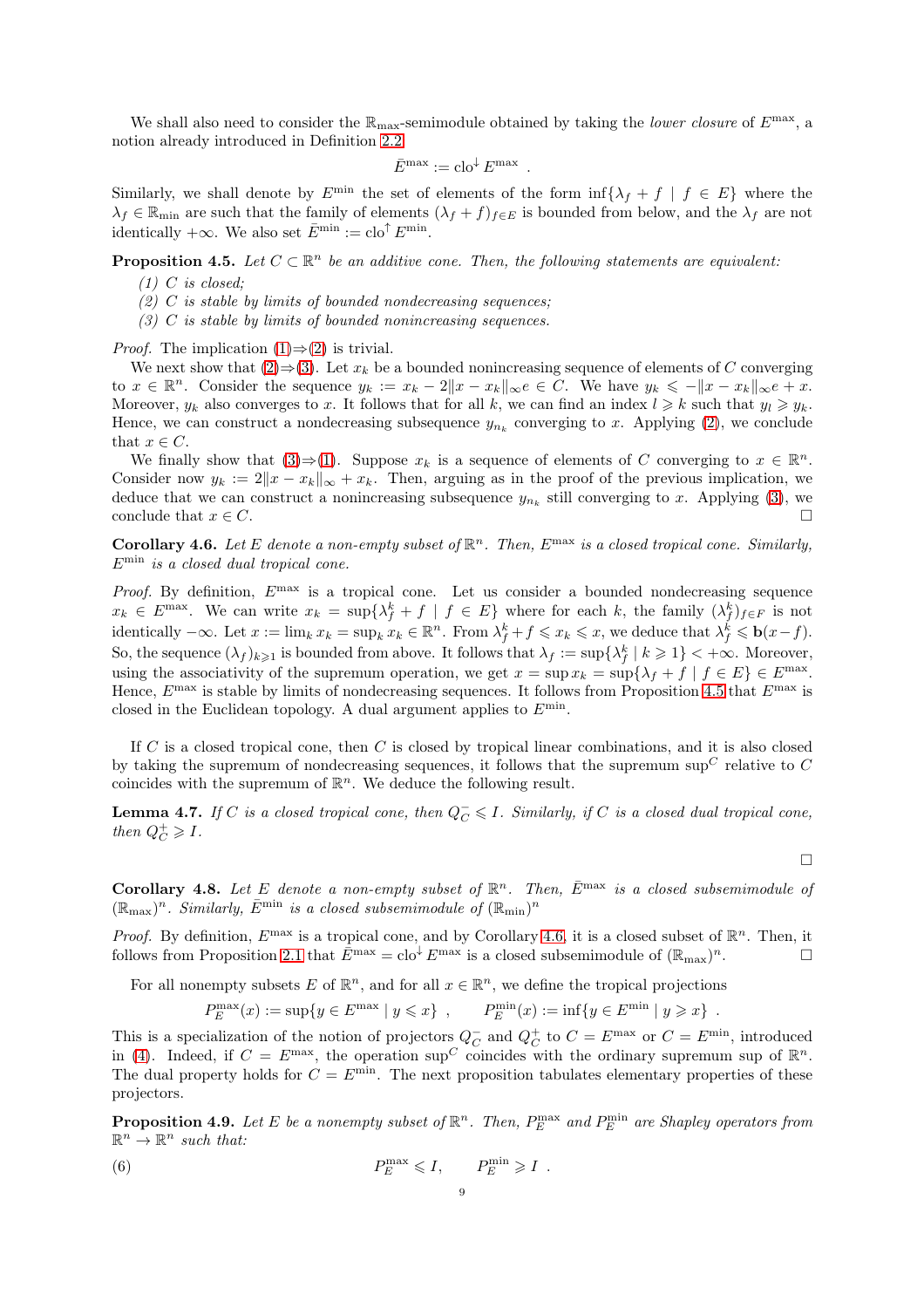We shall also need to consider the $\mathbb{R}_{\max}$-semimodule obtained by taking the *lower closure* of $E^{\max}$, a notion already introduced in Definition 2.2

$$\bar{E}^{\max} := \operatorname{clo}^{\downarrow} E^{\max} \enspace .$$

Similarly, we shall denote by $E^{\min}$ the set of elements of the form $\inf\{\lambda_f + f \mid f \in E\}$ where the $\lambda_f \in \mathbb{R}_{\min}$ are such that the family of elements $(\lambda_f + f)_{f\in E}$ is bounded from below, and the $\lambda_f$ are not identically $+\infty$. We also set $\bar{E}^{\min} := \operatorname{clo}^{\uparrow} E^{\min}$.

**Proposition 4.5.** *Let $C \subset \mathbb{R}^n$ be an additive cone. Then, the following statements are equivalent:*

*(1) $C$ is closed;*
*(2) $C$ is stable by limits of bounded nondecreasing sequences;*
*(3) $C$ is stable by limits of bounded nonincreasing sequences.*

*Proof.* The implication (1)⇒(2) is trivial.

We next show that (2)⇒(3). Let $x_k$ be a bounded nonincreasing sequence of elements of $C$ converging to $x \in \mathbb{R}^n$. Consider the sequence $y_k := x_k - 2\|x - x_k\|_\infty e \in C$. We have $y_k \leqslant -\|x - x_k\|_\infty e + x$. Moreover, $y_k$ also converges to $x$. It follows that for all $k$, we can find an index $l \geqslant k$ such that $y_l \geqslant y_k$. Hence, we can construct a nondecreasing subsequence $y_{n_k}$ converging to $x$. Applying (2), we conclude that $x \in C$.

We finally show that (3)⇒(1). Suppose $x_k$ is a sequence of elements of $C$ converging to $x \in \mathbb{R}^n$. Consider now $y_k := 2\|x - x_k\|_\infty + x_k$. Then, arguing as in the proof of the previous implication, we deduce that we can construct a nonincreasing subsequence $y_{n_k}$ still converging to $x$. Applying (3), we conclude that $x \in C$. □

**Corollary 4.6.** *Let $E$ denote a non-empty subset of $\mathbb{R}^n$. Then, $E^{\max}$ is a closed tropical cone. Similarly, $E^{\min}$ is a closed dual tropical cone.*

*Proof.* By definition, $E^{\max}$ is a tropical cone. Let us consider a bounded nondecreasing sequence $x_k \in E^{\max}$. We can write $x_k = \sup\{\lambda^k_f + f \mid f \in E\}$ where for each $k$, the family $(\lambda^k_f)_{f\in F}$ is not identically $-\infty$. Let $x := \lim_k x_k = \sup_k x_k \in \mathbb{R}^n$. From $\lambda^k_f + f \leqslant x_k \leqslant x$, we deduce that $\lambda^k_f \leqslant \mathbf{b}(x - f)$. So, the sequence $(\lambda_f)_{k\geqslant 1}$ is bounded from above. It follows that $\lambda_f := \sup\{\lambda^k_f \mid k \geqslant 1\} < +\infty$. Moreover, using the associativity of the supremum operation, we get $x = \sup x_k = \sup\{\lambda_f + f \mid f \in E\} \in E^{\max}$. Hence, $E^{\max}$ is stable by limits of nondecreasing sequences. It follows from Proposition 4.5 that $E^{\max}$ is closed in the Euclidean topology. A dual argument applies to $E^{\min}$.

If $C$ is a closed tropical cone, then $C$ is closed by tropical linear combinations, and it is also closed by taking the supremum of nondecreasing sequences, it follows that the supremum $\sup^C$ relative to $C$ coincides with the supremum of $\mathbb{R}^n$. We deduce the following result.

**Lemma 4.7.** *If $C$ is a closed tropical cone, then $Q^-_C \leqslant I$. Similarly, if $C$ is a closed dual tropical cone, then $Q^+_C \geqslant I$.*

□

**Corollary 4.8.** *Let $E$ denote a non-empty subset of $\mathbb{R}^n$. Then, $\bar{E}^{\max}$ is a closed subsemimodule of $(\mathbb{R}_{\max})^n$. Similarly, $\bar{E}^{\min}$ is a closed subsemimodule of $(\mathbb{R}_{\min})^n$*

*Proof.* By definition, $E^{\max}$ is a tropical cone, and by Corollary 4.6, it is a closed subset of $\mathbb{R}^n$. Then, it follows from Proposition 2.1 that $\bar{E}^{\max} = \operatorname{clo}^{\downarrow} E^{\max}$ is a closed subsemimodule of $(\mathbb{R}_{\max})^n$. □

For all nonempty subsets $E$ of $\mathbb{R}^n$, and for all $x \in \mathbb{R}^n$, we define the tropical projections

$$P^{\max}_E(x) := \sup\{y \in E^{\max} \mid y \leqslant x\} \enspace , \qquad P^{\min}_E(x) := \inf\{y \in E^{\min} \mid y \geqslant x\} \enspace .$$

This is a specialization of the notion of projectors $Q^-_C$ and $Q^+_C$ to $C = E^{\max}$ or $C = E^{\min}$, introduced in (4). Indeed, if $C = E^{\max}$, the operation $\sup^C$ coincides with the ordinary supremum sup of $\mathbb{R}^n$. The dual property holds for $C = E^{\min}$. The next proposition tabulates elementary properties of these projectors.

**Proposition 4.9.** *Let $E$ be a nonempty subset of $\mathbb{R}^n$. Then, $P^{\max}_E$ and $P^{\min}_E$ are Shapley operators from $\mathbb{R}^n \to \mathbb{R}^n$ such that:*

$$P^{\max}_E \leqslant I, \qquad P^{\min}_E \geqslant I \enspace . \tag{6}$$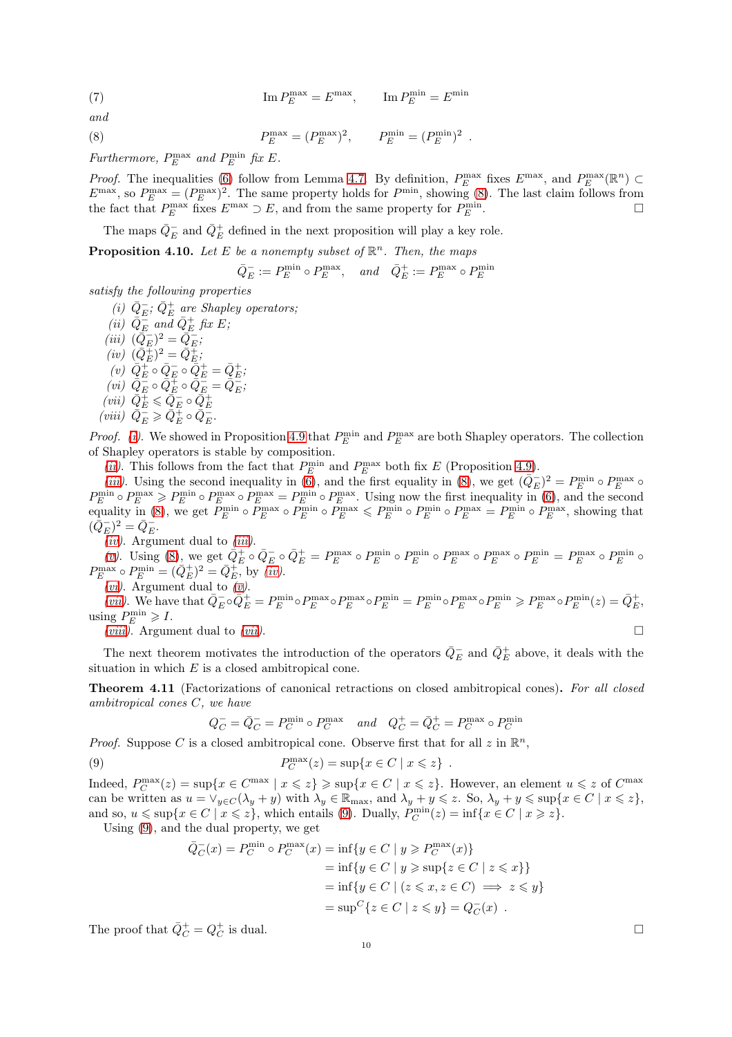$$\text{(7)} \qquad \operatorname{Im} P_E^{\max} = E^{\max}, \qquad \operatorname{Im} P_E^{\min} = E^{\min}$$

*and*

$$\text{(8)} \qquad P_E^{\max} = (P_E^{\max})^2, \qquad P_E^{\min} = (P_E^{\min})^2 \ .$$

*Furthermore, $P_E^{\max}$ and $P_E^{\min}$ fix $E$.*

*Proof.* The inequalities (6) follow from Lemma 4.7. By definition, $P_E^{\max}$ fixes $E^{\max}$, and $P_E^{\max}(\mathbb{R}^n) \subset E^{\max}$, so $P_E^{\max} = (P_E^{\max})^2$. The same property holds for $P^{\min}$, showing (8). The last claim follows from the fact that $P_E^{\max}$ fixes $E^{\max} \supset E$, and from the same property for $P_E^{\min}$. □

The maps $\bar{Q}_E^-$ and $\bar{Q}_E^+$ defined in the next proposition will play a key role.

**Proposition 4.10.** *Let $E$ be a nonempty subset of $\mathbb{R}^n$. Then, the maps*

$$\bar{Q}_E^- := P_E^{\min} \circ P_E^{\max}, \quad \text{and} \quad \bar{Q}_E^+ := P_E^{\max} \circ P_E^{\min}$$

*satisfy the following properties*

*(i)* $\bar{Q}_E^-$; $\bar{Q}_E^+$ *are Shapley operators;*
*(ii)* $\bar{Q}_E^-$ *and* $\bar{Q}_E^+$ *fix* $E$*;*
*(iii)* $(\bar{Q}_E^-)^2 = \bar{Q}_E^-$*;*
*(iv)* $(\bar{Q}_E^+)^2 = \bar{Q}_E^+$*;*
*(v)* $\bar{Q}_E^+ \circ \bar{Q}_E^- \circ \bar{Q}_E^+ = \bar{Q}_E^+$*;*
*(vi)* $\bar{Q}_E^- \circ \bar{Q}_E^+ \circ \bar{Q}_E^- = \bar{Q}_E^-$*;*
*(vii)* $\bar{Q}_E^+ \leqslant \bar{Q}_E^- \circ \bar{Q}_E^+$
*(viii)* $\bar{Q}_E^- \geqslant \bar{Q}_E^+ \circ \bar{Q}_E^-$.

*Proof.* (i). We showed in Proposition 4.9 that $P_E^{\min}$ and $P_E^{\max}$ are both Shapley operators. The collection of Shapley operators is stable by composition.

(ii). This follows from the fact that $P_E^{\min}$ and $P_E^{\max}$ both fix $E$ (Proposition 4.9).

(iii). Using the second inequality in (6), and the first equality in (8), we get $(\bar{Q}_E^-)^2 = P_E^{\min} \circ P_E^{\max} \circ P_E^{\min} \circ P_E^{\max} \geqslant P_E^{\min} \circ P_E^{\max} \circ P_E^{\max} = P_E^{\min} \circ P_E^{\max}$. Using now the first inequality in (6), and the second equality in (8), we get $P_E^{\min} \circ P_E^{\max} \circ P_E^{\min} \circ P_E^{\max} \leqslant P_E^{\min} \circ P_E^{\min} \circ P_E^{\max} = P_E^{\min} \circ P_E^{\max}$, showing that $(\bar{Q}_E^-)^2 = \bar{Q}_E^-$.

(iv). Argument dual to (iii).

(v). Using (8), we get $\bar{Q}_E^+ \circ \bar{Q}_E^- \circ \bar{Q}_E^+ = P_E^{\max} \circ P_E^{\min} \circ P_E^{\min} \circ P_E^{\max} \circ P_E^{\max} \circ P_E^{\min} = P_E^{\max} \circ P_E^{\min} \circ P_E^{\max} \circ P_E^{\min} = (\bar{Q}_E^+)^2 = \bar{Q}_E^+$, by (iv).

(vi). Argument dual to (v).

(vii). We have that $\bar{Q}_E^- \circ \bar{Q}_E^+ = P_E^{\min} \circ P_E^{\max} \circ P_E^{\max} \circ P_E^{\min} = P_E^{\min} \circ P_E^{\max} \circ P_E^{\min} \geqslant P_E^{\max} \circ P_E^{\min}(z) = \bar{Q}_E^+$, using $P_E^{\min} \geqslant I$.

(viii). Argument dual to (vii). □

The next theorem motivates the introduction of the operators $\bar{Q}_E^-$ and $\bar{Q}_E^+$ above, it deals with the situation in which $E$ is a closed ambitropical cone.

**Theorem 4.11** (Factorizations of canonical retractions on closed ambitropical cones)**.** *For all closed ambitropical cones $C$, we have*

$$Q_C^- = \bar{Q}_C^- = P_C^{\min} \circ P_C^{\max} \quad \text{and} \quad Q_C^+ = \bar{Q}_C^+ = P_C^{\max} \circ P_C^{\min}$$

*Proof.* Suppose $C$ is a closed ambitropical cone. Observe first that for all $z$ in $\mathbb{R}^n$,

$$\text{(9)} \qquad P_C^{\max}(z) = \sup\{x \in C \mid x \leqslant z\} \ .$$

Indeed, $P_C^{\max}(z) = \sup\{x \in C^{\max} \mid x \leqslant z\} \geqslant \sup\{x \in C \mid x \leqslant z\}$. However, an element $u \leqslant z$ of $C^{\max}$ can be written as $u = \vee_{y \in C}(\lambda_y + y)$ with $\lambda_y \in \mathbb{R}_{\max}$, and $\lambda_y + y \leqslant z$. So, $\lambda_y + y \leqslant \sup\{x \in C \mid x \leqslant z\}$, and so, $u \leqslant \sup\{x \in C \mid x \leqslant z\}$, which entails (9). Dually, $P_C^{\min}(z) = \inf\{x \in C \mid x \geqslant z\}$.

Using (9), and the dual property, we get

$$\begin{aligned}
\bar{Q}_C^-(x) = P_C^{\min} \circ P_C^{\max}(x) &= \inf\{y \in C \mid y \geqslant P_C^{\max}(x)\} \\
&= \inf\{y \in C \mid y \geqslant \sup\{z \in C \mid z \leqslant x\}\} \\
&= \inf\{y \in C \mid (z \leqslant x, z \in C) \implies z \leqslant y\} \\
&= \sup{}^C\{z \in C \mid z \leqslant y\} = Q_C^-(x) \ .
\end{aligned}$$

The proof that $\bar{Q}_C^+ = Q_C^+$ is dual. □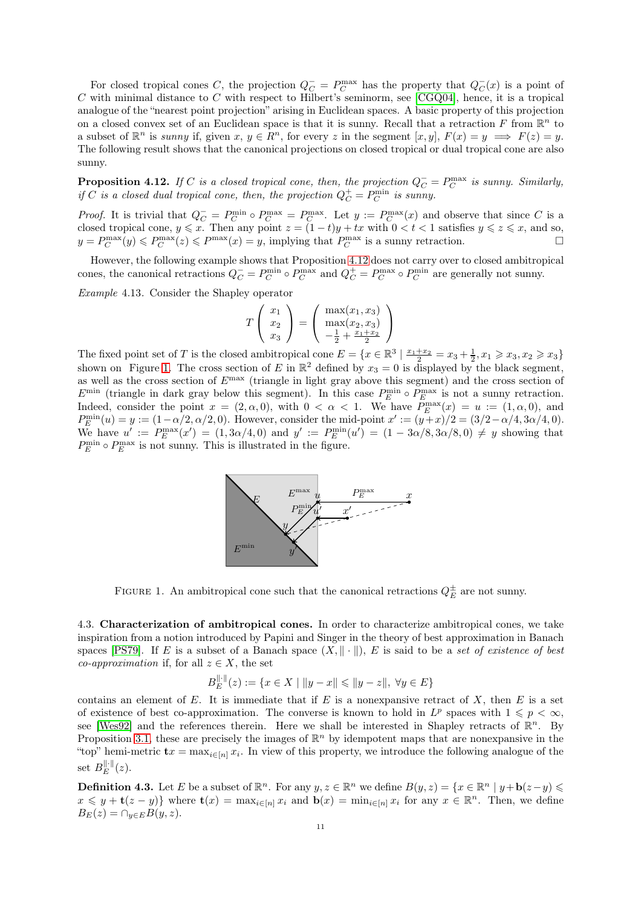For closed tropical cones $C$, the projection $Q_C^- = P_C^{\max}$ has the property that $Q_C^-(x)$ is a point of $C$ with minimal distance to $C$ with respect to Hilbert's seminorm, see [CGQ04], hence, it is a tropical analogue of the "nearest point projection" arising in Euclidean spaces. A basic property of this projection on a closed convex set of an Euclidean space is that it is sunny. Recall that a retraction $F$ from $\mathbb{R}^n$ to a subset of $\mathbb{R}^n$ is *sunny* if, given $x, y \in R^n$, for every $z$ in the segment $[x, y]$, $F(x) = y \implies F(z) = y$. The following result shows that the canonical projections on closed tropical or dual tropical cone are also sunny.

**Proposition 4.12.** *If $C$ is a closed tropical cone, then, the projection $Q_C^- = P_C^{\max}$ is sunny. Similarly, if $C$ is a closed dual tropical cone, then, the projection $Q_C^+ = P_C^{\min}$ is sunny.*

*Proof.* It is trivial that $Q_C^- = P_C^{\min} \circ P_C^{\max} = P_C^{\max}$. Let $y := P_C^{\max}(x)$ and observe that since $C$ is a closed tropical cone, $y \leqslant x$. Then any point $z = (1-t)y + tx$ with $0 < t < 1$ satisfies $y \leqslant z \leqslant x$, and so, $y = P_C^{\max}(y) \leqslant P_C^{\max}(z) \leqslant P^{\max}(x) = y$, implying that $P_C^{\max}$ is a sunny retraction. □

However, the following example shows that Proposition 4.12 does not carry over to closed ambitropical cones, the canonical retractions $Q_C^- = P_C^{\min} \circ P_C^{\max}$ and $Q_C^+ = P_C^{\max} \circ P_C^{\min}$ are generally not sunny.

*Example* 4.13. Consider the Shapley operator

$$T\begin{pmatrix} x_1 \\ x_2 \\ x_3 \end{pmatrix} = \begin{pmatrix} \max(x_1, x_3) \\ \max(x_2, x_3) \\ -\frac{1}{2} + \frac{x_1+x_2}{2} \end{pmatrix}$$

The fixed point set of $T$ is the closed ambitropical cone $E = \{x \in \mathbb{R}^3 \mid \frac{x_1+x_2}{2} = x_3 + \frac{1}{2}, x_1 \geqslant x_3, x_2 \geqslant x_3\}$ shown on Figure 1. The cross section of $E$ in $\mathbb{R}^2$ defined by $x_3 = 0$ is displayed by the black segment, as well as the cross section of $E^{\max}$ (triangle in light gray above this segment) and the cross section of $E^{\min}$ (triangle in dark gray below this segment). In this case $P_E^{\min} \circ P_E^{\max}$ is not a sunny retraction. Indeed, consider the point $x = (2, \alpha, 0)$, with $0 < \alpha < 1$. We have $P_E^{\max}(x) = u := (1, \alpha, 0)$, and $P_E^{\min}(u) = y := (1-\alpha/2, \alpha/2, 0)$. However, consider the mid-point $x' := (y+x)/2 = (3/2-\alpha/4, 3\alpha/4, 0)$. We have $u' := P_E^{\max}(x') = (1, 3\alpha/4, 0)$ and $y' := P_E^{\min}(u') = (1-3\alpha/8, 3\alpha/8, 0) \neq y$ showing that $P_E^{\min} \circ P_E^{\max}$ is not sunny. This is illustrated in the figure.

FIGURE 1. An ambitropical cone such that the canonical retractions $Q_E^{\pm}$ are not sunny.

4.3. **Characterization of ambitropical cones.** In order to characterize ambitropical cones, we take inspiration from a notion introduced by Papini and Singer in the theory of best approximation in Banach spaces [PS79]. If $E$ is a subset of a Banach space $(X, \|\cdot\|)$, $E$ is said to be a *set of existence of best co-approximation* if, for all $z \in X$, the set

$$B_E^{\|\cdot\|}(z) := \{x \in X \mid \|y - x\| \leqslant \|y - z\|, \ \forall y \in E\}$$

contains an element of $E$. It is immediate that if $E$ is a nonexpansive retract of $X$, then $E$ is a set of existence of best co-approximation. The converse is known to hold in $L^p$ spaces with $1 \leqslant p < \infty$, see [Wes92] and the references therein. Here we shall be interested in Shapley retracts of $\mathbb{R}^n$. By Proposition 3.1, these are precisely the images of $\mathbb{R}^n$ by idempotent maps that are nonexpansive in the "top" hemi-metric $\mathbf{t}x = \max_{i\in[n]} x_i$. In view of this property, we introduce the following analogue of the set $B_E^{\|\cdot\|}(z)$.

**Definition 4.3.** Let $E$ be a subset of $\mathbb{R}^n$. For any $y, z \in \mathbb{R}^n$ we define $B(y, z) = \{x \in \mathbb{R}^n \mid y + \mathbf{b}(z - y) \leqslant x \leqslant y + \mathbf{t}(z - y)\}$ where $\mathbf{t}(x) = \max_{i\in[n]} x_i$ and $\mathbf{b}(x) = \min_{i\in[n]} x_i$ for any $x \in \mathbb{R}^n$. Then, we define $B_E(z) = \cap_{y\in E} B(y, z)$.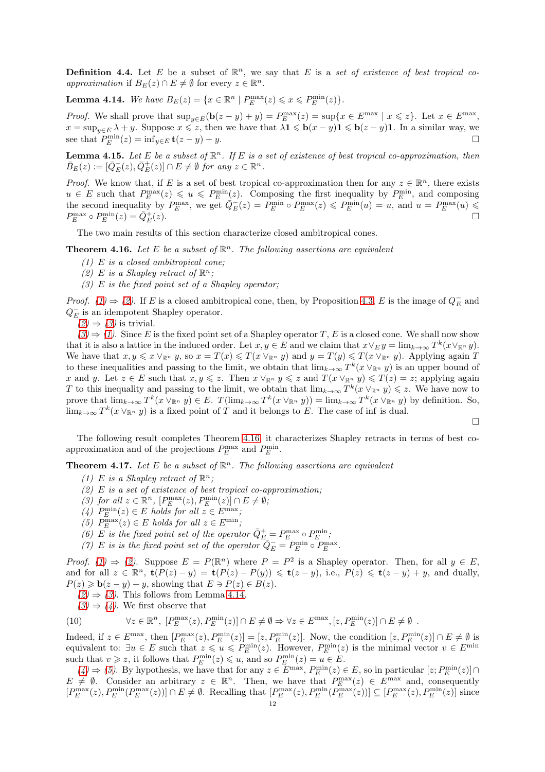**Definition 4.4.** Let $E$ be a subset of $\mathbb{R}^n$, we say that $E$ is a *set of existence of best tropical co-approximation* if $B_E(z) \cap E \neq \emptyset$ for every $z \in \mathbb{R}^n$.

**Lemma 4.14.** *We have $B_E(z) = \{x \in \mathbb{R}^n \mid P_E^{\max}(z) \leqslant x \leqslant P_E^{\min}(z)\}$.*

*Proof.* We shall prove that $\sup_{y\in E}(\mathbf{b}(z-y)+y) = P_E^{\max}(z) = \sup\{x \in E^{\max} \mid x \leqslant z\}$. Let $x \in E^{\max}$, $x = \sup_{y\in E} \lambda + y$. Suppose $x \leqslant z$, then we have that $\lambda \mathbf{1} \leqslant \mathbf{b}(x-y)\mathbf{1} \leqslant \mathbf{b}(z-y)\mathbf{1}$. In a similar way, we see that $P_E^{\min}(z) = \inf_{y\in E} \mathbf{t}(z-y)+y$. □

**Lemma 4.15.** *Let $E$ be a subset of $\mathbb{R}^n$. If $E$ is a set of existence of best tropical co-approximation, then $\bar{B}_E(z) := [\bar{Q}_E^-(z), \bar{Q}_E^+(z)] \cap E \neq \emptyset$ for any $z \in \mathbb{R}^n$.*

*Proof.* We know that, if $E$ is a set of best tropical co-approximation then for any $z \in \mathbb{R}^n$, there exists $u \in E$ such that $P_E^{\max}(z) \leqslant u \leqslant P_E^{\min}(z)$. Composing the first inequality by $P_E^{\min}$, and composing the second inequality by $P_E^{\max}$, we get $\bar{Q}_E^-(z) = P_E^{\min} \circ P_E^{\max}(z) \leqslant P_E^{\min}(u) = u$, and $u = P_E^{\max}(u) \leqslant P_E^{\max} \circ P_E^{\min}(z) = \bar{Q}_E^+(z)$. □

The two main results of this section characterize closed ambitropical cones.

**Theorem 4.16.** *Let $E$ be a subset of $\mathbb{R}^n$. The following assertions are equivalent*

1. *$E$ is a closed ambitropical cone;*
2. *$E$ is a Shapley retract of $\mathbb{R}^n$;*
3. *$E$ is the fixed point set of a Shapley operator;*

*Proof.* (1) ⇒ (2). If $E$ is a closed ambitropical cone, then, by Proposition 4.3, $E$ is the image of $Q_E^-$ and $Q_E^-$ is an idempotent Shapley operator.

(2) ⇒ (3) is trivial.

(3) ⇒ (1). Since $E$ is the fixed point set of a Shapley operator $T$, $E$ is a closed cone. We shall now show that it is also a lattice in the induced order. Let $x, y \in E$ and we claim that $x \vee_E y = \lim_{k\to\infty} T^k(x \vee_{\mathbb{R}^n} y)$. We have that $x, y \leqslant x \vee_{\mathbb{R}^n} y$, so $x = T(x) \leqslant T(x \vee_{\mathbb{R}^n} y)$ and $y = T(y) \leqslant T(x \vee_{\mathbb{R}^n} y)$. Applying again $T$ to these inequalities and passing to the limit, we obtain that $\lim_{k\to\infty} T^k(x \vee_{\mathbb{R}^n} y)$ is an upper bound of $x$ and $y$. Let $z \in E$ such that $x, y \leqslant z$. Then $x \vee_{\mathbb{R}^n} y \leqslant z$ and $T(x \vee_{\mathbb{R}^n} y) \leqslant T(z) = z$; applying again $T$ to this inequality and passing to the limit, we obtain that $\lim_{k\to\infty} T^k(x \vee_{\mathbb{R}^n} y) \leqslant z$. We have now to prove that $\lim_{k\to\infty} T^k(x \vee_{\mathbb{R}^n} y) \in E$. $T(\lim_{k\to\infty} T^k(x \vee_{\mathbb{R}^n} y)) = \lim_{k\to\infty} T^k(x \vee_{\mathbb{R}^n} y)$ by definition. So, $\lim_{k\to\infty} T^k(x \vee_{\mathbb{R}^n} y)$ is a fixed point of $T$ and it belongs to $E$. The case of inf is dual.

□

The following result completes Theorem 4.16, it characterizes Shapley retracts in terms of best co-approximation and of the projections $P_E^{\max}$ and $P_E^{\min}$.

**Theorem 4.17.** *Let $E$ be a subset of $\mathbb{R}^n$. The following assertions are equivalent*

1. *$E$ is a Shapley retract of $\mathbb{R}^n$;*
2. *$E$ is a set of existence of best tropical co-approximation;*
3. *for all $z \in \mathbb{R}^n$, $[P_E^{\max}(z), P_E^{\min}(z)] \cap E \neq \emptyset$;*
4. *$P_E^{\min}(z) \in E$ holds for all $z \in E^{\max}$;*
5. *$P_E^{\max}(z) \in E$ holds for all $z \in E^{\min}$;*
6. *$E$ is the fixed point set of the operator $\bar{Q}_E^+ = P_E^{\max} \circ P_E^{\min}$;*
7. *$E$ is is the fixed point set of the operator $\bar{Q}_E^- = P_E^{\min} \circ P_E^{\max}$.*

*Proof.* (1) ⇒ (2). Suppose $E = P(\mathbb{R}^n)$ where $P = P^2$ is a Shapley operator. Then, for all $y \in E$, and for all $z \in \mathbb{R}^n$, $\mathbf{t}(P(z)-y) = \mathbf{t}(P(z)-P(y)) \leqslant \mathbf{t}(z-y)$, i.e., $P(z) \leqslant \mathbf{t}(z-y)+y$, and dually, $P(z) \geqslant \mathbf{b}(z-y)+y$, showing that $E \ni P(z) \in B(z)$.

(2) ⇒ (3). This follows from Lemma 4.14.

(3) ⇒ (4). We first observe that

$$\forall z \in \mathbb{R}^n,\ [P_E^{\max}(z), P_E^{\min}(z)] \cap E \neq \emptyset \Rightarrow \forall z \in E^{\max}, [z, P_E^{\min}(z)] \cap E \neq \emptyset\ . \tag{10}$$

Indeed, if $z \in E^{\max}$, then $[P_E^{\max}(z), P_E^{\min}(z)] = [z, P_E^{\min}(z)]$. Now, the condition $[z, P_E^{\min}(z)] \cap E \neq \emptyset$ is equivalent to: $\exists u \in E$ such that $z \leqslant u \leqslant P_E^{\min}(z)$. However, $P_E^{\min}(z)$ is the minimal vector $v \in E^{\min}$ such that $v \geqslant z$, it follows that $P_E^{\min}(z) \leqslant u$, and so $P_E^{\min}(z) = u \in E$.

(4) ⇒ (5). By hypothesis, we have that for any $z \in E^{\max}$, $P_E^{\min}(z) \in E$, so in particular $[z; P_E^{\min}(z)] \cap E \neq \emptyset$. Consider an arbitrary $z \in \mathbb{R}^n$. Then, we have that $P_E^{\max}(z) \in E^{\max}$ and, consequently $[P_E^{\max}(z), P_E^{\min}(P_E^{\max}(z))] \cap E \neq \emptyset$. Recalling that $[P_E^{\max}(z), P_E^{\min}(P_E^{\max}(z))] \subseteq [P_E^{\max}(z), P_E^{\min}(z)]$ since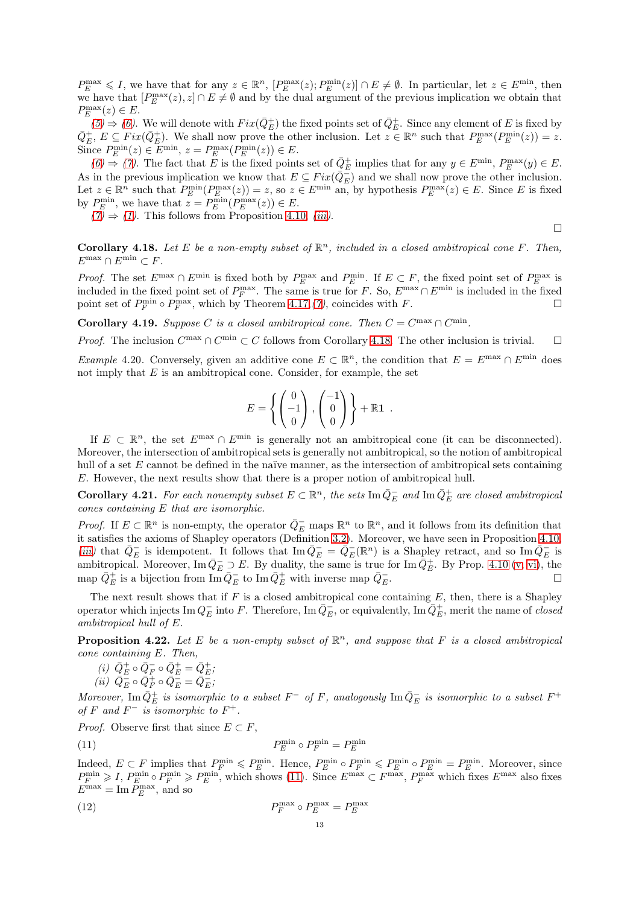$P_E^{\max} \leqslant I$, we have that for any $z \in \mathbb{R}^n$, $[P_E^{\max}(z); P_E^{\min}(z)] \cap E \neq \emptyset$. In particular, let $z \in E^{\min}$, then we have that $[P_E^{\max}(z), z] \cap E \neq \emptyset$ and by the dual argument of the previous implication we obtain that $P_E^{\max}(z) \in E$.

(5) ⇒ (6). We will denote with $Fix(\bar{Q}_E^+)$ the fixed points set of $\bar{Q}_E^+$. Since any element of $E$ is fixed by $\bar{Q}_E^+$, $E \subseteq Fix(\bar{Q}_E^+)$. We shall now prove the other inclusion. Let $z \in \mathbb{R}^n$ such that $P_E^{\max}(P_E^{\min}(z)) = z$. Since $P_E^{\min}(z) \in E^{\min}$, $z = P_E^{\max}(P_E^{\min}(z)) \in E$.

(6) ⇒ (7). The fact that $E$ is the fixed points set of $\bar{Q}_E^+$ implies that for any $y \in E^{\min}$, $P_E^{\max}(y) \in E$. As in the previous implication we know that $E \subseteq Fix(\bar{Q}_E^-)$ and we shall now prove the other inclusion. Let $z \in \mathbb{R}^n$ such that $P_E^{\min}(P_E^{\max}(z)) = z$, so $z \in E^{\min}$ an, by hypothesis $P_E^{\max}(z) \in E$. Since $E$ is fixed by $P_E^{\min}$, we have that $z = P_E^{\min}(P_E^{\max}(z)) \in E$.

(7) ⇒ (1). This follows from Proposition 4.10, (iii). □

**Corollary 4.18.** *Let $E$ be a non-empty subset of $\mathbb{R}^n$, included in a closed ambitropical cone $F$. Then, $E^{\max} \cap E^{\min} \subset F$.*

*Proof.* The set $E^{\max} \cap E^{\min}$ is fixed both by $P_E^{\max}$ and $P_E^{\min}$. If $E \subset F$, the fixed point set of $P_E^{\max}$ is included in the fixed point set of $P_F^{\max}$. The same is true for $F$. So, $E^{\max} \cap E^{\min}$ is included in the fixed point set of $P_F^{\min} \circ P_F^{\max}$, which by Theorem 4.17 (7), coincides with $F$. □

**Corollary 4.19.** *Suppose $C$ is a closed ambitropical cone. Then $C = C^{\max} \cap C^{\min}$.*

*Proof.* The inclusion $C^{\max} \cap C^{\min} \subset C$ follows from Corollary 4.18. The other inclusion is trivial. □

*Example* 4.20. Conversely, given an additive cone $E \subset \mathbb{R}^n$, the condition that $E = E^{\max} \cap E^{\min}$ does not imply that $E$ is an ambitropical cone. Consider, for example, the set

$$E = \left\{ \begin{pmatrix} 0 \\ -1 \\ 0 \end{pmatrix}, \begin{pmatrix} -1 \\ 0 \\ 0 \end{pmatrix} \right\} + \mathbb{R}\mathbf{1} \ .$$

If $E \subset \mathbb{R}^n$, the set $E^{\max} \cap E^{\min}$ is generally not an ambitropical cone (it can be disconnected). Moreover, the intersection of ambitropical sets is generally not ambitropical, so the notion of ambitropical hull of a set $E$ cannot be defined in the naïve manner, as the intersection of ambitropical sets containing $E$. However, the next results show that there is a proper notion of ambitropical hull.

**Corollary 4.21.** *For each nonempty subset $E \subset \mathbb{R}^n$, the sets $\operatorname{Im} \bar{Q}_E^-$ and $\operatorname{Im} \bar{Q}_E^+$ are closed ambitropical cones containing $E$ that are isomorphic.*

*Proof.* If $E \subset \mathbb{R}^n$ is non-empty, the operator $\bar{Q}_E^-$ maps $\mathbb{R}^n$ to $\mathbb{R}^n$, and it follows from its definition that it satisfies the axioms of Shapley operators (Definition 3.2). Moreover, we have seen in Proposition 4.10, (iii) that $\bar{Q}_E^-$ is idempotent. It follows that $\operatorname{Im} \bar{Q}_E^- = \bar{Q}_E^-(\mathbb{R}^n)$ is a Shapley retract, and so $\operatorname{Im} \bar{Q}_E^-$ is ambitropical. Moreover, $\operatorname{Im} \bar{Q}_E^- \supset E$. By duality, the same is true for $\operatorname{Im} \bar{Q}_E^+$. By Prop. 4.10 (v, vi), the map $\bar{Q}_E^+$ is a bijection from $\operatorname{Im} \bar{Q}_E^-$ to $\operatorname{Im} \bar{Q}_E^+$ with inverse map $\bar{Q}_E^-$. □

The next result shows that if $F$ is a closed ambitropical cone containing $E$, then, there is a Shapley operator which injects $\operatorname{Im} Q_E^-$ into $F$. Therefore, $\operatorname{Im} \bar{Q}_E^-$, or equivalently, $\operatorname{Im} \bar{Q}_E^+$, merit the name of *closed ambitropical hull of $E$.*

**Proposition 4.22.** *Let $E$ be a non-empty subset of $\mathbb{R}^n$, and suppose that $F$ is a closed ambitropical cone containing $E$. Then,*

*(i) $\bar{Q}_E^+ \circ \bar{Q}_F^- \circ \bar{Q}_E^+ = \bar{Q}_E^+$;*
*(ii) $\bar{Q}_E^- \circ \bar{Q}_F^+ \circ \bar{Q}_E^- = \bar{Q}_E^-$;*

*Moreover, $\operatorname{Im} \bar{Q}_E^+$ is isomorphic to a subset $F^-$ of $F$, analogously $\operatorname{Im} \bar{Q}_E^-$ is isomorphic to a subset $F^+$ of $F$ and $F^-$ is isomorphic to $F^+$.*

*Proof.* Observe first that since $E \subset F$,

$$P_E^{\min} \circ P_F^{\min} = P_E^{\min} \tag{11}$$

Indeed, $E \subset F$ implies that $P_F^{\min} \leqslant P_E^{\min}$. Hence, $P_E^{\min} \circ P_F^{\min} \leqslant P_E^{\min} \circ P_E^{\min} = P_E^{\min}$. Moreover, since $P_F^{\min} \geqslant I$, $P_E^{\min} \circ P_F^{\min} \geqslant P_E^{\min}$, which shows (11). Since $E^{\max} \subset F^{\max}$, $P_F^{\max}$ which fixes $E^{\max}$ also fixes $E^{\max} = \operatorname{Im} P_E^{\max}$, and so

$$P_F^{\max} \circ P_E^{\max} = P_E^{\max} \tag{12}$$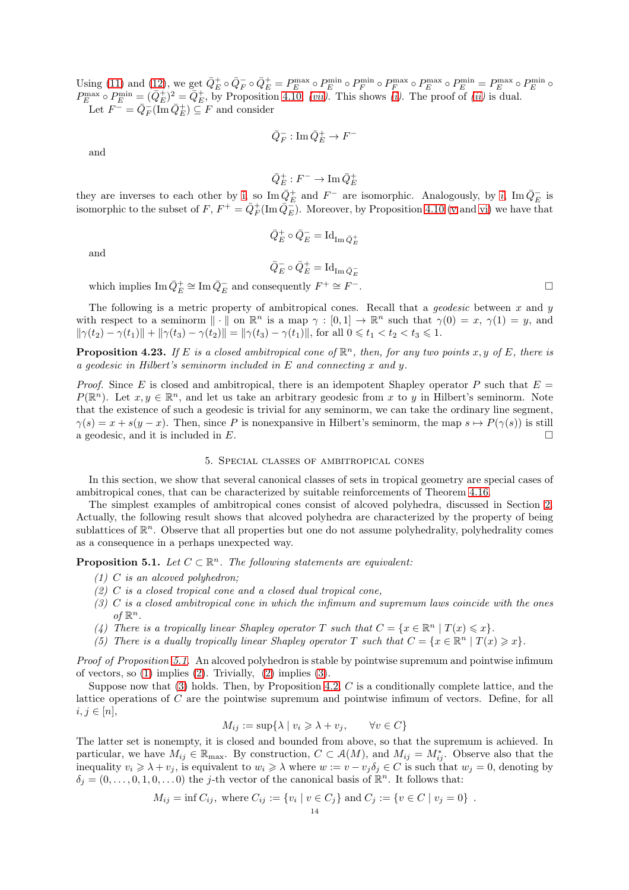Using (11) and (12), we get $\bar{Q}_E^+ \circ \bar{Q}_F^- \circ \bar{Q}_E^+ = P_E^{\max} \circ P_E^{\min} \circ P_F^{\min} \circ P_F^{\max} \circ P_E^{\max} \circ P_E^{\min} = P_E^{\max} \circ P_E^{\min} \circ P_E^{\max} \circ P_E^{\min} = (\bar{Q}_E^+)^2 = \bar{Q}_E^+$, by Proposition 4.10, (*vii*). This shows (*i*). The proof of (*ii*) is dual.

Let $F^- = \bar{Q}_F^-(\operatorname{Im} \bar{Q}_E^+) \subseteq F$ and consider

$$\bar{Q}_F^- : \operatorname{Im} \bar{Q}_E^+ \to F^-$$

and

$$\bar{Q}_E^+ : F^- \to \operatorname{Im} \bar{Q}_E^+$$

they are inverses to each other by i, so $\operatorname{Im} \bar{Q}_E^+$ and $F^-$ are isomorphic. Analogously, by *i*, $\operatorname{Im} \bar{Q}_E^-$ is isomorphic to the subset of $F$, $F^+ = \bar{Q}_F^+(\operatorname{Im} \bar{Q}_E^-)$. Moreover, by Proposition 4.10 (v and vi) we have that

$$\bar{Q}_E^+ \circ \bar{Q}_E^- = \operatorname{Id}_{\operatorname{Im} \bar{Q}_E^+}$$

and

$$\bar{Q}_E^- \circ \bar{Q}_E^+ = \operatorname{Id}_{\operatorname{Im} \bar{Q}_E^-}$$

which implies $\operatorname{Im} \bar{Q}_E^+ \cong \operatorname{Im} \bar{Q}_E^-$ and consequently $F^+ \cong F^-$. □

The following is a metric property of ambitropical cones. Recall that a *geodesic* between $x$ and $y$ with respect to a seminorm $\|\cdot\|$ on $\mathbb{R}^n$ is a map $\gamma : [0,1] \to \mathbb{R}^n$ such that $\gamma(0) = x$, $\gamma(1) = y$, and $\|\gamma(t_2) - \gamma(t_1)\| + \|\gamma(t_3) - \gamma(t_2)\| = \|\gamma(t_3) - \gamma(t_1)\|$, for all $0 \leqslant t_1 < t_2 < t_3 \leqslant 1$.

**Proposition 4.23.** *If $E$ is a closed ambitropical cone of $\mathbb{R}^n$, then, for any two points $x, y$ of $E$, there is a geodesic in Hilbert's seminorm included in $E$ and connecting $x$ and $y$.*

*Proof.* Since $E$ is closed and ambitropical, there is an idempotent Shapley operator $P$ such that $E = P(\mathbb{R}^n)$. Let $x, y \in \mathbb{R}^n$, and let us take an arbitrary geodesic from $x$ to $y$ in Hilbert's seminorm. Note that the existence of such a geodesic is trivial for any seminorm, we can take the ordinary line segment, $\gamma(s) = x + s(y - x)$. Then, since $P$ is nonexpansive in Hilbert's seminorm, the map $s \mapsto P(\gamma(s))$ is still a geodesic, and it is included in $E$. □

## 5. Special classes of ambitropical cones

In this section, we show that several canonical classes of sets in tropical geometry are special cases of ambitropical cones, that can be characterized by suitable reinforcements of Theorem 4.16.

The simplest examples of ambitropical cones consist of alcoved polyhedra, discussed in Section 2. Actually, the following result shows that alcoved polyhedra are characterized by the property of being sublattices of $\mathbb{R}^n$. Observe that all properties but one do not assume polyhedrality, polyhedrality comes as a consequence in a perhaps unexpected way.

**Proposition 5.1.** *Let $C \subset \mathbb{R}^n$. The following statements are equivalent:*

1. *$C$ is an alcoved polyhedron;*
2. *$C$ is a closed tropical cone and a closed dual tropical cone,*
3. *$C$ is a closed ambitropical cone in which the infimum and supremum laws coincide with the ones of $\mathbb{R}^n$.*
4. *There is a tropically linear Shapley operator $T$ such that $C = \{x \in \mathbb{R}^n \mid T(x) \leqslant x\}$.*
5. *There is a dually tropically linear Shapley operator $T$ such that $C = \{x \in \mathbb{R}^n \mid T(x) \geqslant x\}$.*

*Proof of Proposition 5.1.* An alcoved polyhedron is stable by pointwise supremum and pointwise infimum of vectors, so (1) implies (2). Trivially, (2) implies (3).

Suppose now that (3) holds. Then, by Proposition 4.2, $C$ is a conditionally complete lattice, and the lattice operations of $C$ are the pointwise supremum and pointwise infimum of vectors. Define, for all $i, j \in [n]$,

$$M_{ij} := \sup\{\lambda \mid v_i \geqslant \lambda + v_j, \qquad \forall v \in C\}$$

The latter set is nonempty, it is closed and bounded from above, so that the supremum is achieved. In particular, we have $M_{ij} \in \mathbb{R}_{\max}$. By construction, $C \subset \mathcal{A}(M)$, and $M_{ij} = M_{ij}^*$. Observe also that the inequality $v_i \geqslant \lambda + v_j$, is equivalent to $w_i \geqslant \lambda$ where $w := v - v_j\delta_j \in C$ is such that $w_j = 0$, denoting by $\delta_j = (0, \dots, 0, 1, 0, \dots 0)$ the $j$-th vector of the canonical basis of $\mathbb{R}^n$. It follows that:

$$M_{ij} = \inf C_{ij}, \text{ where } C_{ij} := \{v_i \mid v \in C_j\} \text{ and } C_j := \{v \in C \mid v_j = 0\}\ .$$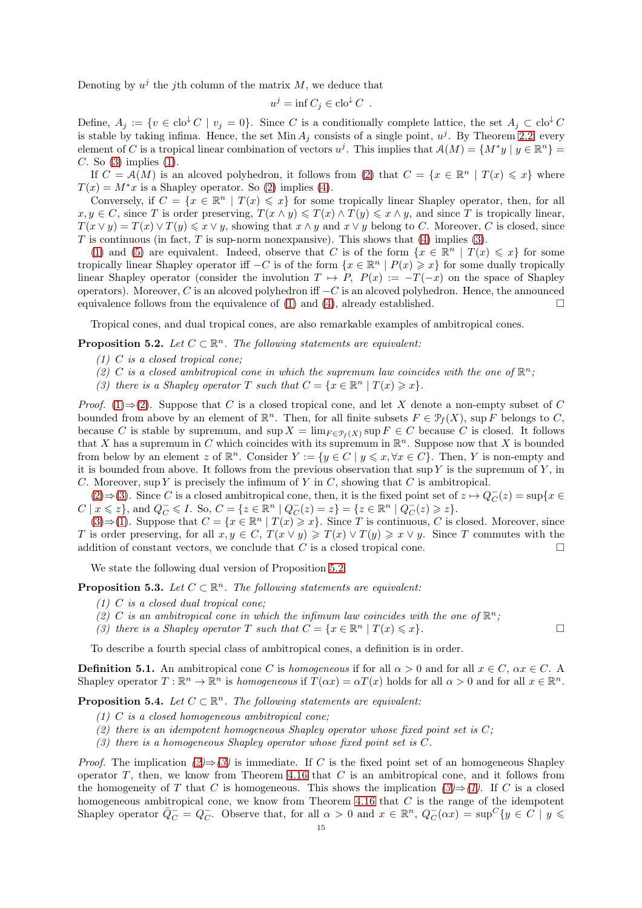Denoting by $u^j$ the $j$th column of the matrix $M$, we deduce that

$$u^j = \inf C_j \in \mathrm{clo}^{\downarrow} C \enspace .$$

Define, $A_j := \{v \in \mathrm{clo}^{\downarrow} C \mid v_j = 0\}$. Since $C$ is a conditionally complete lattice, the set $A_j \subset \mathrm{clo}^{\downarrow} C$ is stable by taking infima. Hence, the set $\operatorname{Min} A_j$ consists of a single point, $u^j$. By Theorem 2.2, every element of $C$ is a tropical linear combination of vectors $u^j$. This implies that $\mathcal{A}(M) = \{M^* y \mid y \in \mathbb{R}^n\} = C$. So (3) implies (1).

If $C = \mathcal{A}(M)$ is an alcoved polyhedron, it follows from (2) that $C = \{x \in \mathbb{R}^n \mid T(x) \leqslant x\}$ where $T(x) = M^* x$ is a Shapley operator. So (2) implies (4).

Conversely, if $C = \{x \in \mathbb{R}^n \mid T(x) \leqslant x\}$ for some tropically linear Shapley operator, then, for all $x, y \in C$, since $T$ is order preserving, $T(x \wedge y) \leqslant T(x) \wedge T(y) \leqslant x \wedge y$, and since $T$ is tropically linear, $T(x \vee y) = T(x) \vee T(y) \leqslant x \vee y$, showing that $x \wedge y$ and $x \vee y$ belong to $C$. Moreover, $C$ is closed, since $T$ is continuous (in fact, $T$ is sup-norm nonexpansive). This shows that (4) implies (3).

(1) and (5) are equivalent. Indeed, observe that $C$ is of the form $\{x \in \mathbb{R}^n \mid T(x) \leqslant x\}$ for some tropically linear Shapley operator iff $-C$ is of the form $\{x \in \mathbb{R}^n \mid P(x) \geqslant x\}$ for some dually tropically linear Shapley operator (consider the involution $T \mapsto P$, $P(x) := -T(-x)$ on the space of Shapley operators). Moreover, $C$ is an alcoved polyhedron iff $-C$ is an alcoved polyhedron. Hence, the announced equivalence follows from the equivalence of (1) and (4), already established. □

Tropical cones, and dual tropical cones, are also remarkable examples of ambitropical cones.

**Proposition 5.2.** *Let $C \subset \mathbb{R}^n$. The following statements are equivalent:*

1. *$C$ is a closed tropical cone;*
2. *$C$ is a closed ambitropical cone in which the supremum law coincides with the one of $\mathbb{R}^n$;*
3. *there is a Shapley operator $T$ such that $C = \{x \in \mathbb{R}^n \mid T(x) \geqslant x\}$.*

*Proof.* (1)⇒(2). Suppose that $C$ is a closed tropical cone, and let $X$ denote a non-empty subset of $C$ bounded from above by an element of $\mathbb{R}^n$. Then, for all finite subsets $F \in \mathcal{P}_f(X)$, $\sup F$ belongs to $C$, because $C$ is stable by supremum, and $\sup X = \lim_{F \in \mathcal{P}_f(X)} \sup F \in C$ because $C$ is closed. It follows that $X$ has a supremum in $C$ which coincides with its supremum in $\mathbb{R}^n$. Suppose now that $X$ is bounded from below by an element $z$ of $\mathbb{R}^n$. Consider $Y := \{y \in C \mid y \leqslant x, \forall x \in C\}$. Then, $Y$ is non-empty and it is bounded from above. It follows from the previous observation that $\sup Y$ is the supremum of $Y$, in $C$. Moreover, $\sup Y$ is precisely the infimum of $Y$ in $C$, showing that $C$ is ambitropical.

(2)⇒(3). Since $C$ is a closed ambitropical cone, then, it is the fixed point set of $z \mapsto Q^-_C(z) = \sup\{x \in C \mid x \leqslant z\}$, and $Q^-_C \leqslant I$. So, $C = \{z \in \mathbb{R}^n \mid Q^-_C(z) = z\} = \{z \in \mathbb{R}^n \mid Q^-_C(z) \geqslant z\}$.

(3)⇒(1). Suppose that $C = \{x \in \mathbb{R}^n \mid T(x) \geqslant x\}$. Since $T$ is continuous, $C$ is closed. Moreover, since $T$ is order preserving, for all $x, y \in C$, $T(x \vee y) \geqslant T(x) \vee T(y) \geqslant x \vee y$. Since $T$ commutes with the addition of constant vectors, we conclude that $C$ is a closed tropical cone. □

We state the following dual version of Proposition 5.2

**Proposition 5.3.** *Let $C \subset \mathbb{R}^n$. The following statements are equivalent:*

1. *$C$ is a closed dual tropical cone;*
2. *$C$ is an ambitropical cone in which the infimum law coincides with the one of $\mathbb{R}^n$;*
3. *there is a Shapley operator $T$ such that $C = \{x \in \mathbb{R}^n \mid T(x) \leqslant x\}$.* □

To describe a fourth special class of ambitropical cones, a definition is in order.

**Definition 5.1.** An ambitropical cone $C$ is *homogeneous* if for all $\alpha > 0$ and for all $x \in C$, $\alpha x \in C$. A Shapley operator $T : \mathbb{R}^n \to \mathbb{R}^n$ is *homogeneous* if $T(\alpha x) = \alpha T(x)$ holds for all $\alpha > 0$ and for all $x \in \mathbb{R}^n$.

**Proposition 5.4.** *Let $C \subset \mathbb{R}^n$. The following statements are equivalent:*

1. *$C$ is a closed homogeneous ambitropical cone;*
2. *there is an idempotent homogeneous Shapley operator whose fixed point set is $C$;*
3. *there is a homogeneous Shapley operator whose fixed point set is $C$.*

*Proof.* The implication *(2)⇒(3)* is immediate. If $C$ is the fixed point set of an homogeneous Shapley operator $T$, then, we know from Theorem 4.16 that $C$ is an ambitropical cone, and it follows from the homogeneity of $T$ that $C$ is homogeneous. This shows the implication *(3)⇒(1)*. If $C$ is a closed homogeneous ambitropical cone, we know from Theorem 4.16 that $C$ is the range of the idempotent Shapley operator $\bar{Q}^-_C = Q^-_C$. Observe that, for all $\alpha > 0$ and $x \in \mathbb{R}^n$, $Q^-_C(\alpha x) = \sup^C\{y \in C \mid y \leqslant$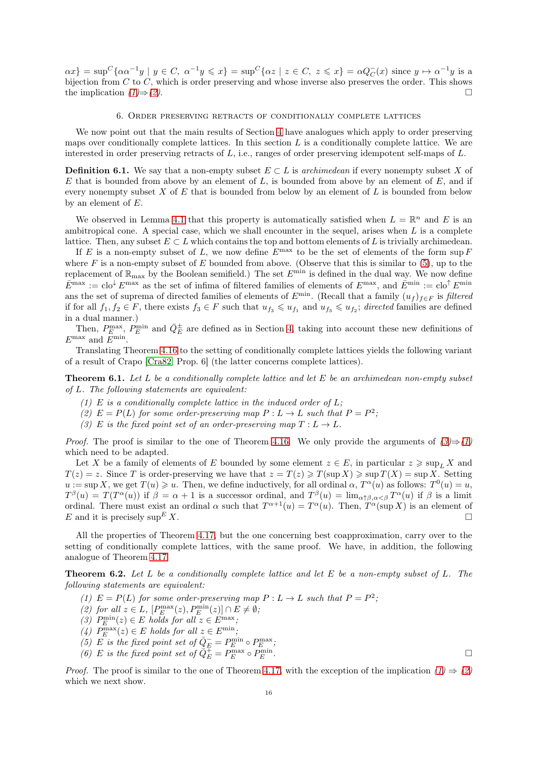$\alpha x\} = \sup^C\{\alpha\alpha^{-1}y \mid y \in C,\ \alpha^{-1}y \leqslant x\} = \sup^C\{\alpha z \mid z \in C,\ z \leqslant x\} = \alpha Q^-_C(x)$ since $y \mapsto \alpha^{-1}y$ is a bijection from $C$ to $C$, which is order preserving and whose inverse also preserves the order. This shows the implication (1)⇒(2). ☐

## 6. Order preserving retracts of conditionally complete lattices

We now point out that the main results of Section 4 have analogues which apply to order preserving maps over conditionally complete lattices. In this section $L$ is a conditionally complete lattice. We are interested in order preserving retracts of $L$, i.e., ranges of order preserving idempotent self-maps of $L$.

**Definition 6.1.** We say that a non-empty subset $E \subset L$ is *archimedean* if every nonempty subset $X$ of $E$ that is bounded from above by an element of $L$, is bounded from above by an element of $E$, and if every nonempty subset $X$ of $E$ that is bounded from below by an element of $L$ is bounded from below by an element of $E$.

We observed in Lemma 4.1 that this property is automatically satisfied when $L = \mathbb{R}^n$ and $E$ is an ambitropical cone. A special case, which we shall encounter in the sequel, arises when $L$ is a complete lattice. Then, any subset $E \subset L$ which contains the top and bottom elements of $L$ is trivially archimedean.

If $E$ is a non-empty subset of $L$, we now define $E^{\max}$ to be the set of elements of the form $\sup F$ where $F$ is a non-empty subset of $E$ bounded from above. (Observe that this is similar to (5), up to the replacement of $\mathbb{R}_{\max}$ by the Boolean semifield.) The set $E^{\min}$ is defined in the dual way. We now define $\bar{E}^{\max} := \operatorname{clo}^{\downarrow} E^{\max}$ as the set of infima of filtered families of elements of $E^{\max}$, and $\bar{E}^{\min} := \operatorname{clo}^{\uparrow} E^{\min}$ ans the set of suprema of directed families of elements of $E^{\min}$. (Recall that a family $(u_f)_{f\in F}$ is *filtered* if for all $f_1, f_2 \in F$, there exists $f_3 \in F$ such that $u_{f_3} \leqslant u_{f_1}$ and $u_{f_3} \leqslant u_{f_2}$; *directed* families are defined in a dual manner.)

Then, $P^{\max}_E$, $P^{\min}_E$ and $\bar{Q}^{\pm}_E$ are defined as in Section 4, taking into account these new definitions of $E^{\max}$ and $E^{\min}$.

Translating Theorem 4.16 to the setting of conditionally complete lattices yields the following variant of a result of Crapo [Cra82, Prop. 6] (the latter concerns complete lattices).

**Theorem 6.1.** *Let $L$ be a conditionally complete lattice and let $E$ be an archimedean non-empty subset of $L$. The following statements are equivalent:*

1. *$E$ is a conditionally complete lattice in the induced order of $L$;*
2. *$E = P(L)$ for some order-preserving map $P : L \to L$ such that $P = P^2$;*
3. *$E$ is the fixed point set of an order-preserving map $T : L \to L$.*

*Proof.* The proof is similar to the one of Theorem 4.16. We only provide the arguments of (3)⇒(1) which need to be adapted.

Let $X$ be a family of elements of $E$ bounded by some element $z \in E$, in particular $z \geqslant \sup_L X$ and $T(z) = z$. Since $T$ is order-preserving we have that $z = T(z) \geqslant T(\sup X) \geqslant \sup T(X) = \sup X$. Setting $u := \sup X$, we get $T(u) \geqslant u$. Then, we define inductively, for all ordinal $\alpha$, $T^\alpha(u)$ as follows: $T^0(u) = u$, $T^\beta(u) = T(T^\alpha(u))$ if $\beta = \alpha + 1$ is a successor ordinal, and $T^\beta(u) = \lim_{\alpha\uparrow\beta,\alpha<\beta} T^\alpha(u)$ if $\beta$ is a limit ordinal. There must exist an ordinal $\alpha$ such that $T^{\alpha+1}(u) = T^\alpha(u)$. Then, $T^\alpha(\sup X)$ is an element of $E$ and it is precisely $\sup^E X$. ☐

All the properties of Theorem 4.17, but the one concerning best coapproximation, carry over to the setting of conditionally complete lattices, with the same proof. We have, in addition, the following analogue of Theorem 4.17

**Theorem 6.2.** *Let $L$ be a conditionally complete lattice and let $E$ be a non-empty subset of $L$. The following statements are equivalent:*

1. *$E = P(L)$ for some order-preserving map $P : L \to L$ such that $P = P^2$;*
2. *for all $z \in L$, $[P^{\max}_E(z), P^{\min}_E(z)] \cap E \neq \emptyset$;*
3. *$P^{\min}_E(z) \in E$ holds for all $z \in E^{\max}$;*
4. *$P^{\max}_E(z) \in E$ holds for all $z \in E^{\min}$;*
5. *$E$ is the fixed point set of $\bar{Q}^-_E = P^{\min}_E \circ P^{\max}_E$;*
6. *$E$ is the fixed point set of $\bar{Q}^+_E = P^{\max}_E \circ P^{\min}_E$.* ☐

*Proof.* The proof is similar to the one of Theorem 4.17, with the exception of the implication (1) ⇒ (2) which we next show.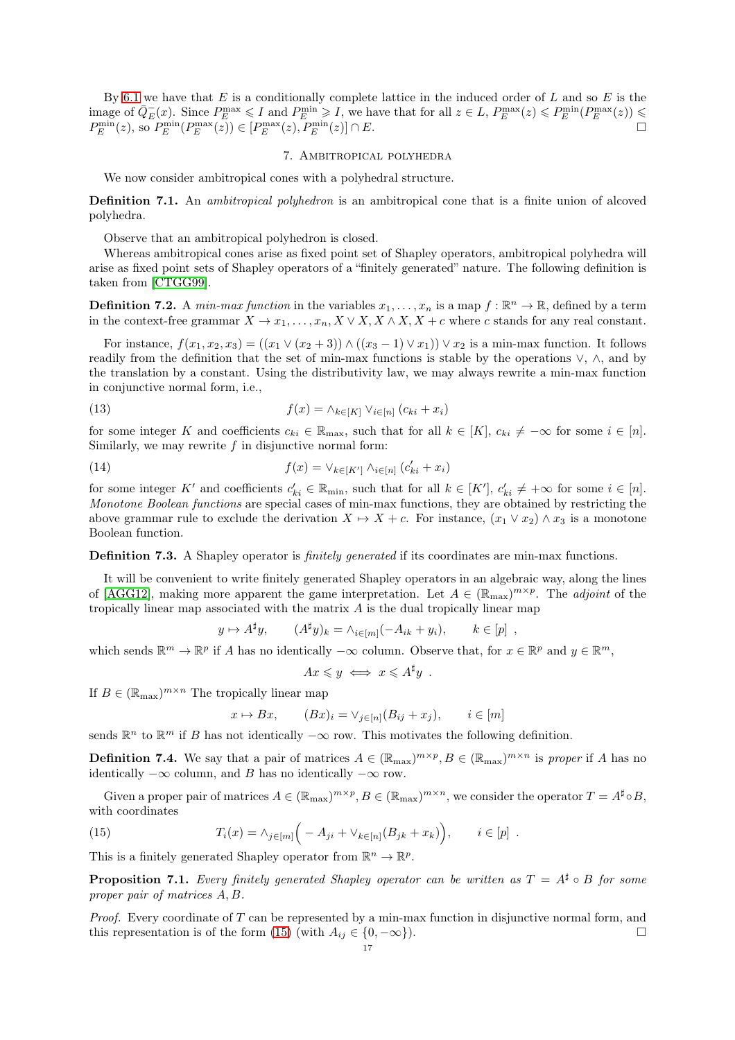By 6.1 we have that $E$ is a conditionally complete lattice in the induced order of $L$ and so $E$ is the image of $\bar{Q}^-_E(x)$. Since $P_E^{\max} \leqslant I$ and $P_E^{\min} \geqslant I$, we have that for all $z \in L$, $P_E^{\max}(z) \leqslant P_E^{\min}(P_E^{\max}(z)) \leqslant P_E^{\min}(z)$, so $P_E^{\min}(P_E^{\max}(z)) \in [P_E^{\max}(z), P_E^{\min}(z)] \cap E$. $\square$

## 7. Ambitropical polyhedra

We now consider ambitropical cones with a polyhedral structure.

**Definition 7.1.** An *ambitropical polyhedron* is an ambitropical cone that is a finite union of alcoved polyhedra.

Observe that an ambitropical polyhedron is closed.

Whereas ambitropical cones arise as fixed point set of Shapley operators, ambitropical polyhedra will arise as fixed point sets of Shapley operators of a "finitely generated" nature. The following definition is taken from [CTGG99].

**Definition 7.2.** A *min-max function* in the variables $x_1, \dots, x_n$ is a map $f : \mathbb{R}^n \to \mathbb{R}$, defined by a term in the context-free grammar $X \to x_1, \dots, x_n, X \vee X, X \wedge X, X + c$ where $c$ stands for any real constant.

For instance, $f(x_1, x_2, x_3) = ((x_1 \vee (x_2 + 3)) \wedge ((x_3 - 1) \vee x_1)) \vee x_2$ is a min-max function. It follows readily from the definition that the set of min-max functions is stable by the operations $\vee$, $\wedge$, and by the translation by a constant. Using the distributivity law, we may always rewrite a min-max function in conjunctive normal form, i.e.,

$$f(x) = \wedge_{k\in[K]} \vee_{i\in[n]} (c_{ki} + x_i) \tag{13}$$

for some integer $K$ and coefficients $c_{ki} \in \mathbb{R}_{\max}$, such that for all $k \in [K]$, $c_{ki} \neq -\infty$ for some $i \in [n]$. Similarly, we may rewrite $f$ in disjunctive normal form:

$$f(x) = \vee_{k\in[K']} \wedge_{i\in[n]} (c'_{ki} + x_i) \tag{14}$$

for some integer $K'$ and coefficients $c'_{ki} \in \mathbb{R}_{\min}$, such that for all $k \in [K']$, $c'_{ki} \neq +\infty$ for some $i \in [n]$. *Monotone Boolean functions* are special cases of min-max functions, they are obtained by restricting the above grammar rule to exclude the derivation $X \mapsto X + c$. For instance, $(x_1 \vee x_2) \wedge x_3$ is a monotone Boolean function.

**Definition 7.3.** A Shapley operator is *finitely generated* if its coordinates are min-max functions.

It will be convenient to write finitely generated Shapley operators in an algebraic way, along the lines of [AGG12], making more apparent the game interpretation. Let $A \in (\mathbb{R}_{\max})^{m\times p}$. The *adjoint* of the tropically linear map associated with the matrix $A$ is the dual tropically linear map

$$y \mapsto A^\sharp y, \qquad (A^\sharp y)_k = \wedge_{i\in[m]}(-A_{ik} + y_i), \qquad k \in [p] \ ,$$

which sends $\mathbb{R}^m \to \mathbb{R}^p$ if $A$ has no identically $-\infty$ column. Observe that, for $x \in \mathbb{R}^p$ and $y \in \mathbb{R}^m$,

$$Ax \leqslant y \iff x \leqslant A^\sharp y \ .$$

If $B \in (\mathbb{R}_{\max})^{m\times n}$ The tropically linear map

$$x \mapsto Bx, \qquad (Bx)_i = \vee_{j\in[n]}(B_{ij} + x_j), \qquad i \in [m]$$

sends $\mathbb{R}^n$ to $\mathbb{R}^m$ if $B$ has not identically $-\infty$ row. This motivates the following definition.

**Definition 7.4.** We say that a pair of matrices $A \in (\mathbb{R}_{\max})^{m\times p}, B \in (\mathbb{R}_{\max})^{m\times n}$ is *proper* if $A$ has no identically $-\infty$ column, and $B$ has no identically $-\infty$ row.

Given a proper pair of matrices $A \in (\mathbb{R}_{\max})^{m\times p}, B \in (\mathbb{R}_{\max})^{m\times n}$, we consider the operator $T = A^\sharp \circ B$, with coordinates

$$T_i(x) = \wedge_{j\in[m]}\Big( - A_{ji} + \vee_{k\in[n]}(B_{jk} + x_k)\Big), \qquad i \in [p] \ . \tag{15}$$

This is a finitely generated Shapley operator from $\mathbb{R}^n \to \mathbb{R}^p$.

**Proposition 7.1.** *Every finitely generated Shapley operator can be written as $T = A^\sharp \circ B$ for some proper pair of matrices $A, B$.*

*Proof.* Every coordinate of $T$ can be represented by a min-max function in disjunctive normal form, and this representation is of the form (15) (with $A_{ij} \in \{0, -\infty\}$). $\square$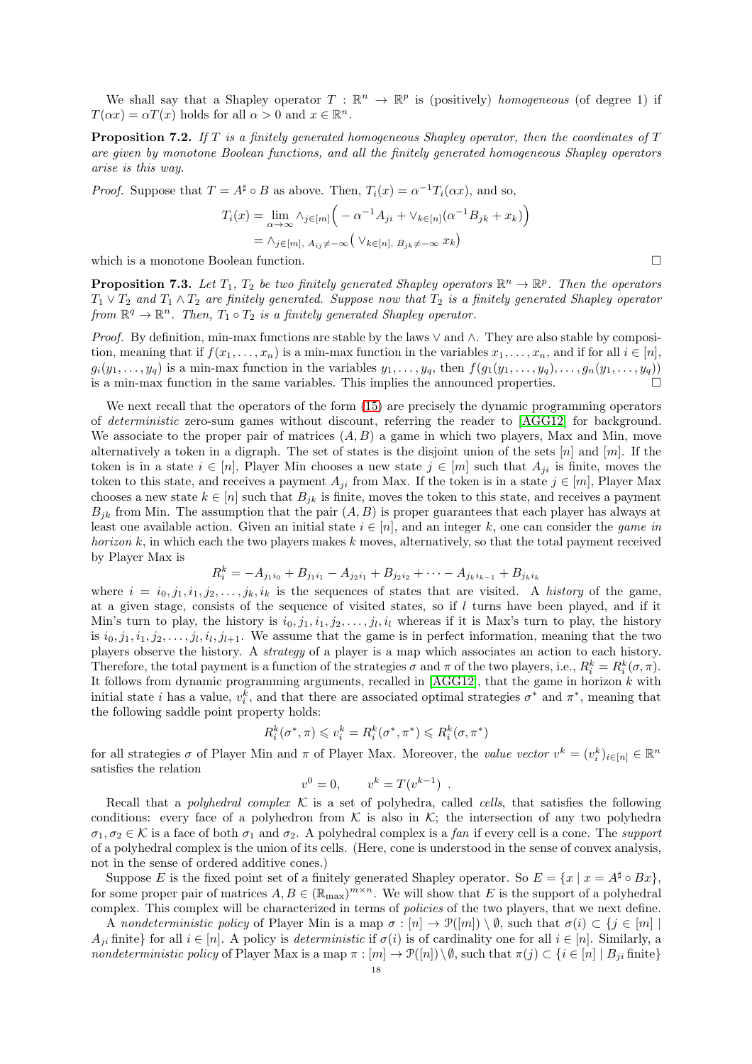We shall say that a Shapley operator $T : \mathbb{R}^n \to \mathbb{R}^p$ is (positively) *homogeneous* (of degree 1) if $T(\alpha x) = \alpha T(x)$ holds for all $\alpha > 0$ and $x \in \mathbb{R}^n$.

**Proposition 7.2.** *If $T$ is a finitely generated homogeneous Shapley operator, then the coordinates of $T$ are given by monotone Boolean functions, and all the finitely generated homogeneous Shapley operators arise is this way.*

*Proof.* Suppose that $T = A^\sharp \circ B$ as above. Then, $T_i(x) = \alpha^{-1}T_i(\alpha x)$, and so,

$$T_i(x) = \lim_{\alpha\to\infty} \wedge_{j\in[m]}\Big( -\alpha^{-1}A_{ji} + \vee_{k\in[n]}(\alpha^{-1}B_{jk} + x_k)\Big)$$
$$= \wedge_{j\in[m],\ A_{ij}\neq -\infty}\big( \vee_{k\in[n],\ B_{jk}\neq -\infty}\, x_k\big)$$

which is a monotone Boolean function. □

**Proposition 7.3.** *Let $T_1$, $T_2$ be two finitely generated Shapley operators $\mathbb{R}^n \to \mathbb{R}^p$. Then the operators $T_1 \vee T_2$ and $T_1 \wedge T_2$ are finitely generated. Suppose now that $T_2$ is a finitely generated Shapley operator from $\mathbb{R}^q \to \mathbb{R}^n$. Then, $T_1 \circ T_2$ is a finitely generated Shapley operator.*

*Proof.* By definition, min-max functions are stable by the laws $\vee$ and $\wedge$. They are also stable by composition, meaning that if $f(x_1,\dots,x_n)$ is a min-max function in the variables $x_1,\dots,x_n$, and if for all $i\in[n]$, $g_i(y_1,\dots,y_q)$ is a min-max function in the variables $y_1,\dots,y_q$, then $f(g_1(y_1,\dots,y_q),\dots,g_n(y_1,\dots,y_q))$ is a min-max function in the same variables. This implies the announced properties. □

We next recall that the operators of the form (15) are precisely the dynamic programming operators of *deterministic* zero-sum games without discount, referring the reader to [AGG12] for background. We associate to the proper pair of matrices $(A, B)$ a game in which two players, Max and Min, move alternatively a token in a digraph. The set of states is the disjoint union of the sets $[n]$ and $[m]$. If the token is in a state $i \in [n]$, Player Min chooses a new state $j \in [m]$ such that $A_{ji}$ is finite, moves the token to this state, and receives a payment $A_{ji}$ from Max. If the token is in a state $j \in [m]$, Player Max chooses a new state $k \in [n]$ such that $B_{jk}$ is finite, moves the token to this state, and receives a payment $B_{jk}$ from Min. The assumption that the pair $(A, B)$ is proper guarantees that each player has always at least one available action. Given an initial state $i \in [n]$, and an integer $k$, one can consider the *game in horizon* $k$, in which each the two players makes $k$ moves, alternatively, so that the total payment received by Player Max is

$$R^k_i = -A_{j_1 i_0} + B_{j_1 i_1} - A_{j_2 i_1} + B_{j_2 i_2} + \cdots - A_{j_k i_{k-1}} + B_{j_k i_k}$$

where $i = i_0, j_1, i_1, j_2, \dots, j_k, i_k$ is the sequences of states that are visited. A *history* of the game, at a given stage, consists of the sequence of visited states, so if $l$ turns have been played, and if it Min's turn to play, the history is $i_0, j_1, i_1, j_2, \dots, j_l, i_l$ whereas if it is Max's turn to play, the history is $i_0, j_1, i_1, i_2, \dots, j_l, i_l, j_{l+1}$. We assume that the game is in perfect information, meaning that the two players observe the history. A *strategy* of a player is a map which associates an action to each history. Therefore, the total payment is a function of the strategies $\sigma$ and $\pi$ of the two players, i.e., $R^k_i = R^k_i(\sigma, \pi)$. It follows from dynamic programming arguments, recalled in [AGG12], that the game in horizon $k$ with initial state $i$ has a value, $v^k_i$, and that there are associated optimal strategies $\sigma^*$ and $\pi^*$, meaning that the following saddle point property holds:

$$R^k_i(\sigma^*, \pi) \leqslant v^k_i = R^k_i(\sigma^*, \pi^*) \leqslant R^k_i(\sigma, \pi^*)$$

for all strategies $\sigma$ of Player Min and $\pi$ of Player Max. Moreover, the *value vector* $v^k = (v^k_i)_{i\in[n]} \in \mathbb{R}^n$ satisfies the relation

$$v^0 = 0, \qquad v^k = T(v^{k-1}) \ .$$

Recall that a *polyhedral complex* $\mathcal{K}$ is a set of polyhedra, called *cells*, that satisfies the following conditions: every face of a polyhedron from $\mathcal{K}$ is also in $\mathcal{K}$; the intersection of any two polyhedra $\sigma_1, \sigma_2 \in \mathcal{K}$ is a face of both $\sigma_1$ and $\sigma_2$. A polyhedral complex is a *fan* if every cell is a cone. The *support* of a polyhedral complex is the union of its cells. (Here, cone is understood in the sense of convex analysis, not in the sense of ordered additive cones.)

Suppose $E$ is the fixed point set of a finitely generated Shapley operator. So $E = \{x \mid x = A^\sharp \circ Bx\}$, for some proper pair of matrices $A, B \in (\mathbb{R}_{\max})^{m\times n}$. We will show that $E$ is the support of a polyhedral complex. This complex will be characterized in terms of *policies* of the two players, that we next define.

A *nondeterministic policy* of Player Min is a map $\sigma : [n] \to \mathcal{P}([m]) \setminus \emptyset$, such that $\sigma(i) \subset \{j \in [m] \mid A_{ji} \text{ finite}\}$ for all $i \in [n]$. A policy is *deterministic* if $\sigma(i)$ is of cardinality one for all $i \in [n]$. Similarly, a *nondeterministic policy* of Player Max is a map $\pi : [m] \to \mathcal{P}([n]) \setminus \emptyset$, such that $\pi(j) \subset \{i \in [n] \mid B_{ji} \text{ finite}\}$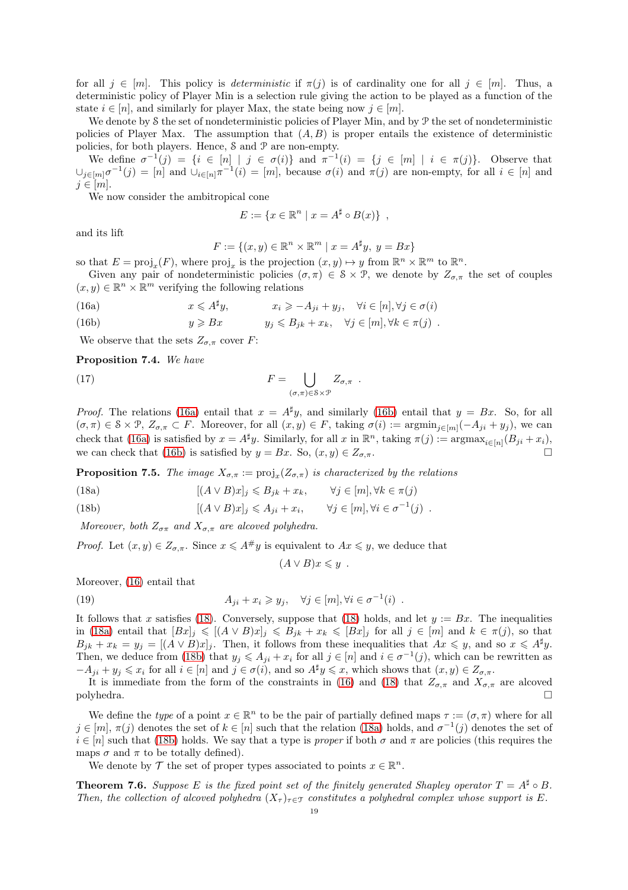for all $j \in [m]$. This policy is *deterministic* if $\pi(j)$ is of cardinality one for all $j \in [m]$. Thus, a deterministic policy of Player Min is a selection rule giving the action to be played as a function of the state $i \in [n]$, and similarly for player Max, the state being now $j \in [m]$.

We denote by $\mathcal{S}$ the set of nondeterministic policies of Player Min, and by $\mathcal{P}$ the set of nondeterministic policies of Player Max. The assumption that $(A, B)$ is proper entails the existence of deterministic policies, for both players. Hence, $\mathcal{S}$ and $\mathcal{P}$ are non-empty.

We define $\sigma^{-1}(j) = \{i \in [n] \mid j \in \sigma(i)\}$ and $\pi^{-1}(i) = \{j \in [m] \mid i \in \pi(j)\}$. Observe that $\cup_{j\in[m]}\sigma^{-1}(j) = [n]$ and $\cup_{i\in[n]}\pi^{-1}(i) = [m]$, because $\sigma(i)$ and $\pi(j)$ are non-empty, for all $i \in [n]$ and $j \in [m]$.

We now consider the ambitropical cone

$$E := \{x \in \mathbb{R}^n \mid x = A^\sharp \circ B(x)\} \enspace ,$$

and its lift

$$F := \{(x, y) \in \mathbb{R}^n \times \mathbb{R}^m \mid x = A^\sharp y,\ y = Bx\}$$

so that $E = \text{proj}_x(F)$, where $\text{proj}_x$ is the projection $(x, y) \mapsto y$ from $\mathbb{R}^n \times \mathbb{R}^m$ to $\mathbb{R}^n$.

Given any pair of nondeterministic policies $(\sigma, \pi) \in \mathcal{S} \times \mathcal{P}$, we denote by $Z_{\sigma,\pi}$ the set of couples $(x, y) \in \mathbb{R}^n \times \mathbb{R}^m$ verifying the following relations

$$x \leqslant A^\sharp y, \qquad x_i \geqslant -A_{ji} + y_j, \quad \forall i \in [n], \forall j \in \sigma(i) \tag{16a}$$

$$y \geqslant Bx \qquad y_j \leqslant B_{jk} + x_k, \quad \forall j \in [m], \forall k \in \pi(j) \enspace . \tag{16b}$$

We observe that the sets $Z_{\sigma,\pi}$ cover $F$:

**Proposition 7.4.** *We have*

$$F = \bigcup_{(\sigma,\pi)\in\mathcal{S}\times\mathcal{P}} Z_{\sigma,\pi} \enspace . \tag{17}$$

*Proof.* The relations (16a) entail that $x = A^\sharp y$, and similarly (16b) entail that $y = Bx$. So, for all $(\sigma, \pi) \in \mathcal{S} \times \mathcal{P}$, $Z_{\sigma,\pi} \subset F$. Moreover, for all $(x, y) \in F$, taking $\sigma(i) := \text{argmin}_{j\in[m]}(-A_{ji} + y_j)$, we can check that (16a) is satisfied by $x = A^\sharp y$. Similarly, for all $x$ in $\mathbb{R}^n$, taking $\pi(j) := \text{argmax}_{i\in[n]}(B_{ji} + x_i)$, we can check that (16b) is satisfied by $y = Bx$. So, $(x, y) \in Z_{\sigma,\pi}$. □

**Proposition 7.5.** *The image $X_{\sigma,\pi} := \text{proj}_x(Z_{\sigma,\pi})$ is characterized by the relations*

$$[(A \vee B)x]_j \leqslant B_{jk} + x_k, \qquad \forall j \in [m], \forall k \in \pi(j) \tag{18a}$$

$$[(A \vee B)x]_j \leqslant A_{ji} + x_i, \qquad \forall j \in [m], \forall i \in \sigma^{-1}(j) \enspace . \tag{18b}$$

*Moreover, both $Z_{\sigma\pi}$ and $X_{\sigma,\pi}$ are alcoved polyhedra.*

*Proof.* Let $(x, y) \in Z_{\sigma,\pi}$. Since $x \leqslant A^\# y$ is equivalent to $Ax \leqslant y$, we deduce that

$$(A \vee B)x \leqslant y \enspace .$$

Moreover, (16) entail that

$$A_{ji} + x_i \geqslant y_j, \quad \forall j \in [m], \forall i \in \sigma^{-1}(i) \enspace . \tag{19}$$

It follows that $x$ satisfies (18). Conversely, suppose that (18) holds, and let $y := Bx$. The inequalities in (18a) entail that $[Bx]_j \leqslant [(A \vee B)x]_j \leqslant B_{jk} + x_k \leqslant [Bx]_j$ for all $j \in [m]$ and $k \in \pi(j)$, so that $B_{jk} + x_k = y_j = [(A \vee B)x]_j$. Then, it follows from these inequalities that $Ax \leqslant y$, and so $x \leqslant A^\sharp y$. Then, we deduce from (18b) that $y_j \leqslant A_{ji} + x_i$ for all $j \in [n]$ and $i \in \sigma^{-1}(j)$, which can be rewritten as $-A_{ji} + y_j \leqslant x_i$ for all $i \in [n]$ and $j \in \sigma(i)$, and so $A^\sharp y \leqslant x$, which shows that $(x, y) \in Z_{\sigma,\pi}$.

It is immediate from the form of the constraints in (16) and (18) that $Z_{\sigma,\pi}$ and $X_{\sigma,\pi}$ are alcoved polyhedra. □

We define the *type* of a point $x \in \mathbb{R}^n$ to be the pair of partially defined maps $\tau := (\sigma, \pi)$ where for all $j \in [m]$, $\pi(j)$ denotes the set of $k \in [n]$ such that the relation (18a) holds, and $\sigma^{-1}(j)$ denotes the set of $i \in [n]$ such that (18b) holds. We say that a type is *proper* if both $\sigma$ and $\pi$ are policies (this requires the maps $\sigma$ and $\pi$ to be totally defined).

We denote by $\mathcal{T}$ the set of proper types associated to points $x \in \mathbb{R}^n$.

**Theorem 7.6.** *Suppose $E$ is the fixed point set of the finitely generated Shapley operator $T = A^\sharp \circ B$. Then, the collection of alcoved polyhedra $(X_\tau)_{\tau\in\mathcal{T}}$ constitutes a polyhedral complex whose support is $E$.*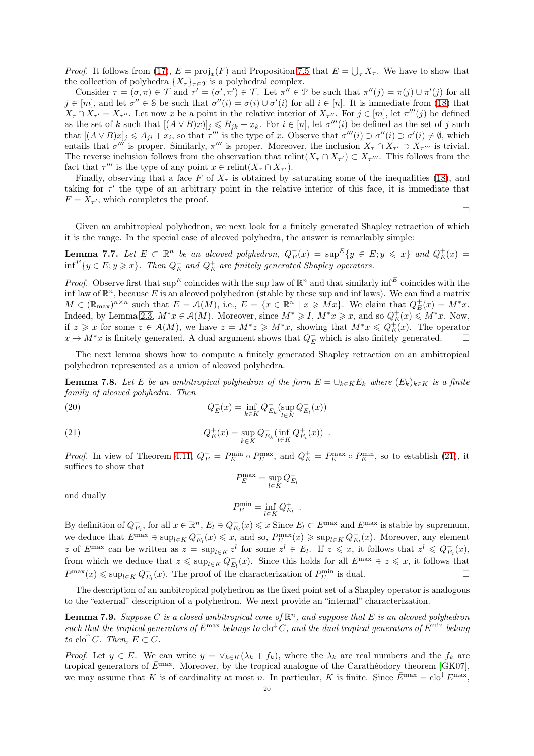*Proof.* It follows from (17), $E = \mathrm{proj}_x(F)$ and Proposition 7.5 that $E = \bigcup_\tau X_\tau$. We have to show that the collection of polyhedra $\{X_\tau\}_{\tau\in\mathcal{T}}$ is a polyhedral complex.

Consider $\tau = (\sigma,\pi) \in \mathcal{T}$ and $\tau' = (\sigma',\pi') \in \mathcal{T}$. Let $\pi'' \in \mathcal{P}$ be such that $\pi''(j) = \pi(j) \cup \pi'(j)$ for all $j \in [m]$, and let $\sigma'' \in \mathcal{S}$ be such that $\sigma''(i) = \sigma(i) \cup \sigma'(i)$ for all $i \in [n]$. It is immediate from (18) that $X_\tau \cap X_{\tau'} = X_{\tau''}$. Let now $x$ be a point in the relative interior of $X_{\tau''}$. For $j \in [m]$, let $\pi'''(j)$ be defined as the set of $k$ such that $[(A \vee B)x)]_j \leqslant B_{jk} + x_k$. For $i \in [n]$, let $\sigma'''(i)$ be defined as the set of $j$ such that $[(A \vee B)x]_j \leqslant A_{ji} + x_i$, so that $\tau'''$ is the type of $x$. Observe that $\sigma'''(i) \supset \sigma''(i) \supset \sigma'(i) \neq \emptyset$, which entails that $\sigma'''$ is proper. Similarly, $\pi'''$ is proper. Moreover, the inclusion $X_\tau \cap X_{\tau'} \supset X_{\tau'''}$ is trivial. The reverse inclusion follows from the observation that $\mathrm{relint}(X_\tau \cap X_{\tau'}) \subset X_{\tau'''}$. This follows from the fact that $\tau'''$ is the type of any point $x \in \mathrm{relint}(X_\tau \cap X_{\tau'})$.

Finally, observing that a face $F$ of $X_\tau$ is obtained by saturating some of the inequalities (18), and taking for $\tau'$ the type of an arbitrary point in the relative interior of this face, it is immediate that $F = X_{\tau'}$, which completes the proof. □

Given an ambitropical polyhedron, we next look for a finitely generated Shapley retraction of which it is the range. In the special case of alcoved polyhedra, the answer is remarkably simple:

**Lemma 7.7.** *Let $E \subset \mathbb{R}^n$ be an alcoved polyhedron, $Q^-_E(x) = \sup^E\{y \in E; y \leqslant x\}$ and $Q^+_E(x) = \inf^E\{y \in E; y \geqslant x\}$. Then $Q^-_E$ and $Q^+_E$ are finitely generated Shapley operators.*

*Proof.* Observe first that $\sup^E$ coincides with the sup law of $\mathbb{R}^n$ and that similarly $\inf^E$ coincides with the inf law of $\mathbb{R}^n$, because $E$ is an alcoved polyhedron (stable by these sup and inf laws). We can find a matrix $M \in (\mathbb{R}_{\max})^{n\times n}$ such that $E = \mathcal{A}(M)$, i.e., $E = \{x \in \mathbb{R}^n \mid x \geqslant Mx\}$. We claim that $Q^+_E(x) = M^*x$. Indeed, by Lemma 2.3, $M^*x \in \mathcal{A}(M)$. Moreover, since $M^* \geqslant I$, $M^*x \geqslant x$, and so $Q^+_E(x) \leqslant M^*x$. Now, if $z \geqslant x$ for some $z \in \mathcal{A}(M)$, we have $z = M^*z \geqslant M^*x$, showing that $M^*x \leqslant Q^+_E(x)$. The operator $x \mapsto M^*x$ is finitely generated. A dual argument shows that $Q^-_E$ which is also finitely generated. □

The next lemma shows how to compute a finitely generated Shapley retraction on an ambitropical polyhedron represented as a union of alcoved polyhedra.

**Lemma 7.8.** *Let $E$ be an ambitropical polyhedron of the form $E = \cup_{k\in K} E_k$ where $(E_k)_{k\in K}$ is a finite family of alcoved polyhedra. Then*

$$Q^-_E(x) = \inf_{k\in K} Q^+_{E_k}(\sup_{l\in K} Q^-_{E_l}(x)) \tag{20}$$

$$Q^+_E(x) = \sup_{k\in K} Q^-_{E_k}(\inf_{l\in K} Q^+_{E_l}(x)) \ . \tag{21}$$

*Proof.* In view of Theorem 4.11, $Q^-_E = P^{\min}_E \circ P^{\max}_E$, and $Q^+_E = P^{\max}_E \circ P^{\min}_E$, so to establish (21), it suffices to show that

$$P^{\max}_E = \sup_{l\in K} Q^-_{E_l}$$

and dually

$$P^{\min}_E = \inf_{l\in K} Q^+_{E_l} \ .$$

By definition of $Q^-_{E_l}$, for all $x \in \mathbb{R}^n$, $E_l \ni Q^-_{E_l}(x) \leqslant x$ Since $E_l \subset E^{\max}$ and $E^{\max}$ is stable by supremum, we deduce that $E^{\max} \ni \sup_{l\in K} Q^-_{E_l}(x) \leqslant x$, and so, $P^{\max}_E(x) \geqslant \sup_{l\in K} Q^-_{E_l}(x)$. Moreover, any element $z$ of $E^{\max}$ can be written as $z = \sup_{l\in K} z^l$ for some $z^l \in E_l$. If $z \leqslant x$, it follows that $z^l \leqslant Q^-_{E_l}(x)$, from which we deduce that $z \leqslant \sup_{l\in K} Q^-_{E_l}(x)$. Since this holds for all $E^{\max} \ni z \leqslant x$, it follows that $P^{\max}(x) \leqslant \sup_{l\in K} Q^-_{E_l}(x)$. The proof of the characterization of $P^{\min}_E$ is dual. □

The description of an ambitropical polyhedron as the fixed point set of a Shapley operator is analogous to the "external" description of a polyhedron. We next provide an "internal" characterization.

**Lemma 7.9.** *Suppose $C$ is a closed ambitropical cone of $\mathbb{R}^n$, and suppose that $E$ is an alcoved polyhedron such that the tropical generators of $\bar{E}^{\max}$ belongs to $\mathrm{clo}^{\downarrow} C$, and the dual tropical generators of $\bar{E}^{\min}$ belong to $\mathrm{clo}^{\uparrow} C$. Then, $E \subset C$.*

*Proof.* Let $y \in E$. We can write $y = \vee_{k\in K}(\lambda_k + f_k)$, where the $\lambda_k$ are real numbers and the $f_k$ are tropical generators of $\bar{E}^{\max}$. Moreover, by the tropical analogue of the Carathéodory theorem [GK07], we may assume that $K$ is of cardinality at most $n$. In particular, $K$ is finite. Since $\bar{E}^{\max} = \mathrm{clo}^{\downarrow} E^{\max}$,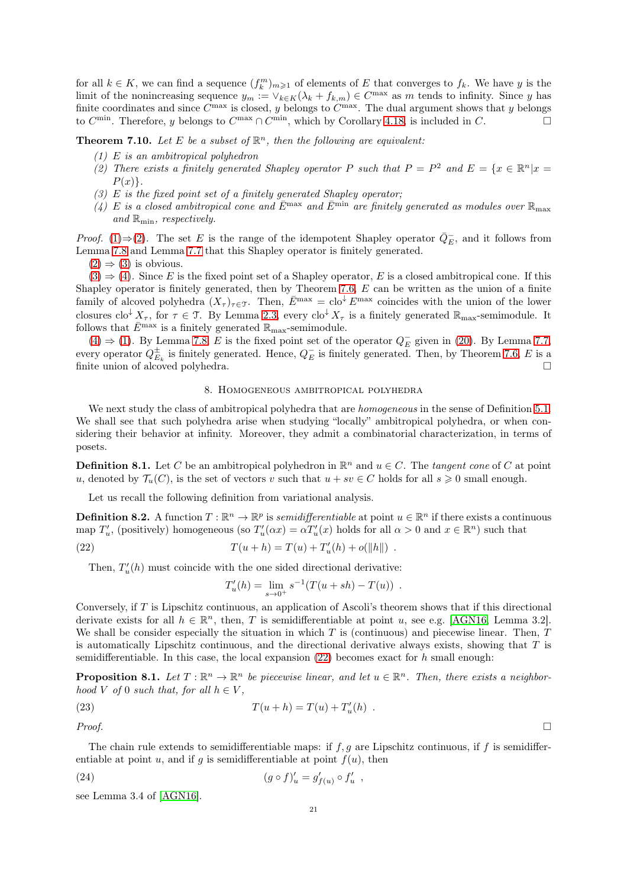for all $k \in K$, we can find a sequence $(f_k^m)_{m\geqslant 1}$ of elements of $E$ that converges to $f_k$. We have $y$ is the limit of the nonincreasing sequence $y_m := \vee_{k\in K}(\lambda_k + f_{k,m}) \in C^{\max}$ as $m$ tends to infinity. Since $y$ has finite coordinates and since $C^{\max}$ is closed, $y$ belongs to $C^{\max}$. The dual argument shows that $y$ belongs to $C^{\min}$. Therefore, $y$ belongs to $C^{\max} \cap C^{\min}$, which by Corollary 4.18, is included in $C$. □

**Theorem 7.10.** *Let $E$ be a subset of $\mathbb{R}^n$, then the following are equivalent:*

1. *$E$ is an ambitropical polyhedron*
2. *There exists a finitely generated Shapley operator $P$ such that $P = P^2$ and $E = \{x \in \mathbb{R}^n | x = P(x)\}$.*
3. *$E$ is the fixed point set of a finitely generated Shapley operator;*
4. *$E$ is a closed ambitropical cone and $\bar{E}^{\max}$ and $\bar{E}^{\min}$ are finitely generated as modules over $\mathbb{R}_{\max}$ and $\mathbb{R}_{\min}$, respectively.*

*Proof.* (1)⇒(2). The set $E$ is the range of the idempotent Shapley operator $\bar{Q}_E^-$, and it follows from Lemma 7.8 and Lemma 7.7 that this Shapley operator is finitely generated.

(2) ⇒ (3) is obvious.

(3) ⇒ (4). Since $E$ is the fixed point set of a Shapley operator, $E$ is a closed ambitropical cone. If this Shapley operator is finitely generated, then by Theorem 7.6, $E$ can be written as the union of a finite family of alcoved polyhedra $(X_\tau)_{\tau\in\mathcal{T}}$. Then, $\bar{E}^{\max} = \mathrm{clo}^{\downarrow} E^{\max}$ coincides with the union of the lower closures $\mathrm{clo}^{\downarrow} X_\tau$, for $\tau \in \mathcal{T}$. By Lemma 2.3, every $\mathrm{clo}^{\downarrow} X_\tau$ is a finitely generated $\mathbb{R}_{\max}$-semimodule. It follows that $\bar{E}^{\max}$ is a finitely generated $\mathbb{R}_{\max}$-semimodule.

(4) ⇒ (1). By Lemma 7.8, $E$ is the fixed point set of the operator $Q_E^-$ given in (20). By Lemma 7.7, every operator $Q_{E_k}^{\pm}$ is finitely generated. Hence, $Q_E^-$ is finitely generated. Then, by Theorem 7.6, $E$ is a finite union of alcoved polyhedra. □

## 8. Homogeneous ambitropical polyhedra

We next study the class of ambitropical polyhedra that are *homogeneous* in the sense of Definition 5.1. We shall see that such polyhedra arise when studying "locally" ambitropical polyhedra, or when considering their behavior at infinity. Moreover, they admit a combinatorial characterization, in terms of posets.

**Definition 8.1.** Let $C$ be an ambitropical polyhedron in $\mathbb{R}^n$ and $u \in C$. The *tangent cone* of $C$ at point $u$, denoted by $\mathcal{T}_u(C)$, is the set of vectors $v$ such that $u + sv \in C$ holds for all $s \geqslant 0$ small enough.

Let us recall the following definition from variational analysis.

**Definition 8.2.** A function $T : \mathbb{R}^n \to \mathbb{R}^p$ is *semidifferentiable* at point $u \in \mathbb{R}^n$ if there exists a continuous map $T'_u$, (positively) homogeneous (so $T'_u(\alpha x) = \alpha T'_u(x)$ holds for all $\alpha > 0$ and $x \in \mathbb{R}^n$) such that

$$T(u + h) = T(u) + T'_u(h) + o(\|h\|) \ . \tag{22}$$

Then, $T'_u(h)$ must coincide with the one sided directional derivative:

$$T'_u(h) = \lim_{s\to 0^+} s^{-1}(T(u + sh) - T(u)) \ .$$

Conversely, if $T$ is Lipschitz continuous, an application of Ascoli's theorem shows that if this directional derivate exists for all $h \in \mathbb{R}^n$, then, $T$ is semidifferentiable at point $u$, see e.g. [AGN16, Lemma 3.2]. We shall be consider especially the situation in which $T$ is (continuous) and piecewise linear. Then, $T$ is automatically Lipschitz continuous, and the directional derivative always exists, showing that $T$ is semidifferentiable. In this case, the local expansion (22) becomes exact for $h$ small enough:

**Proposition 8.1.** *Let $T : \mathbb{R}^n \to \mathbb{R}^n$ be piecewise linear, and let $u \in \mathbb{R}^n$. Then, there exists a neighborhood $V$ of $0$ such that, for all $h \in V$,*

$$T(u + h) = T(u) + T'_u(h) \ . \tag{23}$$

*Proof.* □

The chain rule extends to semidifferentiable maps: if $f, g$ are Lipschitz continuous, if $f$ is semidifferentiable at point $u$, and if $g$ is semidifferentiable at point $f(u)$, then

$$(g \circ f)'_u = g'_{f(u)} \circ f'_u \ , \tag{24}$$

see Lemma 3.4 of [AGN16].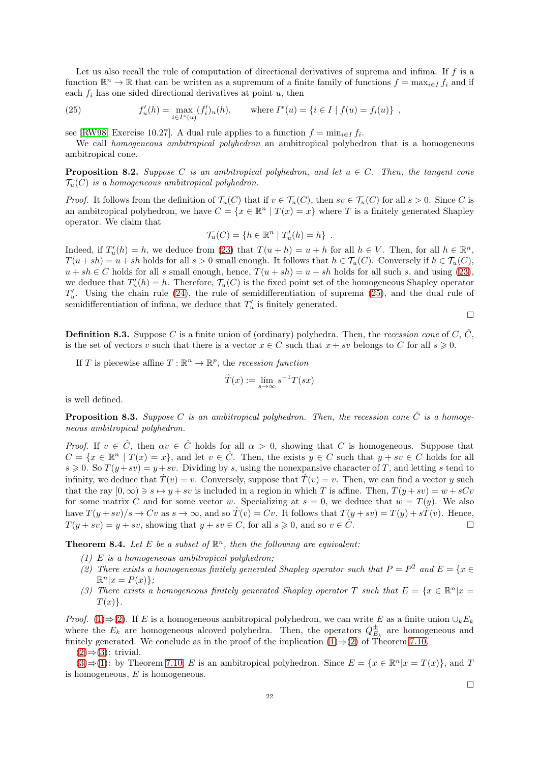Let us also recall the rule of computation of directional derivatives of suprema and infima. If $f$ is a function $\mathbb{R}^n \to \mathbb{R}$ that can be written as a supremum of a finite family of functions $f = \max_{i\in I} f_i$ and if each $f_i$ has one sided directional derivatives at point $u$, then

$$
f'_u(h) = \max_{i\in I^*(u)} (f'_i)_u(h), \qquad \text{where } I^*(u) = \{i \in I \mid f(u) = f_i(u)\} \ , \tag{25}
$$

see [RW98, Exercise 10.27]. A dual rule applies to a function $f = \min_{i\in I} f_i$.

We call *homogeneous ambitropical polyhedron* an ambitropical polyhedron that is a homogeneous ambitropical cone.

**Proposition 8.2.** *Suppose $C$ is an ambitropical polyhedron, and let $u \in C$. Then, the tangent cone $\mathcal{T}_u(C)$ is a homogeneous ambitropical polyhedron.*

*Proof.* It follows from the definition of $\mathcal{T}_u(C)$ that if $v \in \mathcal{T}_u(C)$, then $sv \in \mathcal{T}_u(C)$ for all $s > 0$. Since $C$ is an ambitropical polyhedron, we have $C = \{x \in \mathbb{R}^n \mid T(x) = x\}$ where $T$ is a finitely generated Shapley operator. We claim that

$$
\mathcal{T}_u(C) = \{h \in \mathbb{R}^n \mid T'_u(h) = h\} \ .
$$

Indeed, if $T'_u(h) = h$, we deduce from (23) that $T(u + h) = u + h$ for all $h \in V$. Then, for all $h \in \mathbb{R}^n$, $T(u + sh) = u + sh$ holds for all $s > 0$ small enough. It follows that $h \in \mathcal{T}_u(C)$. Conversely if $h \in \mathcal{T}_u(C)$, $u + sh \in C$ holds for all $s$ small enough, hence, $T(u + sh) = u + sh$ holds for all such $s$, and using (23), we deduce that $T'_u(h) = h$. Therefore, $\mathcal{T}_u(C)$ is the fixed point set of the homogeneous Shapley operator $T'_u$. Using the chain rule (24), the rule of semidifferentiation of suprema (25), and the dual rule of semidifferentiation of infima, we deduce that $T'_u$ is finitely generated.

□

**Definition 8.3.** Suppose $C$ is a finite union of (ordinary) polyhedra. Then, the *recession cone* of $C$, $\hat{C}$, is the set of vectors $v$ such that there is a vector $x \in C$ such that $x + sv$ belongs to $C$ for all $s \geqslant 0$.

If $T$ is piecewise affine $T : \mathbb{R}^n \to \mathbb{R}^p$, the *recession function*

$$
\hat{T}(x) := \lim_{s\to\infty} s^{-1}T(sx)
$$

is well defined.

**Proposition 8.3.** *Suppose $C$ is an ambitropical polyhedron. Then, the recession cone $\hat{C}$ is a homogeneous ambitropical polyhedron.*

*Proof.* If $v \in \hat{C}$, then $\alpha v \in \hat{C}$ holds for all $\alpha > 0$, showing that $C$ is homogeneous. Suppose that $C = \{x \in \mathbb{R}^n \mid T(x) = x\}$, and let $v \in \hat{C}$. Then, the exists $y \in C$ such that $y + sv \in C$ holds for all $s \geqslant 0$. So $T(y + sv) = y + sv$. Dividing by $s$, using the nonexpansive character of $T$, and letting $s$ tend to infinity, we deduce that $\hat{T}(v) = v$. Conversely, suppose that $\hat{T}(v) = v$. Then, we can find a vector $y$ such that the ray $[0, \infty) \ni s \mapsto y + sv$ is included in a region in which $T$ is affine. Then, $T(y + sv) = w + sCv$ for some matrix $C$ and for some vector $w$. Specializing at $s = 0$, we deduce that $w = T(y)$. We also have $T(y + sv)/s \to Cv$ as $s \to \infty$, and so $\hat{T}(v) = Cv$. It follows that $T(y + sv) = T(y) + s\hat{T}(v)$. Hence, $T(y + sv) = y + sv$, showing that $y + sv \in C$, for all $s \geqslant 0$, and so $v \in \hat{C}$. □

**Theorem 8.4.** *Let $E$ be a subset of $\mathbb{R}^n$, then the following are equivalent:*

*(1) $E$ is a homogeneous ambitropical polyhedron;*
*(2) There exists a homogeneous finitely generated Shapley operator such that $P = P^2$ and $E = \{x \in \mathbb{R}^n | x = P(x)\}$;*
*(3) There exists a homogeneous finitely generated Shapley operator $T$ such that $E = \{x \in \mathbb{R}^n | x = T(x)\}$.*

*Proof.* (1)⇒(2). If $E$ is a homogeneous ambitropical polyhedron, we can write $E$ as a finite union $\cup_k E_k$ where the $E_k$ are homogeneous alcoved polyhedra. Then, the operators $Q^{\pm}_{E_k}$ are homogeneous and finitely generated. We conclude as in the proof of the implication (1)⇒(2) of Theorem 7.10.

(2)⇒(3): trivial.

(3)⇒(1): by Theorem 7.10, $E$ is an ambitropical polyhedron. Since $E = \{x \in \mathbb{R}^n | x = T(x)\}$, and $T$ is homogeneous, $E$ is homogeneous.

□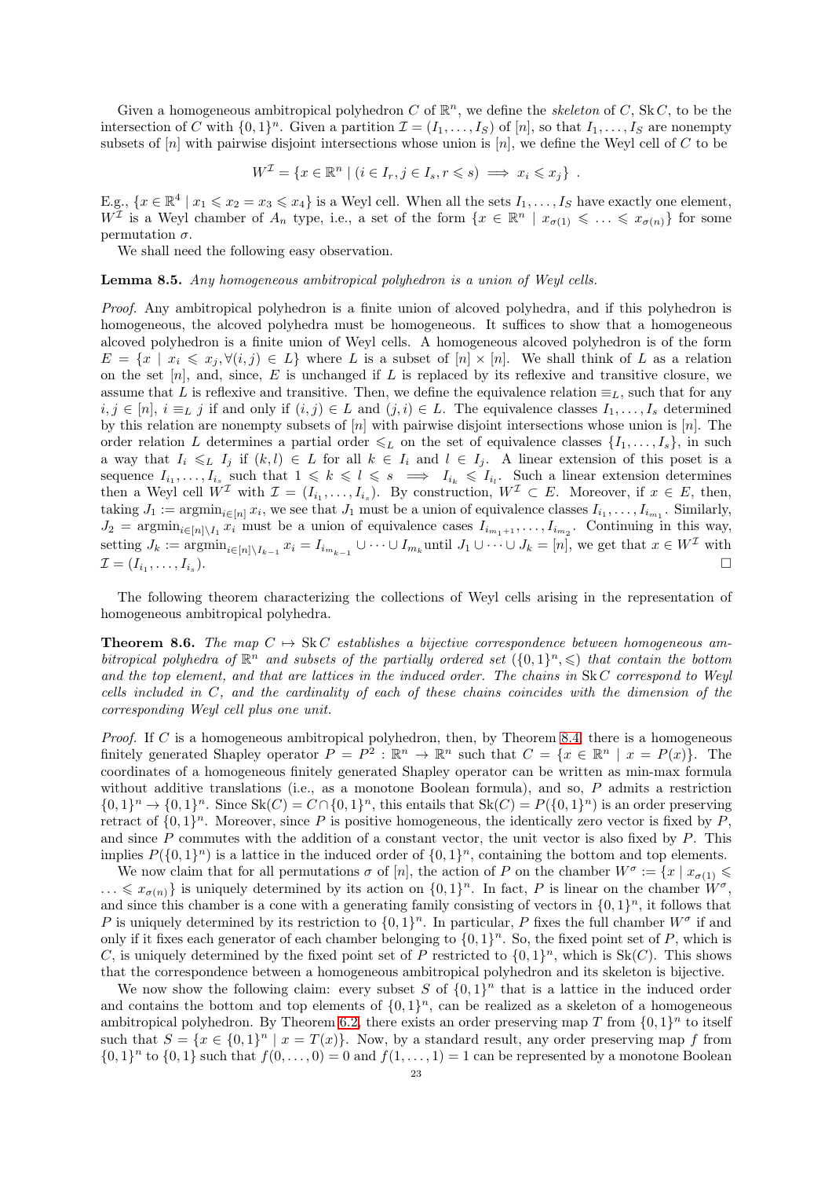Given a homogeneous ambitropical polyhedron $C$ of $\mathbb{R}^n$, we define the *skeleton* of $C$, $\operatorname{Sk} C$, to be the intersection of $C$ with $\{0,1\}^n$. Given a partition $\mathcal{I} = (I_1, \dots, I_S)$ of $[n]$, so that $I_1, \dots, I_S$ are nonempty subsets of $[n]$ with pairwise disjoint intersections whose union is $[n]$, we define the Weyl cell of $C$ to be

$$W^{\mathcal{I}} = \{x \in \mathbb{R}^n \mid (i \in I_r, j \in I_s, r \leqslant s) \implies x_i \leqslant x_j\} .$$

E.g., $\{x \in \mathbb{R}^4 \mid x_1 \leqslant x_2 = x_3 \leqslant x_4\}$ is a Weyl cell. When all the sets $I_1, \dots, I_S$ have exactly one element, $W^{\mathcal{I}}$ is a Weyl chamber of $A_n$ type, i.e., a set of the form $\{x \in \mathbb{R}^n \mid x_{\sigma(1)} \leqslant \dots \leqslant x_{\sigma(n)}\}$ for some permutation $\sigma$.

We shall need the following easy observation.

**Lemma 8.5.** *Any homogeneous ambitropical polyhedron is a union of Weyl cells.*

*Proof.* Any ambitropical polyhedron is a finite union of alcoved polyhedra, and if this polyhedron is homogeneous, the alcoved polyhedra must be homogeneous. It suffices to show that a homogeneous alcoved polyhedron is a finite union of Weyl cells. A homogeneous alcoved polyhedron is of the form $E = \{x \mid x_i \leqslant x_j, \forall (i,j) \in L\}$ where $L$ is a subset of $[n] \times [n]$. We shall think of $L$ as a relation on the set $[n]$, and, since, $E$ is unchanged if $L$ is replaced by its reflexive and transitive closure, we assume that $L$ is reflexive and transitive. Then, we define the equivalence relation $\equiv_L$, such that for any $i, j \in [n]$, $i \equiv_L j$ if and only if $(i,j) \in L$ and $(j,i) \in L$. The equivalence classes $I_1, \dots, I_s$ determined by this relation are nonempty subsets of $[n]$ with pairwise disjoint intersections whose union is $[n]$. The order relation $L$ determines a partial order $\leqslant_L$ on the set of equivalence classes $\{I_1, \dots, I_s\}$, in such a way that $I_i \leqslant_L I_j$ if $(k,l) \in L$ for all $k \in I_i$ and $l \in I_j$. A linear extension of this poset is a sequence $I_{i_1}, \dots, I_{i_s}$ such that $1 \leqslant k \leqslant l \leqslant s \implies I_{i_k} \leqslant I_{i_l}$. Such a linear extension determines then a Weyl cell $W^{\mathcal{I}}$ with $\mathcal{I} = (I_{i_1}, \dots, I_{i_s})$. By construction, $W^{\mathcal{I}} \subset E$. Moreover, if $x \in E$, then, taking $J_1 := \operatorname{argmin}_{i \in [n]} x_i$, we see that $J_1$ must be a union of equivalence classes $I_1, \dots, I_{i_{m_1}}$. Similarly, $J_2 = \operatorname{argmin}_{i \in [n] \setminus I_1} x_i$ must be a union of equivalence cases $I_{i_{m_1+1}}, \dots, I_{i_{m_2}}$. Continuing in this way, setting $J_k := \operatorname{argmin}_{i \in [n] \setminus I_{k-1}} x_i = I_{i_{m_{k-1}}} \cup \dots \cup I_{m_k}$ until $J_1 \cup \dots \cup J_k = [n]$, we get that $x \in W^{\mathcal{I}}$ with $\mathcal{I} = (I_{i_1}, \dots, I_{i_s})$. $\square$

The following theorem characterizing the collections of Weyl cells arising in the representation of homogeneous ambitropical polyhedra.

**Theorem 8.6.** *The map $C \mapsto \operatorname{Sk} C$ establishes a bijective correspondence between homogeneous ambitropical polyhedra of $\mathbb{R}^n$ and subsets of the partially ordered set $(\{0,1\}^n, \leqslant)$ that contain the bottom and the top element, and that are lattices in the induced order. The chains in $\operatorname{Sk} C$ correspond to Weyl cells included in $C$, and the cardinality of each of these chains coincides with the dimension of the corresponding Weyl cell plus one unit.*

*Proof.* If $C$ is a homogeneous ambitropical polyhedron, then, by Theorem 8.4, there is a homogeneous finitely generated Shapley operator $P = P^2 : \mathbb{R}^n \to \mathbb{R}^n$ such that $C = \{x \in \mathbb{R}^n \mid x = P(x)\}$. The coordinates of a homogeneous finitely generated Shapley operator can be written as min-max formula without additive translations (i.e., as a monotone Boolean formula), and so, $P$ admits a restriction $\{0,1\}^n \to \{0,1\}^n$. Since $\operatorname{Sk}(C) = C \cap \{0,1\}^n$, this entails that $\operatorname{Sk}(C) = P(\{0,1\}^n)$ is an order preserving retract of $\{0,1\}^n$. Moreover, since $P$ is positive homogeneous, the identically zero vector is fixed by $P$, and since $P$ commutes with the addition of a constant vector, the unit vector is also fixed by $P$. This implies $P(\{0,1\}^n)$ is a lattice in the induced order of $\{0,1\}^n$, containing the bottom and top elements.

We now claim that for all permutations $\sigma$ of $[n]$, the action of $P$ on the chamber $W^\sigma := \{x \mid x_{\sigma(1)} \leqslant \dots \leqslant x_{\sigma(n)}\}$ is uniquely determined by its action on $\{0,1\}^n$. In fact, $P$ is linear on the chamber $W^\sigma$, and since this chamber is a cone with a generating family consisting of vectors in $\{0,1\}^n$, it follows that $P$ is uniquely determined by its restriction to $\{0,1\}^n$. In particular, $P$ fixes the full chamber $W^\sigma$ if and only if it fixes each generator of each chamber belonging to $\{0,1\}^n$. So, the fixed point set of $P$, which is $C$, is uniquely determined by the fixed point set of $P$ restricted to $\{0,1\}^n$, which is $\operatorname{Sk}(C)$. This shows that the correspondence between a homogeneous ambitropical polyhedron and its skeleton is bijective.

We now show the following claim: every subset $S$ of $\{0,1\}^n$ that is a lattice in the induced order and contains the bottom and top elements of $\{0,1\}^n$, can be realized as a skeleton of a homogeneous ambitropical polyhedron. By Theorem 6.2, there exists an order preserving map $T$ from $\{0,1\}^n$ to itself such that $S = \{x \in \{0,1\}^n \mid x = T(x)\}$. Now, by a standard result, any order preserving map $f$ from $\{0,1\}^n$ to $\{0,1\}$ such that $f(0,\dots,0) = 0$ and $f(1,\dots,1) = 1$ can be represented by a monotone Boolean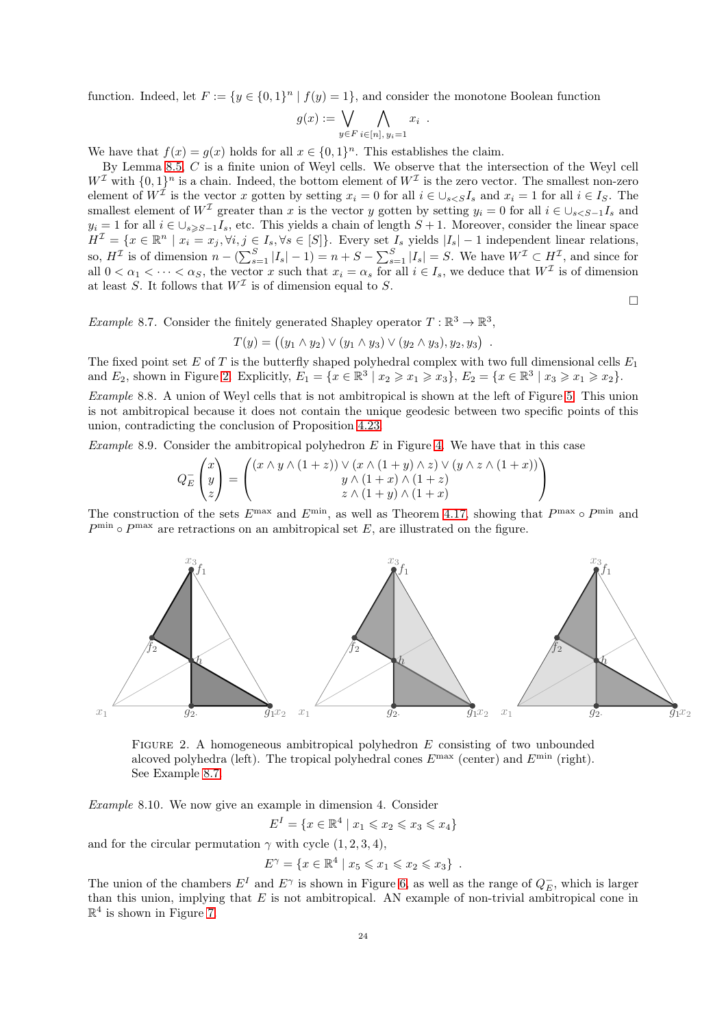function. Indeed, let $F := \{y \in \{0,1\}^n \mid f(y) = 1\}$, and consider the monotone Boolean function

$$g(x) := \bigvee_{y \in F} \bigwedge_{i \in [n],\, y_i = 1} x_i \ .$$

We have that $f(x) = g(x)$ holds for all $x \in \{0,1\}^n$. This establishes the claim.

By Lemma 8.5, $C$ is a finite union of Weyl cells. We observe that the intersection of the Weyl cell $W^{\mathcal{I}}$ with $\{0,1\}^n$ is a chain. Indeed, the bottom element of $W^{\mathcal{I}}$ is the zero vector. The smallest non-zero element of $W^{\mathcal{I}}$ is the vector $x$ gotten by setting $x_i = 0$ for all $i \in \cup_{s<S} I_s$ and $x_i = 1$ for all $i \in I_S$. The smallest element of $W^{\mathcal{I}}$ greater than $x$ is the vector $y$ gotten by setting $y_i = 0$ for all $i \in \cup_{s<S-1} I_s$ and $y_i = 1$ for all $i \in \cup_{s \geqslant S-1} I_s$, etc. This yields a chain of length $S+1$. Moreover, consider the linear space $H^{\mathcal{I}} = \{x \in \mathbb{R}^n \mid x_i = x_j, \forall i,j \in I_s, \forall s \in [S]\}$. Every set $I_s$ yields $|I_s| - 1$ independent linear relations, so, $H^{\mathcal{I}}$ is of dimension $n - (\sum_{s=1}^{S} |I_s| - 1) = n + S - \sum_{s=1}^{S} |I_s| = S$. We have $W^{\mathcal{I}} \subset H^{\mathcal{I}}$, and since for all $0 < \alpha_1 < \cdots < \alpha_S$, the vector $x$ such that $x_i = \alpha_s$ for all $i \in I_s$, we deduce that $W^{\mathcal{I}}$ is of dimension at least $S$. It follows that $W^{\mathcal{I}}$ is of dimension equal to $S$.

□

*Example* 8.7. Consider the finitely generated Shapley operator $T : \mathbb{R}^3 \to \mathbb{R}^3$,

$$T(y) = \big((y_1 \wedge y_2) \vee (y_1 \wedge y_3) \vee (y_2 \wedge y_3), y_2, y_3\big) \ .$$

The fixed point set $E$ of $T$ is the butterfly shaped polyhedral complex with two full dimensional cells $E_1$ and $E_2$, shown in Figure 2. Explicitly, $E_1 = \{x \in \mathbb{R}^3 \mid x_2 \geqslant x_1 \geqslant x_3\}$, $E_2 = \{x \in \mathbb{R}^3 \mid x_3 \geqslant x_1 \geqslant x_2\}$.

*Example* 8.8. A union of Weyl cells that is not ambitropical is shown at the left of Figure 5. This union is not ambitropical because it does not contain the unique geodesic between two specific points of this union, contradicting the conclusion of Proposition 4.23.

*Example* 8.9. Consider the ambitropical polyhedron $E$ in Figure 4. We have that in this case

$$Q_E^- \begin{pmatrix} x \\ y \\ z \end{pmatrix} = \begin{pmatrix} (x \wedge y \wedge (1+z)) \vee (x \wedge (1+y) \wedge z) \vee (y \wedge z \wedge (1+x)) \\ y \wedge (1+x) \wedge (1+z) \\ z \wedge (1+y) \wedge (1+x) \end{pmatrix}$$

The construction of the sets $E^{\max}$ and $E^{\min}$, as well as Theorem 4.17, showing that $P^{\max} \circ P^{\min}$ and $P^{\min} \circ P^{\max}$ are retractions on an ambitropical set $E$, are illustrated on the figure.

FIGURE 2. A homogeneous ambitropical polyhedron $E$ consisting of two unbounded alcoved polyhedra (left). The tropical polyhedral cones $E^{\max}$ (center) and $E^{\min}$ (right). See Example 8.7.

*Example* 8.10. We now give an example in dimension 4. Consider

$$E^I = \{x \in \mathbb{R}^4 \mid x_1 \leqslant x_2 \leqslant x_3 \leqslant x_4\}$$

and for the circular permutation $\gamma$ with cycle $(1,2,3,4)$,

$$E^\gamma = \{x \in \mathbb{R}^4 \mid x_5 \leqslant x_1 \leqslant x_2 \leqslant x_3\} \ .$$

The union of the chambers $E^I$ and $E^\gamma$ is shown in Figure 6, as well as the range of $Q_E^-$, which is larger than this union, implying that $E$ is not ambitropical. AN example of non-trivial ambitropical cone in $\mathbb{R}^4$ is shown in Figure 7.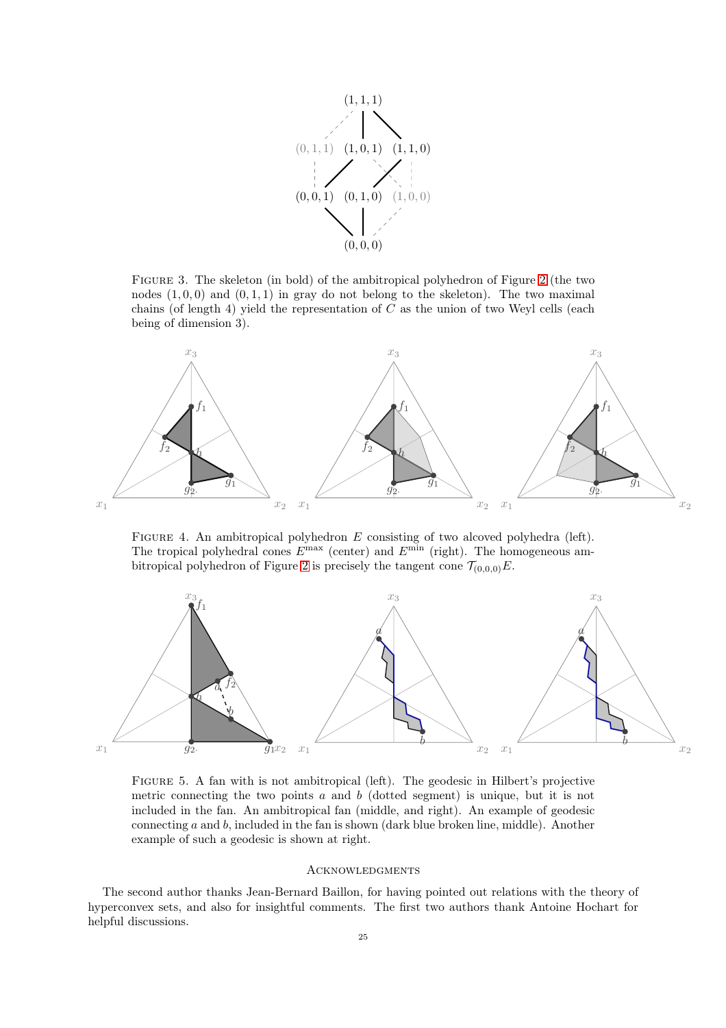Figure 3. The skeleton (in bold) of the ambitropical polyhedron of Figure 2 (the two nodes $(1,0,0)$ and $(0,1,1)$ in gray do not belong to the skeleton). The two maximal chains (of length 4) yield the representation of $C$ as the union of two Weyl cells (each being of dimension 3).

Figure 4. An ambitropical polyhedron $E$ consisting of two alcoved polyhedra (left). The tropical polyhedral cones $E^{\max}$ (center) and $E^{\min}$ (right). The homogeneous ambitropical polyhedron of Figure 2 is precisely the tangent cone $\mathcal{T}_{(0,0,0)}E$.

Figure 5. A fan with is not ambitropical (left). The geodesic in Hilbert's projective metric connecting the two points $a$ and $b$ (dotted segment) is unique, but it is not included in the fan. An ambitropical fan (middle, and right). An example of geodesic connecting $a$ and $b$, included in the fan is shown (dark blue broken line, middle). Another example of such a geodesic is shown at right.

## Acknowledgments

The second author thanks Jean-Bernard Baillon, for having pointed out relations with the theory of hyperconvex sets, and also for insightful comments. The first two authors thank Antoine Hochart for helpful discussions.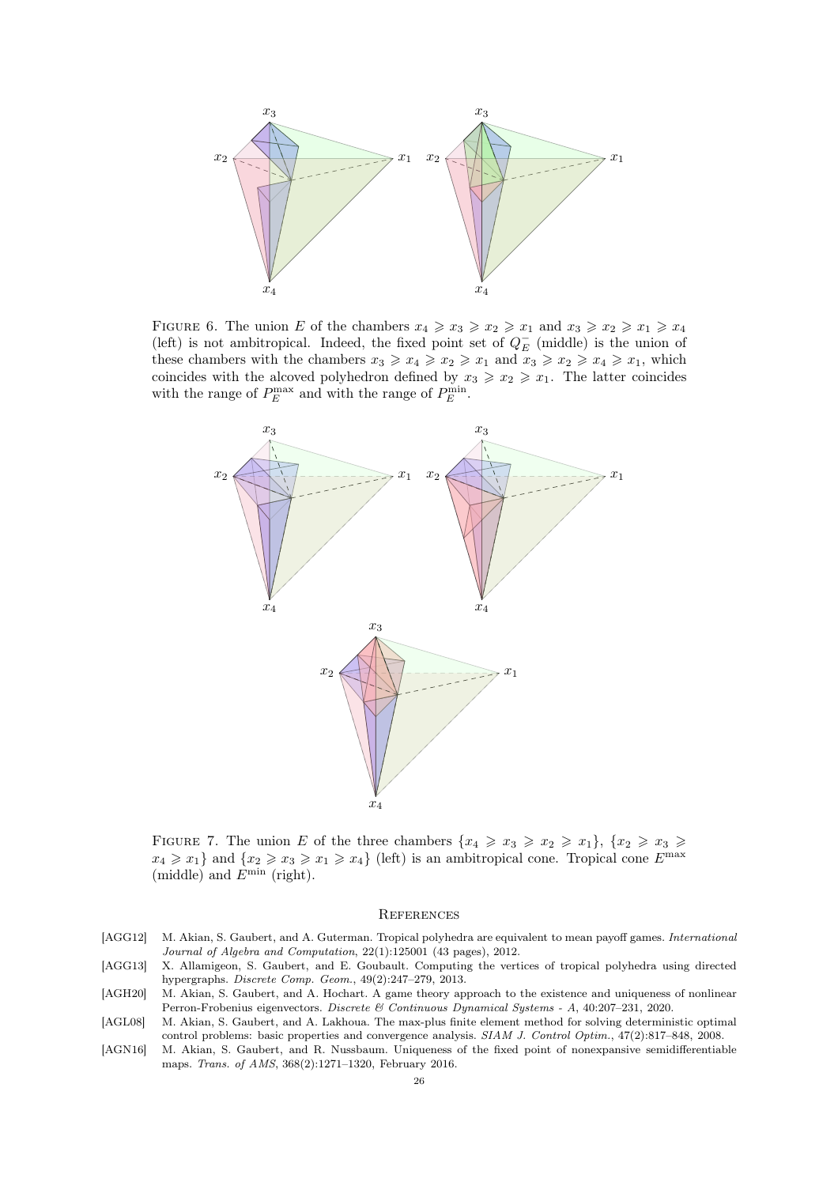Figure 6. The union $E$ of the chambers $x_4 \geqslant x_3 \geqslant x_2 \geqslant x_1$ and $x_3 \geqslant x_2 \geqslant x_1 \geqslant x_4$ (left) is not ambitropical. Indeed, the fixed point set of $Q_E^-$ (middle) is the union of these chambers with the chambers $x_3 \geqslant x_4 \geqslant x_2 \geqslant x_1$ and $x_3 \geqslant x_2 \geqslant x_4 \geqslant x_1$, which coincides with the alcoved polyhedron defined by $x_3 \geqslant x_2 \geqslant x_1$. The latter coincides with the range of $P_E^{\max}$ and with the range of $P_E^{\min}$.

Figure 7. The union $E$ of the three chambers $\{x_4 \geqslant x_3 \geqslant x_2 \geqslant x_1\}$, $\{x_2 \geqslant x_3 \geqslant x_4 \geqslant x_1\}$ and $\{x_2 \geqslant x_3 \geqslant x_1 \geqslant x_4\}$ (left) is an ambitropical cone. Tropical cone $E^{\max}$ (middle) and $E^{\min}$ (right).

## References

[AGG12] M. Akian, S. Gaubert, and A. Guterman. Tropical polyhedra are equivalent to mean payoff games. *International Journal of Algebra and Computation*, 22(1):125001 (43 pages), 2012.

[AGG13] X. Allamigeon, S. Gaubert, and E. Goubault. Computing the vertices of tropical polyhedra using directed hypergraphs. *Discrete Comp. Geom.*, 49(2):247–279, 2013.

[AGH20] M. Akian, S. Gaubert, and A. Hochart. A game theory approach to the existence and uniqueness of nonlinear Perron-Frobenius eigenvectors. *Discrete & Continuous Dynamical Systems - A*, 40:207–231, 2020.

[AGL08] M. Akian, S. Gaubert, and A. Lakhoua. The max-plus finite element method for solving deterministic optimal control problems: basic properties and convergence analysis. *SIAM J. Control Optim.*, 47(2):817–848, 2008.

[AGN16] M. Akian, S. Gaubert, and R. Nussbaum. Uniqueness of the fixed point of nonexpansive semidifferentiable maps. *Trans. of AMS*, 368(2):1271–1320, February 2016.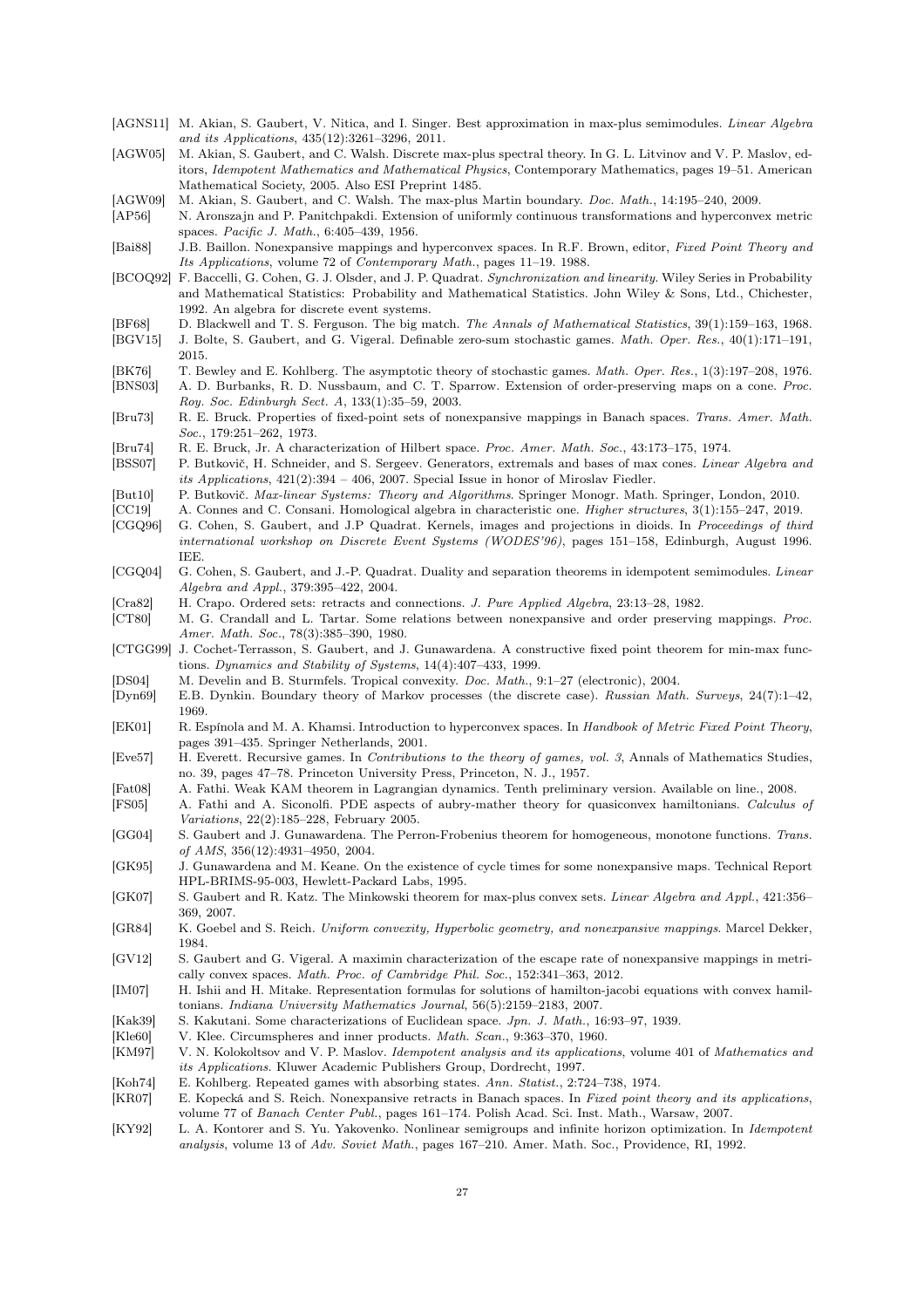- [AGNS11] M. Akian, S. Gaubert, V. Nitica, and I. Singer. Best approximation in max-plus semimodules. *Linear Algebra and its Applications*, 435(12):3261–3296, 2011.
- [AGW05] M. Akian, S. Gaubert, and C. Walsh. Discrete max-plus spectral theory. In G. L. Litvinov and V. P. Maslov, editors, *Idempotent Mathematics and Mathematical Physics*, Contemporary Mathematics, pages 19–51. American Mathematical Society, 2005. Also ESI Preprint 1485.
- [AGW09] M. Akian, S. Gaubert, and C. Walsh. The max-plus Martin boundary. *Doc. Math.*, 14:195–240, 2009.
- [AP56] N. Aronszajn and P. Panitchpakdi. Extension of uniformly continuous transformations and hyperconvex metric spaces. *Pacific J. Math.*, 6:405–439, 1956.
- [Bai88] J.B. Baillon. Nonexpansive mappings and hyperconvex spaces. In R.F. Brown, editor, *Fixed Point Theory and Its Applications*, volume 72 of *Contemporary Math.*, pages 11–19. 1988.
- [BCOQ92] F. Baccelli, G. Cohen, G. J. Olsder, and J. P. Quadrat. *Synchronization and linearity*. Wiley Series in Probability and Mathematical Statistics: Probability and Mathematical Statistics. John Wiley & Sons, Ltd., Chichester, 1992. An algebra for discrete event systems.
- [BF68] D. Blackwell and T. S. Ferguson. The big match. *The Annals of Mathematical Statistics*, 39(1):159–163, 1968.
- [BGV15] J. Bolte, S. Gaubert, and G. Vigeral. Definable zero-sum stochastic games. *Math. Oper. Res.*, 40(1):171–191, 2015.
- [BK76] T. Bewley and E. Kohlberg. The asymptotic theory of stochastic games. *Math. Oper. Res.*, 1(3):197–208, 1976.
- [BNS03] A. D. Burbanks, R. D. Nussbaum, and C. T. Sparrow. Extension of order-preserving maps on a cone. *Proc. Roy. Soc. Edinburgh Sect. A*, 133(1):35–59, 2003.
- [Bru73] R. E. Bruck. Properties of fixed-point sets of nonexpansive mappings in Banach spaces. *Trans. Amer. Math. Soc.*, 179:251–262, 1973.
- [Bru74] R. E. Bruck, Jr. A characterization of Hilbert space. *Proc. Amer. Math. Soc.*, 43:173–175, 1974.
- [BSS07] P. Butkovič, H. Schneider, and S. Sergeev. Generators, extremals and bases of max cones. *Linear Algebra and its Applications*, 421(2):394 – 406, 2007. Special Issue in honor of Miroslav Fiedler.
- [But10] P. Butkovič. *Max-linear Systems: Theory and Algorithms*. Springer Monogr. Math. Springer, London, 2010.
- [CC19] A. Connes and C. Consani. Homological algebra in characteristic one. *Higher structures*, 3(1):155–247, 2019.
- [CGQ96] G. Cohen, S. Gaubert, and J.P Quadrat. Kernels, images and projections in dioids. In *Proceedings of third international workshop on Discrete Event Systems (WODES'96)*, pages 151–158, Edinburgh, August 1996. IEE.
- [CGQ04] G. Cohen, S. Gaubert, and J.-P. Quadrat. Duality and separation theorems in idempotent semimodules. *Linear Algebra and Appl.*, 379:395–422, 2004.
- [Cra82] H. Crapo. Ordered sets: retracts and connections. *J. Pure Applied Algebra*, 23:13–28, 1982.
- [CT80] M. G. Crandall and L. Tartar. Some relations between nonexpansive and order preserving mappings. *Proc. Amer. Math. Soc.*, 78(3):385–390, 1980.
- [CTGG99] J. Cochet-Terrasson, S. Gaubert, and J. Gunawardena. A constructive fixed point theorem for min-max functions. *Dynamics and Stability of Systems*, 14(4):407–433, 1999.
- [DS04] M. Develin and B. Sturmfels. Tropical convexity. *Doc. Math.*, 9:1–27 (electronic), 2004.
- [Dyn69] E.B. Dynkin. Boundary theory of Markov processes (the discrete case). *Russian Math. Surveys*, 24(7):1–42, 1969.
- [EK01] R. Espínola and M. A. Khamsi. Introduction to hyperconvex spaces. In *Handbook of Metric Fixed Point Theory*, pages 391–435. Springer Netherlands, 2001.
- [Eve57] H. Everett. Recursive games. In *Contributions to the theory of games, vol. 3*, Annals of Mathematics Studies, no. 39, pages 47–78. Princeton University Press, Princeton, N. J., 1957.
- [Fat08] A. Fathi. Weak KAM theorem in Lagrangian dynamics. Tenth preliminary version. Available on line., 2008.
- [FS05] A. Fathi and A. Siconolfi. PDE aspects of aubry-mather theory for quasiconvex hamiltonians. *Calculus of Variations*, 22(2):185–228, February 2005.
- [GG04] S. Gaubert and J. Gunawardena. The Perron-Frobenius theorem for homogeneous, monotone functions. *Trans. of AMS*, 356(12):4931–4950, 2004.
- [GK95] J. Gunawardena and M. Keane. On the existence of cycle times for some nonexpansive maps. Technical Report HPL-BRIMS-95-003, Hewlett-Packard Labs, 1995.
- [GK07] S. Gaubert and R. Katz. The Minkowski theorem for max-plus convex sets. *Linear Algebra and Appl.*, 421:356–369, 2007.
- [GR84] K. Goebel and S. Reich. *Uniform convexity, Hyperbolic geometry, and nonexpansive mappings*. Marcel Dekker, 1984.
- [GV12] S. Gaubert and G. Vigeral. A maximin characterization of the escape rate of nonexpansive mappings in metrically convex spaces. *Math. Proc. of Cambridge Phil. Soc.*, 152:341–363, 2012.
- [IM07] H. Ishii and H. Mitake. Representation formulas for solutions of hamilton-jacobi equations with convex hamiltonians. *Indiana University Mathematics Journal*, 56(5):2159–2183, 2007.
- [Kak39] S. Kakutani. Some characterizations of Euclidean space. *Jpn. J. Math.*, 16:93–97, 1939.
- [Kle60] V. Klee. Circumspheres and inner products. *Math. Scan.*, 9:363–370, 1960.
- [KM97] V. N. Kolokoltsov and V. P. Maslov. *Idempotent analysis and its applications*, volume 401 of *Mathematics and its Applications*. Kluwer Academic Publishers Group, Dordrecht, 1997.
- [Koh74] E. Kohlberg. Repeated games with absorbing states. *Ann. Statist.*, 2:724–738, 1974.
- [KR07] E. Kopecká and S. Reich. Nonexpansive retracts in Banach spaces. In *Fixed point theory and its applications*, volume 77 of *Banach Center Publ.*, pages 161–174. Polish Acad. Sci. Inst. Math., Warsaw, 2007.
- [KY92] L. A. Kontorer and S. Yu. Yakovenko. Nonlinear semigroups and infinite horizon optimization. In *Idempotent analysis*, volume 13 of *Adv. Soviet Math.*, pages 167–210. Amer. Math. Soc., Providence, RI, 1992.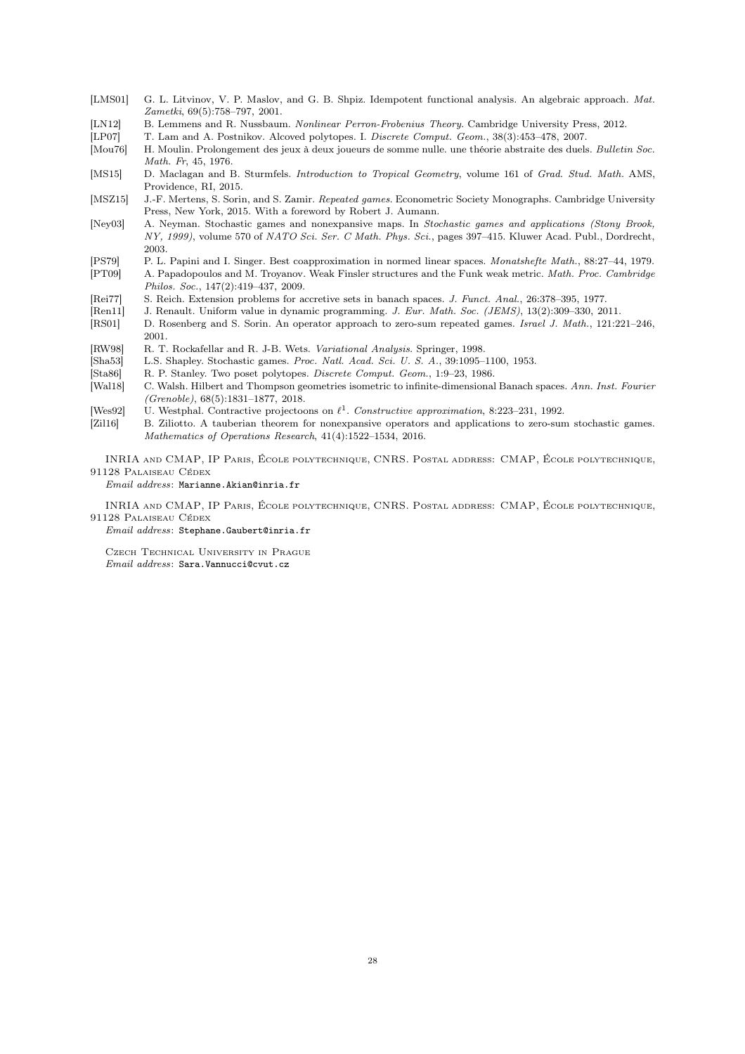- [LMS01] G. L. Litvinov, V. P. Maslov, and G. B. Shpiz. Idempotent functional analysis. An algebraic approach. *Mat. Zametki*, 69(5):758–797, 2001.
- [LN12] B. Lemmens and R. Nussbaum. *Nonlinear Perron-Frobenius Theory*. Cambridge University Press, 2012.
- [LP07] T. Lam and A. Postnikov. Alcoved polytopes. I. *Discrete Comput. Geom.*, 38(3):453–478, 2007.
- [Mou76] H. Moulin. Prolongement des jeux à deux joueurs de somme nulle. une théorie abstraite des duels. *Bulletin Soc. Math. Fr*, 45, 1976.
- [MS15] D. Maclagan and B. Sturmfels. *Introduction to Tropical Geometry*, volume 161 of *Grad. Stud. Math.* AMS, Providence, RI, 2015.
- [MSZ15] J.-F. Mertens, S. Sorin, and S. Zamir. *Repeated games*. Econometric Society Monographs. Cambridge University Press, New York, 2015. With a foreword by Robert J. Aumann.
- [Ney03] A. Neyman. Stochastic games and nonexpansive maps. In *Stochastic games and applications (Stony Brook, NY, 1999)*, volume 570 of *NATO Sci. Ser. C Math. Phys. Sci.*, pages 397–415. Kluwer Acad. Publ., Dordrecht, 2003.
- [PS79] P. L. Papini and I. Singer. Best coapproximation in normed linear spaces. *Monatshefte Math.*, 88:27–44, 1979.
- [PT09] A. Papadopoulos and M. Troyanov. Weak Finsler structures and the Funk weak metric. *Math. Proc. Cambridge Philos. Soc.*, 147(2):419–437, 2009.
- [Rei77] S. Reich. Extension problems for accretive sets in banach spaces. *J. Funct. Anal.*, 26:378–395, 1977.
- [Ren11] J. Renault. Uniform value in dynamic programming. *J. Eur. Math. Soc. (JEMS)*, 13(2):309–330, 2011.
- [RS01] D. Rosenberg and S. Sorin. An operator approach to zero-sum repeated games. *Israel J. Math.*, 121:221–246, 2001.
- [RW98] R. T. Rockafellar and R. J-B. Wets. *Variational Analysis*. Springer, 1998.
- [Sha53] L.S. Shapley. Stochastic games. *Proc. Natl. Acad. Sci. U. S. A.*, 39:1095–1100, 1953.
- [Sta86] R. P. Stanley. Two poset polytopes. *Discrete Comput. Geom.*, 1:9–23, 1986.
- [Wal18] C. Walsh. Hilbert and Thompson geometries isometric to infinite-dimensional Banach spaces. *Ann. Inst. Fourier (Grenoble)*, 68(5):1831–1877, 2018.
- [Wes92] U. Westphal. Contractive projectoons on $\ell^1$. *Constructive approximation*, 8:223–231, 1992.
- [Zil16] B. Ziliotto. A tauberian theorem for nonexpansive operators and applications to zero-sum stochastic games. *Mathematics of Operations Research*, 41(4):1522–1534, 2016.

INRIA and CMAP, IP Paris, École polytechnique, CNRS. Postal address: CMAP, École polytechnique, 91128 Palaiseau Cédex

*Email address*: Marianne.Akian@inria.fr

INRIA and CMAP, IP Paris, École polytechnique, CNRS. Postal address: CMAP, École polytechnique, 91128 Palaiseau Cédex

*Email address*: Stephane.Gaubert@inria.fr

Czech Technical University in Prague

*Email address*: Sara.Vannucci@cvut.cz